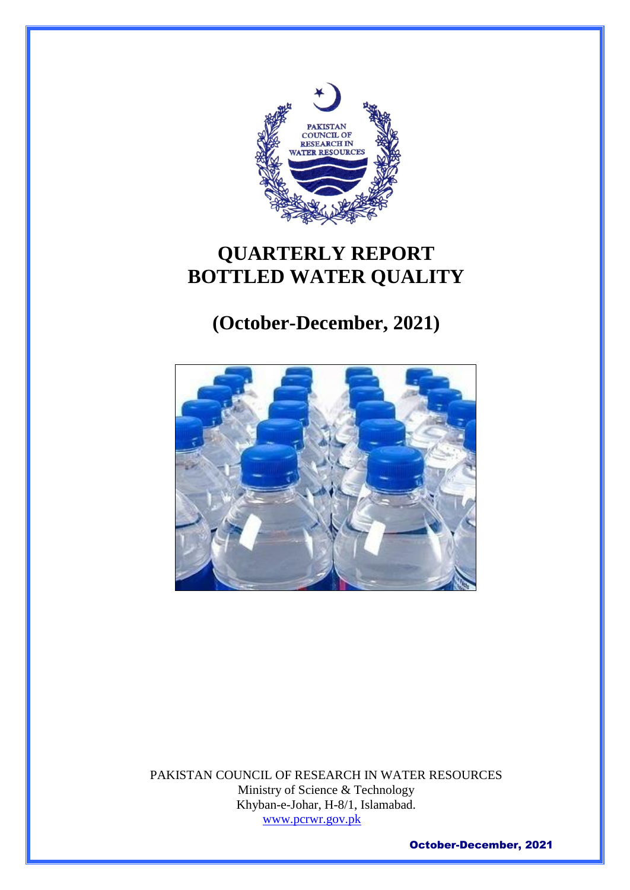# QUARTERLY REPORT
# BOTTLED WATER QUALITY

## (October-December, 2021)

PAKISTAN COUNCIL OF RESEARCH IN WATER RESOURCES
Ministry of Science & Technology
Khyban-e-Johar, H-8/1, Islamabad.
www.pcrwr.gov.pk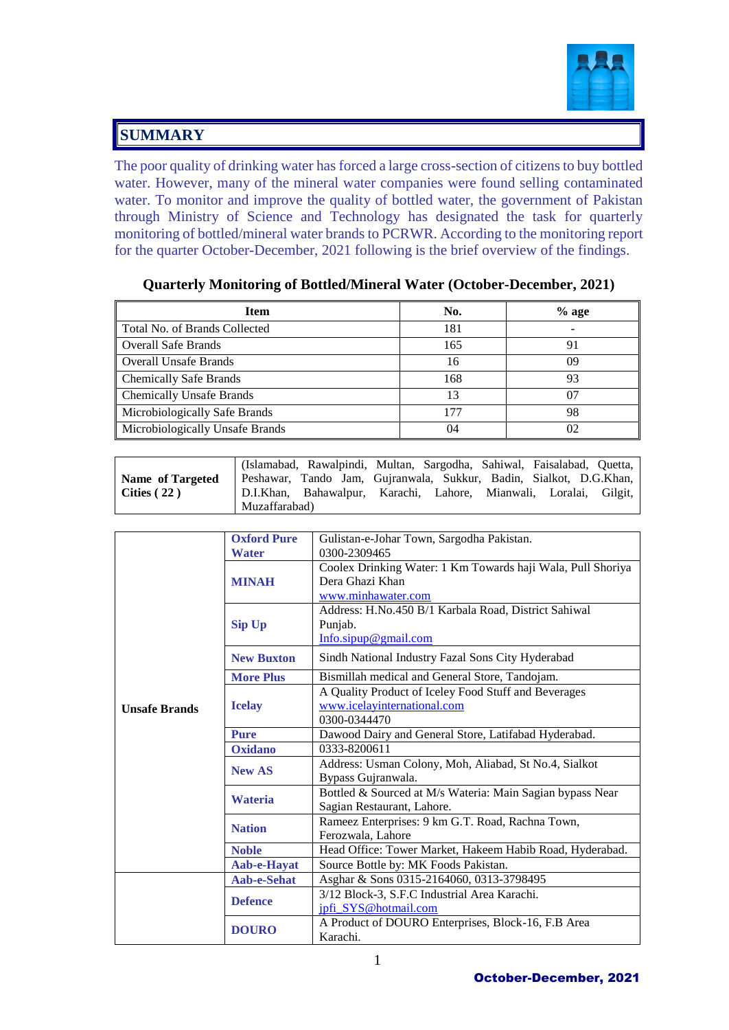## SUMMARY

The poor quality of drinking water has forced a large cross-section of citizens to buy bottled water. However, many of the mineral water companies were found selling contaminated water. To monitor and improve the quality of bottled water, the government of Pakistan through Ministry of Science and Technology has designated the task for quarterly monitoring of bottled/mineral water brands to PCRWR. According to the monitoring report for the quarter October-December, 2021 following is the brief overview of the findings.

**Quarterly Monitoring of Bottled/Mineral Water (October-December, 2021)**

| Item | No. | % age |
|---|---|---|
| Total No. of Brands Collected | 181 | - |
| Overall Safe Brands | 165 | 91 |
| Overall Unsafe Brands | 16 | 09 |
| Chemically Safe Brands | 168 | 93 |
| Chemically Unsafe Brands | 13 | 07 |
| Microbiologically Safe Brands | 177 | 98 |
| Microbiologically Unsafe Brands | 04 | 02 |

| | |
|---|---|
| **Name of Targeted Cities ( 22 )** | (Islamabad, Rawalpindi, Multan, Sargodha, Sahiwal, Faisalabad, Quetta, Peshawar, Tando Jam, Gujranwala, Sukkur, Badin, Sialkot, D.G.Khan, D.I.Khan, Bahawalpur, Karachi, Lahore, Mianwali, Loralai, Gilgit, Muzaffarabad) |

| | | |
|---|---|---|
| **Unsafe Brands** | **Oxford Pure Water** | Gulistan-e-Johar Town, Sargodha Pakistan. 0300-2309465 |
| | **MINAH** | Coolex Drinking Water: 1 Km Towards haji Wala, Pull Shoriya Dera Ghazi Khan www.minhawater.com |
| | **Sip Up** | Address: H.No.450 B/1 Karbala Road, District Sahiwal Punjab. Info.sipup@gmail.com |
| | **New Buxton** | Sindh National Industry Fazal Sons City Hyderabad |
| | **More Plus** | Bismillah medical and General Store, Tandojam. |
| | **Icelay** | A Quality Product of Iceley Food Stuff and Beverages www.icelayinternational.com 0300-0344470 |
| | **Pure** | Dawood Dairy and General Store, Latifabad Hyderabad. |
| | **Oxidano** | 0333-8200611 |
| | **New AS** | Address: Usman Colony, Moh, Aliabad, St No.4, Sialkot Bypass Gujranwala. |
| | **Wateria** | Bottled & Sourced at M/s Wateria: Main Sagian bypass Near Sagian Restaurant, Lahore. |
| | **Nation** | Rameez Enterprises: 9 km G.T. Road, Rachna Town, Ferozwala, Lahore |
| | **Noble** | Head Office: Tower Market, Hakeem Habib Road, Hyderabad. |
| | **Aab-e-Hayat** | Source Bottle by: MK Foods Pakistan. |
| | **Aab-e-Sehat** | Asghar & Sons 0315-2164060, 0313-3798495 |
| | **Defence** | 3/12 Block-3, S.F.C Industrial Area Karachi. jpfi_SYS@hotmail.com |
| | **DOURO** | A Product of DOURO Enterprises, Block-16, F.B Area Karachi. |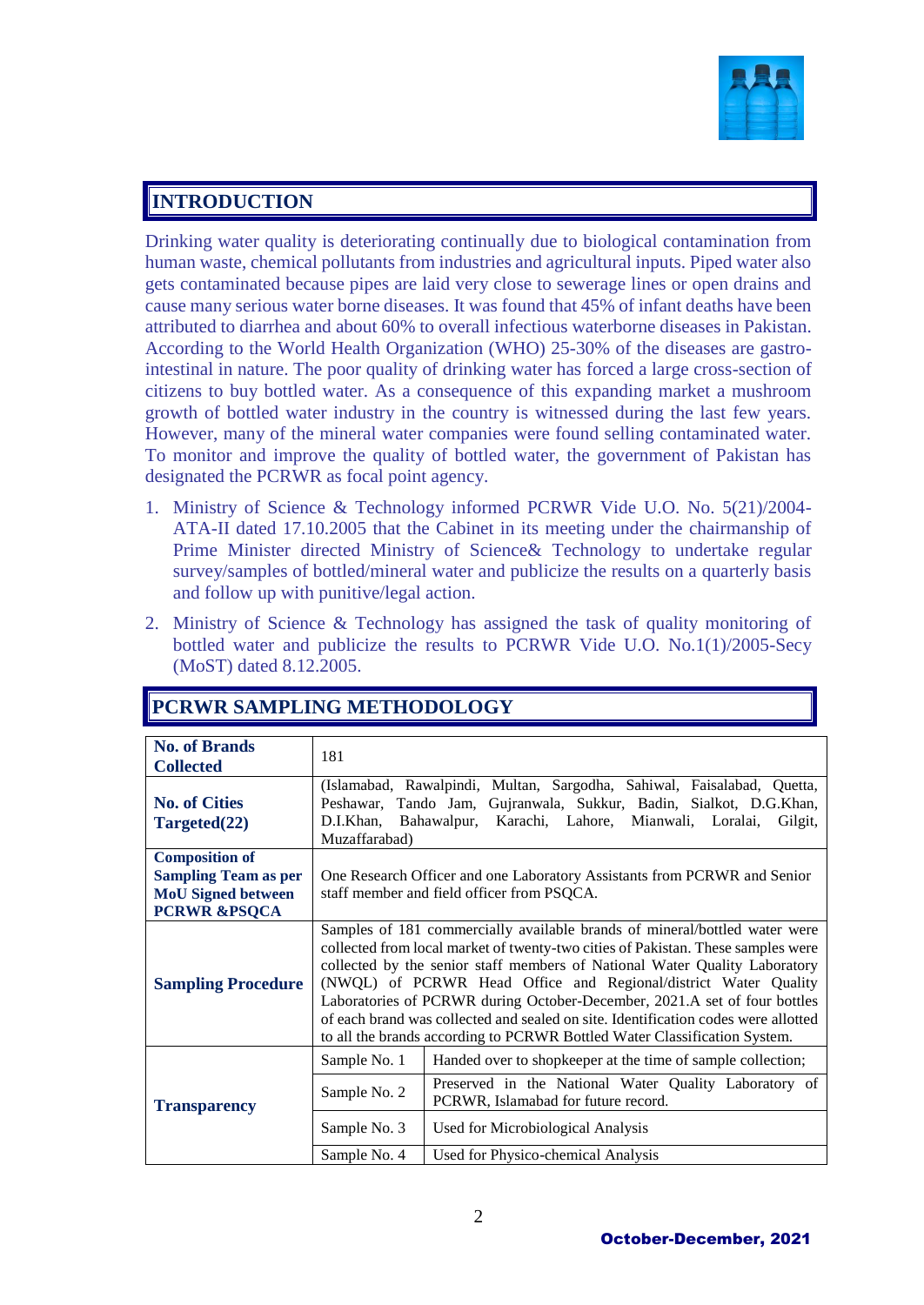## INTRODUCTION

Drinking water quality is deteriorating continually due to biological contamination from human waste, chemical pollutants from industries and agricultural inputs. Piped water also gets contaminated because pipes are laid very close to sewerage lines or open drains and cause many serious water borne diseases. It was found that 45% of infant deaths have been attributed to diarrhea and about 60% to overall infectious waterborne diseases in Pakistan. According to the World Health Organization (WHO) 25-30% of the diseases are gastro-intestinal in nature. The poor quality of drinking water has forced a large cross-section of citizens to buy bottled water. As a consequence of this expanding market a mushroom growth of bottled water industry in the country is witnessed during the last few years. However, many of the mineral water companies were found selling contaminated water. To monitor and improve the quality of bottled water, the government of Pakistan has designated the PCRWR as focal point agency.

1. Ministry of Science & Technology informed PCRWR Vide U.O. No. 5(21)/2004-ATA-II dated 17.10.2005 that the Cabinet in its meeting under the chairmanship of Prime Minister directed Ministry of Science& Technology to undertake regular survey/samples of bottled/mineral water and publicize the results on a quarterly basis and follow up with punitive/legal action.
2. Ministry of Science & Technology has assigned the task of quality monitoring of bottled water and publicize the results to PCRWR Vide U.O. No.1(1)/2005-Secy (MoST) dated 8.12.2005.

## PCRWR SAMPLING METHODOLOGY

| | | |
|---|---|---|
| **No. of Brands Collected** | 181 | |
| **No. of Cities Targeted(22)** | (Islamabad, Rawalpindi, Multan, Sargodha, Sahiwal, Faisalabad, Quetta, Peshawar, Tando Jam, Gujranwala, Sukkur, Badin, Sialkot, D.G.Khan, D.I.Khan, Bahawalpur, Karachi, Lahore, Mianwali, Loralai, Gilgit, Muzaffarabad) | |
| **Composition of Sampling Team as per MoU Signed between PCRWR &PSQCA** | One Research Officer and one Laboratory Assistants from PCRWR and Senior staff member and field officer from PSQCA. | |
| **Sampling Procedure** | Samples of 181 commercially available brands of mineral/bottled water were collected from local market of twenty-two cities of Pakistan. These samples were collected by the senior staff members of National Water Quality Laboratory (NWQL) of PCRWR Head Office and Regional/district Water Quality Laboratories of PCRWR during October-December, 2021.A set of four bottles of each brand was collected and sealed on site. Identification codes were allotted to all the brands according to PCRWR Bottled Water Classification System. | |
| **Transparency** | Sample No. 1 | Handed over to shopkeeper at the time of sample collection; |
| | Sample No. 2 | Preserved in the National Water Quality Laboratory of PCRWR, Islamabad for future record. |
| | Sample No. 3 | Used for Microbiological Analysis |
| | Sample No. 4 | Used for Physico-chemical Analysis |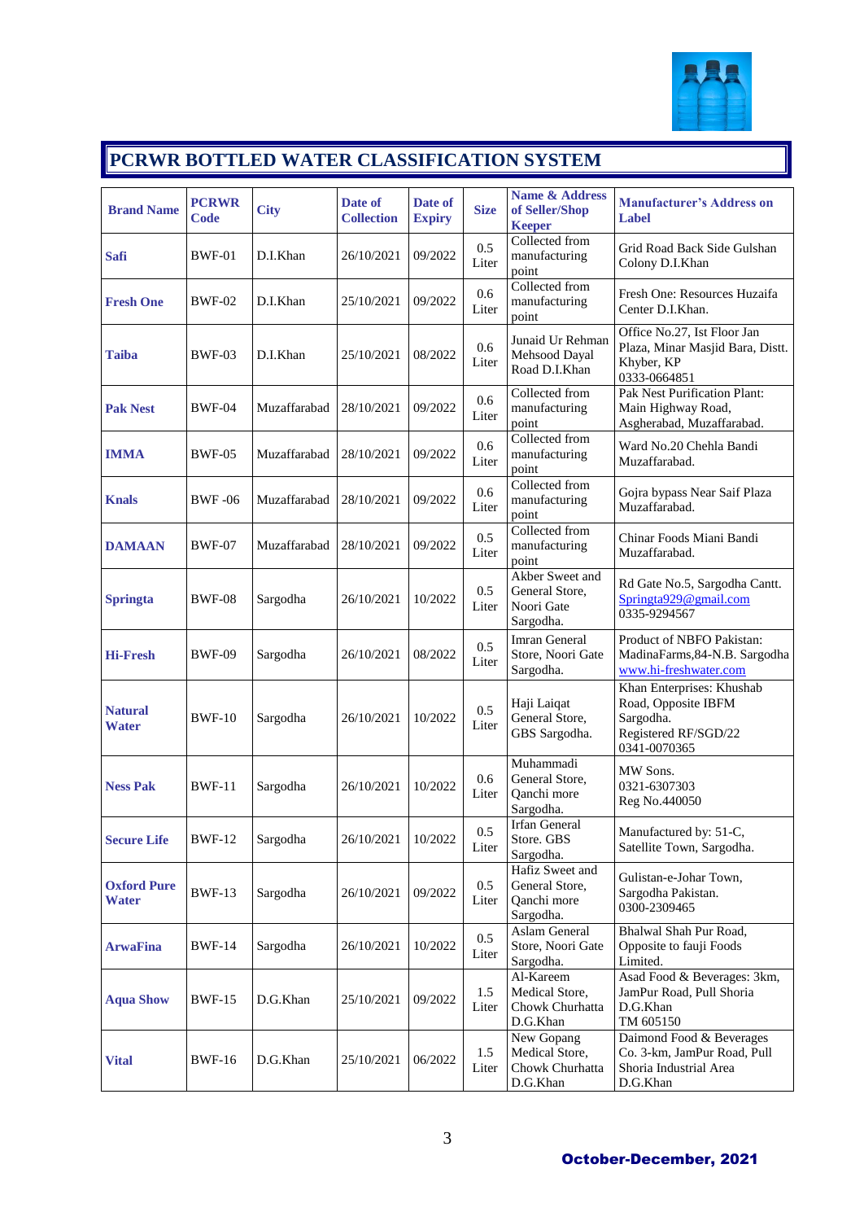# PCRWR BOTTLED WATER CLASSIFICATION SYSTEM

| Brand Name | PCRWR Code | City | Date of Collection | Date of Expiry | Size | Name & Address of Seller/Shop Keeper | Manufacturer's Address on Label |
|---|---|---|---|---|---|---|---|
| **Safi** | BWF-01 | D.I.Khan | 26/10/2021 | 09/2022 | 0.5 Liter | Collected from manufacturing point | Grid Road Back Side Gulshan Colony D.I.Khan |
| **Fresh One** | BWF-02 | D.I.Khan | 25/10/2021 | 09/2022 | 0.6 Liter | Collected from manufacturing point | Fresh One: Resources Huzaifa Center D.I.Khan. |
| **Taiba** | BWF-03 | D.I.Khan | 25/10/2021 | 08/2022 | 0.6 Liter | Junaid Ur Rehman Mehsood Dayal Road D.I.Khan | Office No.27, Ist Floor Jan Plaza, Minar Masjid Bara, Distt. Khyber, KP 0333-0664851 |
| **Pak Nest** | BWF-04 | Muzaffarabad | 28/10/2021 | 09/2022 | 0.6 Liter | Collected from manufacturing point | Pak Nest Purification Plant: Main Highway Road, Asgherabad, Muzaffarabad. |
| **IMMA** | BWF-05 | Muzaffarabad | 28/10/2021 | 09/2022 | 0.6 Liter | Collected from manufacturing point | Ward No.20 Chehla Bandi Muzaffarabad. |
| **Knals** | BWF -06 | Muzaffarabad | 28/10/2021 | 09/2022 | 0.6 Liter | Collected from manufacturing point | Gojra bypass Near Saif Plaza Muzaffarabad. |
| **DAMAAN** | BWF-07 | Muzaffarabad | 28/10/2021 | 09/2022 | 0.5 Liter | Collected from manufacturing point | Chinar Foods Miani Bandi Muzaffarabad. |
| **Springta** | BWF-08 | Sargodha | 26/10/2021 | 10/2022 | 0.5 Liter | Akber Sweet and General Store, Noori Gate Sargodha. | Rd Gate No.5, Sargodha Cantt. Springta929@gmail.com 0335-9294567 |
| **Hi-Fresh** | BWF-09 | Sargodha | 26/10/2021 | 08/2022 | 0.5 Liter | Imran General Store, Noori Gate Sargodha. | Product of NBFO Pakistan: MadinaFarms,84-N.B. Sargodha www.hi-freshwater.com |
| **Natural Water** | BWF-10 | Sargodha | 26/10/2021 | 10/2022 | 0.5 Liter | Haji Laiqat General Store, GBS Sargodha. | Khan Enterprises: Khushab Road, Opposite IBFM Sargodha. Registered RF/SGD/22 0341-0070365 |
| **Ness Pak** | BWF-11 | Sargodha | 26/10/2021 | 10/2022 | 0.6 Liter | Muhammadi General Store, Qanchi more Sargodha. | MW Sons. 0321-6307303 Reg No.440050 |
| **Secure Life** | BWF-12 | Sargodha | 26/10/2021 | 10/2022 | 0.5 Liter | Irfan General Store. GBS Sargodha. | Manufactured by: 51-C, Satellite Town, Sargodha. |
| **Oxford Pure Water** | BWF-13 | Sargodha | 26/10/2021 | 09/2022 | 0.5 Liter | Hafiz Sweet and General Store, Qanchi more Sargodha. | Gulistan-e-Johar Town, Sargodha Pakistan. 0300-2309465 |
| **ArwaFina** | BWF-14 | Sargodha | 26/10/2021 | 10/2022 | 0.5 Liter | Aslam General Store, Noori Gate Sargodha. | Bhalwal Shah Pur Road, Opposite to fauji Foods Limited. |
| **Aqua Show** | BWF-15 | D.G.Khan | 25/10/2021 | 09/2022 | 1.5 Liter | Al-Kareem Medical Store, Chowk Churhatta D.G.Khan | Asad Food & Beverages: 3km, JamPur Road, Pull Shoria D.G.Khan TM 605150 |
| **Vital** | BWF-16 | D.G.Khan | 25/10/2021 | 06/2022 | 1.5 Liter | New Gopang Medical Store, Chowk Churhatta D.G.Khan | Daimond Food & Beverages Co. 3-km, JamPur Road, Pull Shoria Industrial Area D.G.Khan |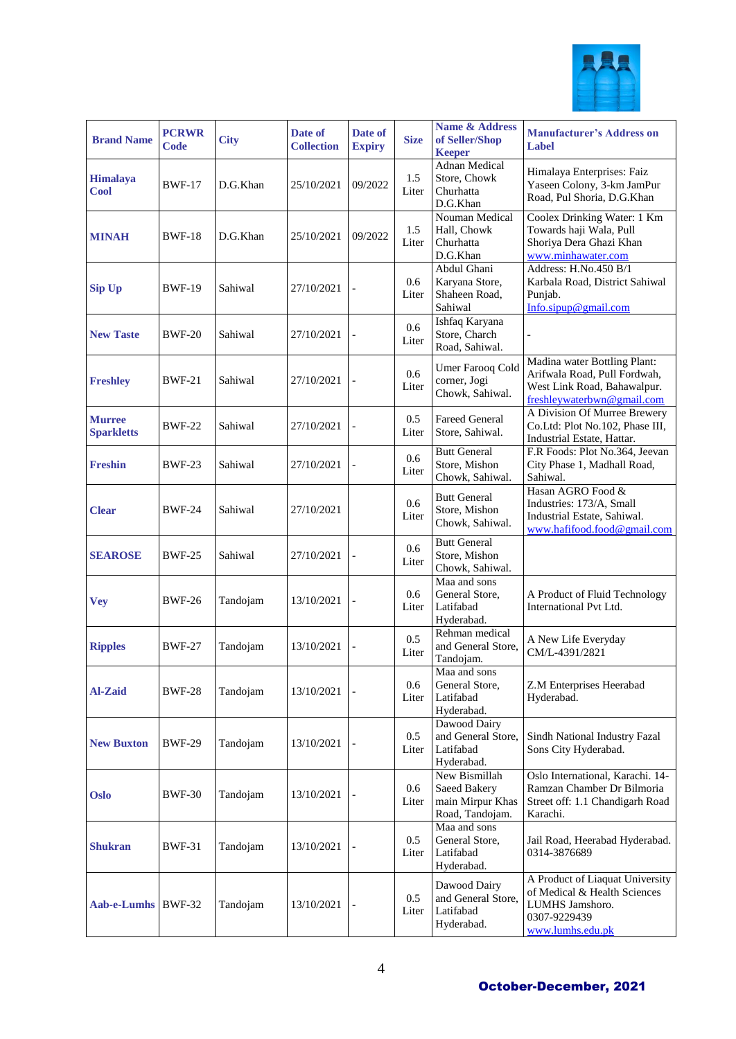| Brand Name | PCRWR Code | City | Date of Collection | Date of Expiry | Size | Name & Address of Seller/Shop Keeper | Manufacturer's Address on Label |
|---|---|---|---|---|---|---|---|
| **Himalaya Cool** | BWF-17 | D.G.Khan | 25/10/2021 | 09/2022 | 1.5 Liter | Adnan Medical Store, Chowk Churhatta D.G.Khan | Himalaya Enterprises: Faiz Yaseen Colony, 3-km JamPur Road, Pul Shoria, D.G.Khan |
| **MINAH** | BWF-18 | D.G.Khan | 25/10/2021 | 09/2022 | 1.5 Liter | Nouman Medical Hall, Chowk Churhatta D.G.Khan | Coolex Drinking Water: 1 Km Towards haji Wala, Pull Shoriya Dera Ghazi Khan www.minhawater.com |
| **Sip Up** | BWF-19 | Sahiwal | 27/10/2021 | - | 0.6 Liter | Abdul Ghani Karyana Store, Shaheen Road, Sahiwal | Address: H.No.450 B/1 Karbala Road, District Sahiwal Punjab. Info.sipup@gmail.com |
| **New Taste** | BWF-20 | Sahiwal | 27/10/2021 | - | 0.6 Liter | Ishfaq Karyana Store, Charch Road, Sahiwal. | - |
| **Freshley** | BWF-21 | Sahiwal | 27/10/2021 | - | 0.6 Liter | Umer Farooq Cold corner, Jogi Chowk, Sahiwal. | Madina water Bottling Plant: Arifwala Road, Pull Fordwah, West Link Road, Bahawalpur. freshleywaterbwn@gmail.com |
| **Murree Sparkletts** | BWF-22 | Sahiwal | 27/10/2021 | - | 0.5 Liter | Fareed General Store, Sahiwal. | A Division Of Murree Brewery Co.Ltd: Plot No.102, Phase III, Industrial Estate, Hattar. |
| **Freshin** | BWF-23 | Sahiwal | 27/10/2021 | - | 0.6 Liter | Butt General Store, Mishon Chowk, Sahiwal. | F.R Foods: Plot No.364, Jeevan City Phase 1, Madhall Road, Sahiwal. |
| **Clear** | BWF-24 | Sahiwal | 27/10/2021 | | 0.6 Liter | Butt General Store, Mishon Chowk, Sahiwal. | Hasan AGRO Food & Industries: 173/A, Small Industrial Estate, Sahiwal. www.hafifood.food@gmail.com |
| **SEAROSE** | BWF-25 | Sahiwal | 27/10/2021 | - | 0.6 Liter | Butt General Store, Mishon Chowk, Sahiwal. | |
| **Vey** | BWF-26 | Tandojam | 13/10/2021 | - | 0.6 Liter | Maa and sons General Store, Latifabad Hyderabad. | A Product of Fluid Technology International Pvt Ltd. |
| **Ripples** | BWF-27 | Tandojam | 13/10/2021 | - | 0.5 Liter | Rehman medical and General Store, Tandojam. | A New Life Everyday CM/L-4391/2821 |
| **Al-Zaid** | BWF-28 | Tandojam | 13/10/2021 | - | 0.6 Liter | Maa and sons General Store, Latifabad Hyderabad. | Z.M Enterprises Heerabad Hyderabad. |
| **New Buxton** | BWF-29 | Tandojam | 13/10/2021 | - | 0.5 Liter | Dawood Dairy and General Store, Latifabad Hyderabad. | Sindh National Industry Fazal Sons City Hyderabad. |
| **Oslo** | BWF-30 | Tandojam | 13/10/2021 | - | 0.6 Liter | New Bismillah Saeed Bakery main Mirpur Khas Road, Tandojam. | Oslo International, Karachi. 14-Ramzan Chamber Dr Bilmoria Street off: 1.1 Chandigarh Road Karachi. |
| **Shukran** | BWF-31 | Tandojam | 13/10/2021 | - | 0.5 Liter | Maa and sons General Store, Latifabad Hyderabad. | Jail Road, Heerabad Hyderabad. 0314-3876689 |
| **Aab-e-Lumhs** | BWF-32 | Tandojam | 13/10/2021 | - | 0.5 Liter | Dawood Dairy and General Store, Latifabad Hyderabad. | A Product of Liaquat University of Medical & Health Sciences LUMHS Jamshoro. 0307-9229439 www.lumhs.edu.pk |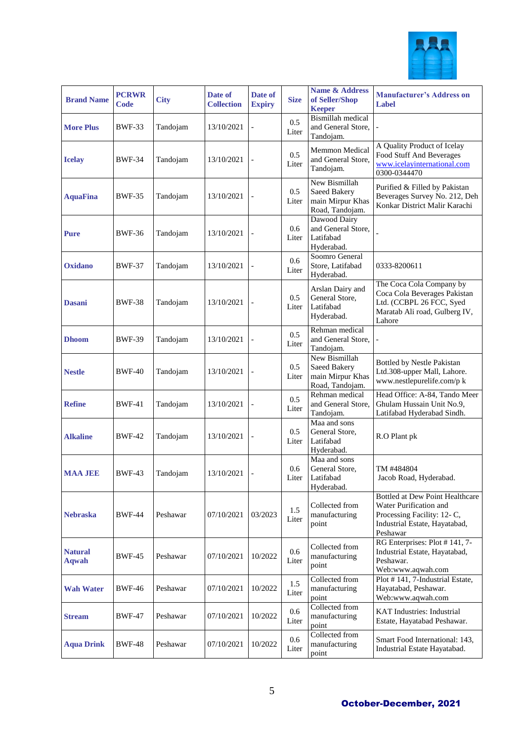| Brand Name | PCRWR Code | City | Date of Collection | Date of Expiry | Size | Name & Address of Seller/Shop Keeper | Manufacturer's Address on Label |
|---|---|---|---|---|---|---|---|
| **More Plus** | BWF-33 | Tandojam | 13/10/2021 | - | 0.5 Liter | Bismillah medical and General Store, Tandojam. | - |
| **Icelay** | BWF-34 | Tandojam | 13/10/2021 | - | 0.5 Liter | Memmon Medical and General Store, Tandojam. | A Quality Product of Icelay Food Stuff And Beverages www.icelayinternational.com 0300-0344470 |
| **AquaFina** | BWF-35 | Tandojam | 13/10/2021 | - | 0.5 Liter | New Bismillah Saeed Bakery main Mirpur Khas Road, Tandojam. | Purified & Filled by Pakistan Beverages Survey No. 212, Deh Konkar District Malir Karachi |
| **Pure** | BWF-36 | Tandojam | 13/10/2021 | - | 0.6 Liter | Dawood Dairy and General Store, Latifabad Hyderabad. | - |
| **Oxidano** | BWF-37 | Tandojam | 13/10/2021 | - | 0.6 Liter | Soomro General Store, Latifabad Hyderabad. | 0333-8200611 |
| **Dasani** | BWF-38 | Tandojam | 13/10/2021 | - | 0.5 Liter | Arslan Dairy and General Store, Latifabad Hyderabad. | The Coca Cola Company by Coca Cola Beverages Pakistan Ltd. (CCBPL 26 FCC, Syed Maratab Ali road, Gulberg IV, Lahore |
| **Dhoom** | BWF-39 | Tandojam | 13/10/2021 | - | 0.5 Liter | Rehman medical and General Store, Tandojam. | - |
| **Nestle** | BWF-40 | Tandojam | 13/10/2021 | - | 0.5 Liter | New Bismillah Saeed Bakery main Mirpur Khas Road, Tandojam. | Bottled by Nestle Pakistan Ltd.308-upper Mall, Lahore. www.nestlepurelife.com/p k |
| **Refine** | BWF-41 | Tandojam | 13/10/2021 | - | 0.5 Liter | Rehman medical and General Store, Tandojam. | Head Office: A-84, Tando Meer Ghulam Hussain Unit No.9, Latifabad Hyderabad Sindh. |
| **Alkaline** | BWF-42 | Tandojam | 13/10/2021 | - | 0.5 Liter | Maa and sons General Store, Latifabad Hyderabad. | R.O Plant pk |
| **MAA JEE** | BWF-43 | Tandojam | 13/10/2021 | - | 0.6 Liter | Maa and sons General Store, Latifabad Hyderabad. | TM #484804 Jacob Road, Hyderabad. |
| **Nebraska** | BWF-44 | Peshawar | 07/10/2021 | 03/2023 | 1.5 Liter | Collected from manufacturing point | Bottled at Dew Point Healthcare Water Purification and Processing Facility: 12- C, Industrial Estate, Hayatabad, Peshawar |
| **Natural Aqwah** | BWF-45 | Peshawar | 07/10/2021 | 10/2022 | 0.6 Liter | Collected from manufacturing point | RG Enterprises: Plot # 141, 7-Industrial Estate, Hayatabad, Peshawar. Web:www.aqwah.com |
| **Wah Water** | BWF-46 | Peshawar | 07/10/2021 | 10/2022 | 1.5 Liter | Collected from manufacturing point | Plot # 141, 7-Industrial Estate, Hayatabad, Peshawar. Web:www.aqwah.com |
| **Stream** | BWF-47 | Peshawar | 07/10/2021 | 10/2022 | 0.6 Liter | Collected from manufacturing point | KAT Industries: Industrial Estate, Hayatabad Peshawar. |
| **Aqua Drink** | BWF-48 | Peshawar | 07/10/2021 | 10/2022 | 0.6 Liter | Collected from manufacturing point | Smart Food International: 143, Industrial Estate Hayatabad. |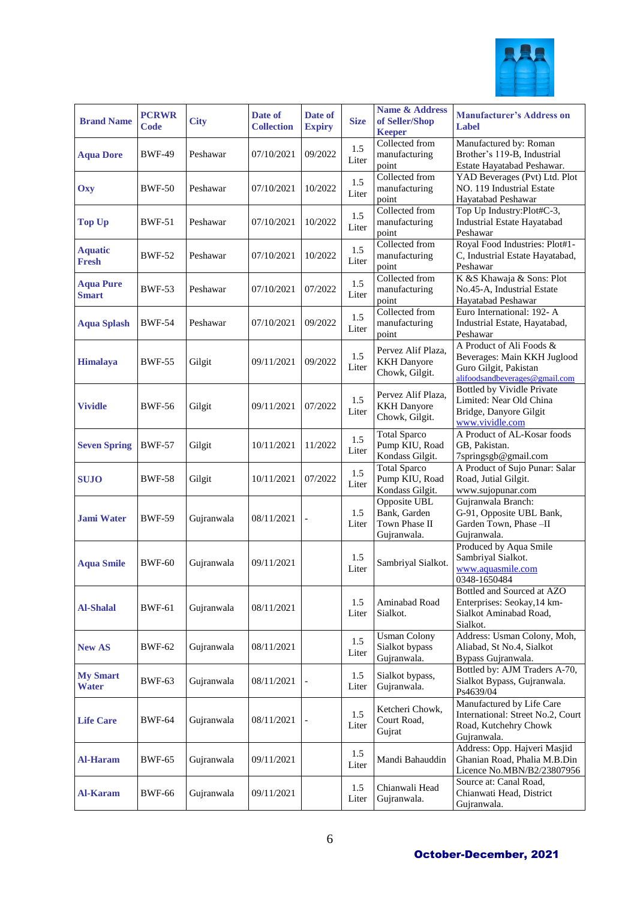| Brand Name | PCRWR Code | City | Date of Collection | Date of Expiry | Size | Name & Address of Seller/Shop Keeper | Manufacturer's Address on Label |
|---|---|---|---|---|---|---|---|
| Aqua Dore | BWF-49 | Peshawar | 07/10/2021 | 09/2022 | 1.5 Liter | Collected from manufacturing point | Manufactured by: Roman Brother's 119-B, Industrial Estate Hayatabad Peshawar. |
| Oxy | BWF-50 | Peshawar | 07/10/2021 | 10/2022 | 1.5 Liter | Collected from manufacturing point | YAD Beverages (Pvt) Ltd. Plot NO. 119 Industrial Estate Hayatabad Peshawar |
| Top Up | BWF-51 | Peshawar | 07/10/2021 | 10/2022 | 1.5 Liter | Collected from manufacturing point | Top Up Industry:Plot#C-3, Industrial Estate Hayatabad Peshawar |
| Aquatic Fresh | BWF-52 | Peshawar | 07/10/2021 | 10/2022 | 1.5 Liter | Collected from manufacturing point | Royal Food Industries: Plot#1-C, Industrial Estate Hayatabad, Peshawar |
| Aqua Pure Smart | BWF-53 | Peshawar | 07/10/2021 | 07/2022 | 1.5 Liter | Collected from manufacturing point | K &S Khawaja & Sons: Plot No.45-A, Industrial Estate Hayatabad Peshawar |
| Aqua Splash | BWF-54 | Peshawar | 07/10/2021 | 09/2022 | 1.5 Liter | Collected from manufacturing point | Euro International: 192- A Industrial Estate, Hayatabad, Peshawar |
| Himalaya | BWF-55 | Gilgit | 09/11/2021 | 09/2022 | 1.5 Liter | Pervez Alif Plaza, KKH Danyore Chowk, Gilgit. | A Product of Ali Foods & Beverages: Main KKH Juglood Guro Gilgit, Pakistan alifoodsandbeverages@gmail.com |
| Vividle | BWF-56 | Gilgit | 09/11/2021 | 07/2022 | 1.5 Liter | Pervez Alif Plaza, KKH Danyore Chowk, Gilgit. | Bottled by Vividle Private Limited: Near Old China Bridge, Danyore Gilgit www.vividle.com |
| Seven Spring | BWF-57 | Gilgit | 10/11/2021 | 11/2022 | 1.5 Liter | Total Sparco Pump KIU, Road Kondass Gilgit. | A Product of AL-Kosar foods GB, Pakistan. 7springsgb@gmail.com |
| SUJO | BWF-58 | Gilgit | 10/11/2021 | 07/2022 | 1.5 Liter | Total Sparco Pump KIU, Road Kondass Gilgit. | A Product of Sujo Punar: Salar Road, Jutial Gilgit. www.sujopunar.com |
| Jami Water | BWF-59 | Gujranwala | 08/11/2021 | - | 1.5 Liter | Opposite UBL Bank, Garden Town Phase II Gujranwala. | Gujranwala Branch: G-91, Opposite UBL Bank, Garden Town, Phase –II Gujranwala. |
| Aqua Smile | BWF-60 | Gujranwala | 09/11/2021 | | 1.5 Liter | Sambriyal Sialkot. | Produced by Aqua Smile Sambriyal Sialkot. www.aquasmile.com 0348-1650484 |
| Al-Shalal | BWF-61 | Gujranwala | 08/11/2021 | | 1.5 Liter | Aminabad Road Sialkot. | Bottled and Sourced at AZO Enterprises: Seokay,14 km-Sialkot Aminabad Road, Sialkot. |
| New AS | BWF-62 | Gujranwala | 08/11/2021 | | 1.5 Liter | Usman Colony Sialkot bypass Gujranwala. | Address: Usman Colony, Moh, Aliabad, St No.4, Sialkot Bypass Gujranwala. |
| My Smart Water | BWF-63 | Gujranwala | 08/11/2021 | - | 1.5 Liter | Sialkot bypass, Gujranwala. | Bottled by: AJM Traders A-70, Sialkot Bypass, Gujranwala. Ps4639/04 |
| Life Care | BWF-64 | Gujranwala | 08/11/2021 | - | 1.5 Liter | Ketcheri Chowk, Court Road, Gujrat | Manufactured by Life Care International: Street No.2, Court Road, Kutchehry Chowk Gujranwala. |
| Al-Haram | BWF-65 | Gujranwala | 09/11/2021 | | 1.5 Liter | Mandi Bahauddin | Address: Opp. Hajveri Masjid Ghanian Road, Phalia M.B.Din Licence No.MBN/B2/23807956 |
| Al-Karam | BWF-66 | Gujranwala | 09/11/2021 | | 1.5 Liter | Chianwali Head Gujranwala. | Source at: Canal Road, Chianwati Head, District Gujranwala. |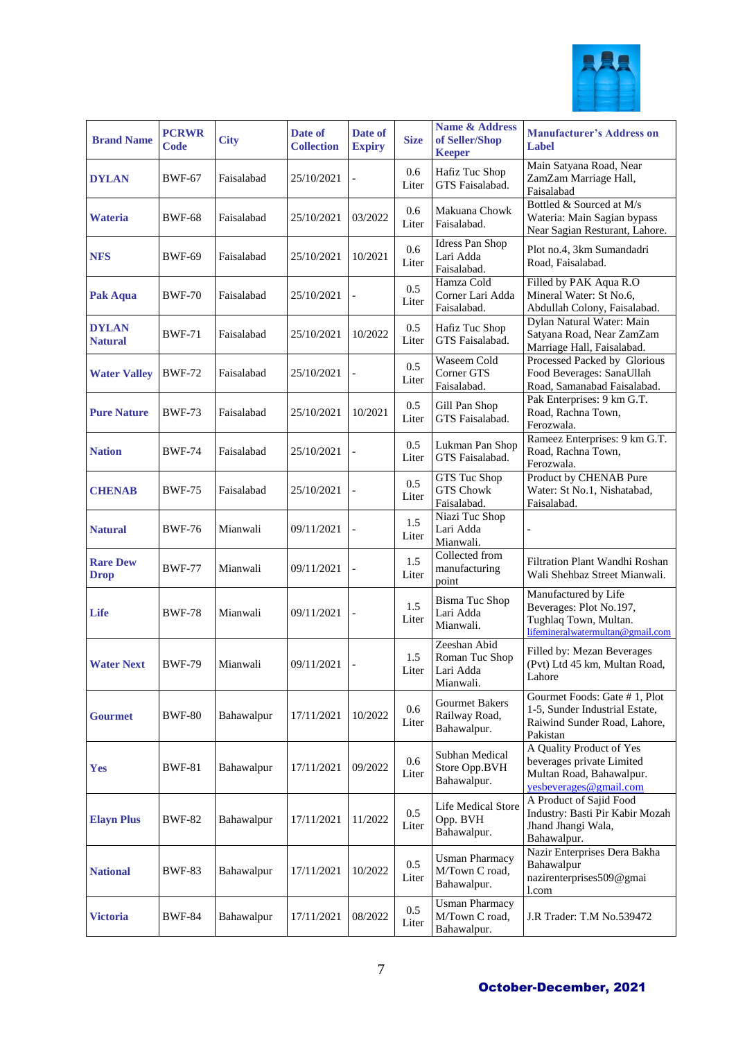| Brand Name | PCRWR Code | City | Date of Collection | Date of Expiry | Size | Name & Address of Seller/Shop Keeper | Manufacturer's Address on Label |
|---|---|---|---|---|---|---|---|
| **DYLAN** | BWF-67 | Faisalabad | 25/10/2021 | - | 0.6 Liter | Hafiz Tuc Shop GTS Faisalabad. | Main Satyana Road, Near ZamZam Marriage Hall, Faisalabad |
| **Wateria** | BWF-68 | Faisalabad | 25/10/2021 | 03/2022 | 0.6 Liter | Makuana Chowk Faisalabad. | Bottled & Sourced at M/s Wateria: Main Sagian bypass Near Sagian Resturant, Lahore. |
| **NFS** | BWF-69 | Faisalabad | 25/10/2021 | 10/2021 | 0.6 Liter | Idress Pan Shop Lari Adda Faisalabad. | Plot no.4, 3km Sumandadri Road, Faisalabad. |
| **Pak Aqua** | BWF-70 | Faisalabad | 25/10/2021 | - | 0.5 Liter | Hamza Cold Corner Lari Adda Faisalabad. | Filled by PAK Aqua R.O Mineral Water: St No.6, Abdullah Colony, Faisalabad. |
| **DYLAN Natural** | BWF-71 | Faisalabad | 25/10/2021 | 10/2022 | 0.5 Liter | Hafiz Tuc Shop GTS Faisalabad. | Dylan Natural Water: Main Satyana Road, Near ZamZam Marriage Hall, Faisalabad. |
| **Water Valley** | BWF-72 | Faisalabad | 25/10/2021 | - | 0.5 Liter | Waseem Cold Corner GTS Faisalabad. | Processed Packed by Glorious Food Beverages: SanaUllah Road, Samanabad Faisalabad. |
| **Pure Nature** | BWF-73 | Faisalabad | 25/10/2021 | 10/2021 | 0.5 Liter | Gill Pan Shop GTS Faisalabad. | Pak Enterprises: 9 km G.T. Road, Rachna Town, Ferozwala. |
| **Nation** | BWF-74 | Faisalabad | 25/10/2021 | - | 0.5 Liter | Lukman Pan Shop GTS Faisalabad. | Rameez Enterprises: 9 km G.T. Road, Rachna Town, Ferozwala. |
| **CHENAB** | BWF-75 | Faisalabad | 25/10/2021 | - | 0.5 Liter | GTS Tuc Shop GTS Chowk Faisalabad. | Product by CHENAB Pure Water: St No.1, Nishatabad, Faisalabad. |
| **Natural** | BWF-76 | Mianwali | 09/11/2021 | - | 1.5 Liter | Niazi Tuc Shop Lari Adda Mianwali. | - |
| **Rare Dew Drop** | BWF-77 | Mianwali | 09/11/2021 | - | 1.5 Liter | Collected from manufacturing point | Filtration Plant Wandhi Roshan Wali Shehbaz Street Mianwali. |
| **Life** | BWF-78 | Mianwali | 09/11/2021 | - | 1.5 Liter | Bisma Tuc Shop Lari Adda Mianwali. | Manufactured by Life Beverages: Plot No.197, Tughlaq Town, Multan. lifemineralwatermultan@gmail.com |
| **Water Next** | BWF-79 | Mianwali | 09/11/2021 | - | 1.5 Liter | Zeeshan Abid Roman Tuc Shop Lari Adda Mianwali. | Filled by: Mezan Beverages (Pvt) Ltd 45 km, Multan Road, Lahore |
| **Gourmet** | BWF-80 | Bahawalpur | 17/11/2021 | 10/2022 | 0.6 Liter | Gourmet Bakers Railway Road, Bahawalpur. | Gourmet Foods: Gate # 1, Plot 1-5, Sunder Industrial Estate, Raiwind Sunder Road, Lahore, Pakistan |
| **Yes** | BWF-81 | Bahawalpur | 17/11/2021 | 09/2022 | 0.6 Liter | Subhan Medical Store Opp.BVH Bahawalpur. | A Quality Product of Yes beverages private Limited Multan Road, Bahawalpur. yesbeverages@gmail.com |
| **Elayn Plus** | BWF-82 | Bahawalpur | 17/11/2021 | 11/2022 | 0.5 Liter | Life Medical Store Opp. BVH Bahawalpur. | A Product of Sajid Food Industry: Basti Pir Kabir Mozah Jhand Jhangi Wala, Bahawalpur. |
| **National** | BWF-83 | Bahawalpur | 17/11/2021 | 10/2022 | 0.5 Liter | Usman Pharmacy M/Town C road, Bahawalpur. | Nazir Enterprises Dera Bakha Bahawalpur nazirenterprises509@gmail.com |
| **Victoria** | BWF-84 | Bahawalpur | 17/11/2021 | 08/2022 | 0.5 Liter | Usman Pharmacy M/Town C road, Bahawalpur. | J.R Trader: T.M No.539472 |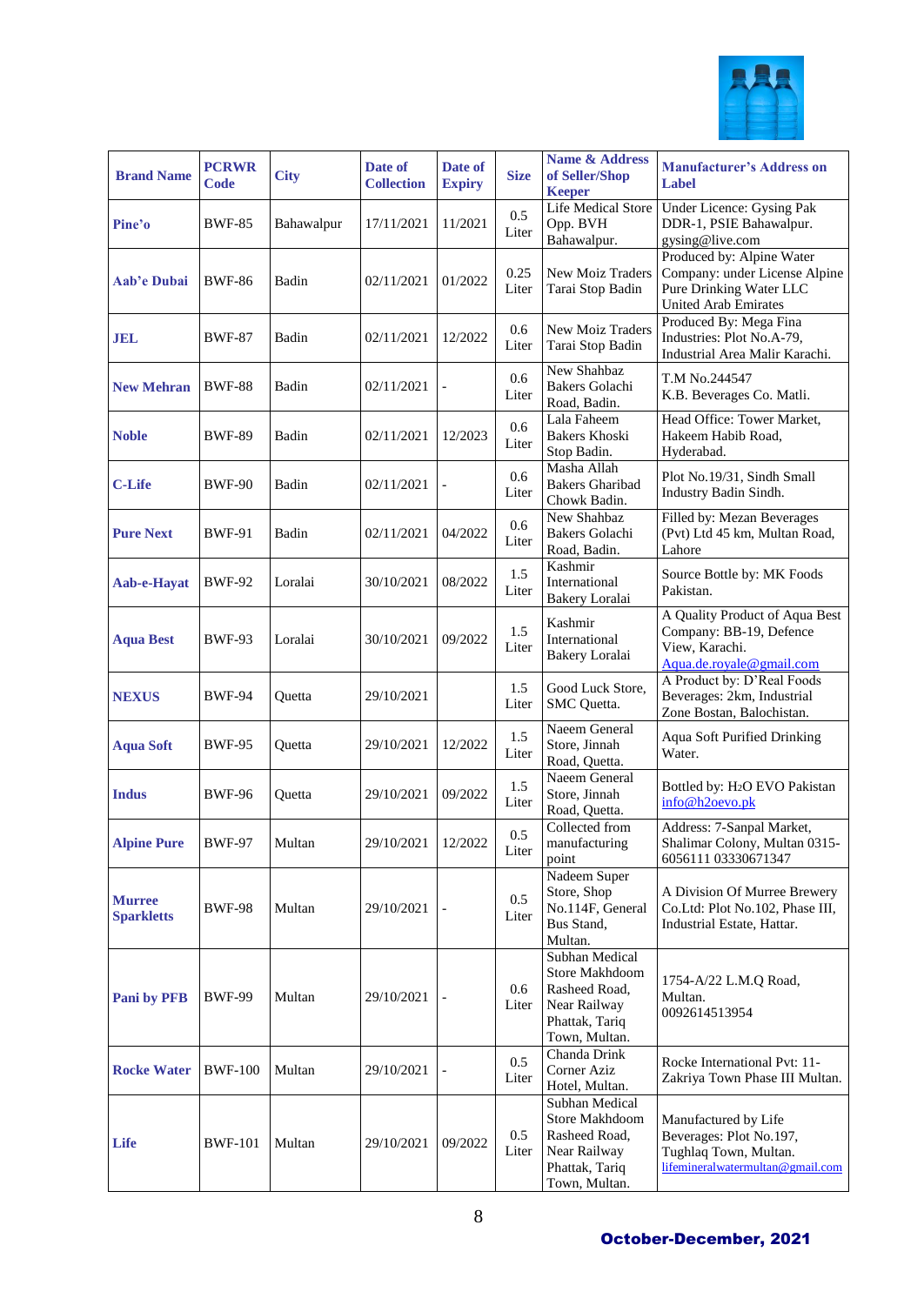| Brand Name | PCRWR Code | City | Date of Collection | Date of Expiry | Size | Name & Address of Seller/Shop Keeper | Manufacturer's Address on Label |
|---|---|---|---|---|---|---|---|
| **Pine'o** | BWF-85 | Bahawalpur | 17/11/2021 | 11/2021 | 0.5 Liter | Life Medical Store Opp. BVH Bahawalpur. | Under Licence: Gysing Pak DDR-1, PSIE Bahawalpur. gysing@live.com |
| **Aab'e Dubai** | BWF-86 | Badin | 02/11/2021 | 01/2022 | 0.25 Liter | New Moiz Traders Tarai Stop Badin | Produced by: Alpine Water Company: under License Alpine Pure Drinking Water LLC United Arab Emirates |
| **JEL** | BWF-87 | Badin | 02/11/2021 | 12/2022 | 0.6 Liter | New Moiz Traders Tarai Stop Badin | Produced By: Mega Fina Industries: Plot No.A-79, Industrial Area Malir Karachi. |
| **New Mehran** | BWF-88 | Badin | 02/11/2021 | - | 0.6 Liter | New Shahbaz Bakers Golachi Road, Badin. | T.M No.244547 K.B. Beverages Co. Matli. |
| **Noble** | BWF-89 | Badin | 02/11/2021 | 12/2023 | 0.6 Liter | Lala Faheem Bakers Khoski Stop Badin. | Head Office: Tower Market, Hakeem Habib Road, Hyderabad. |
| **C-Life** | BWF-90 | Badin | 02/11/2021 | - | 0.6 Liter | Masha Allah Bakers Gharibad Chowk Badin. | Plot No.19/31, Sindh Small Industry Badin Sindh. |
| **Pure Next** | BWF-91 | Badin | 02/11/2021 | 04/2022 | 0.6 Liter | New Shahbaz Bakers Golachi Road, Badin. | Filled by: Mezan Beverages (Pvt) Ltd 45 km, Multan Road, Lahore |
| **Aab-e-Hayat** | BWF-92 | Loralai | 30/10/2021 | 08/2022 | 1.5 Liter | Kashmir International Bakery Loralai | Source Bottle by: MK Foods Pakistan. |
| **Aqua Best** | BWF-93 | Loralai | 30/10/2021 | 09/2022 | 1.5 Liter | Kashmir International Bakery Loralai | A Quality Product of Aqua Best Company: BB-19, Defence View, Karachi. Aqua.de.royale@gmail.com |
| **NEXUS** | BWF-94 | Quetta | 29/10/2021 | | 1.5 Liter | Good Luck Store, SMC Quetta. | A Product by: D'Real Foods Beverages: 2km, Industrial Zone Bostan, Balochistan. |
| **Aqua Soft** | BWF-95 | Quetta | 29/10/2021 | 12/2022 | 1.5 Liter | Naeem General Store, Jinnah Road, Quetta. | Aqua Soft Purified Drinking Water. |
| **Indus** | BWF-96 | Quetta | 29/10/2021 | 09/2022 | 1.5 Liter | Naeem General Store, Jinnah Road, Quetta. | Bottled by: $H_2O$ EVO Pakistan info@h2oevo.pk |
| **Alpine Pure** | BWF-97 | Multan | 29/10/2021 | 12/2022 | 0.5 Liter | Collected from manufacturing point | Address: 7-Sanpal Market, Shalimar Colony, Multan 0315-6056111 03330671347 |
| **Murree Sparkletts** | BWF-98 | Multan | 29/10/2021 | - | 0.5 Liter | Nadeem Super Store, Shop No.114F, General Bus Stand, Multan. | A Division Of Murree Brewery Co.Ltd: Plot No.102, Phase III, Industrial Estate, Hattar. |
| **Pani by PFB** | BWF-99 | Multan | 29/10/2021 | - | 0.6 Liter | Subhan Medical Store Makhdoom Rasheed Road, Near Railway Phattak, Tariq Town, Multan. | 1754-A/22 L.M.Q Road, Multan. 0092614513954 |
| **Rocke Water** | BWF-100 | Multan | 29/10/2021 | - | 0.5 Liter | Chanda Drink Corner Aziz Hotel, Multan. | Rocke International Pvt: 11-Zakriya Town Phase III Multan. |
| **Life** | BWF-101 | Multan | 29/10/2021 | 09/2022 | 0.5 Liter | Subhan Medical Store Makhdoom Rasheed Road, Near Railway Phattak, Tariq Town, Multan. | Manufactured by Life Beverages: Plot No.197, Tughlaq Town, Multan. lifemineralwatermultan@gmail.com |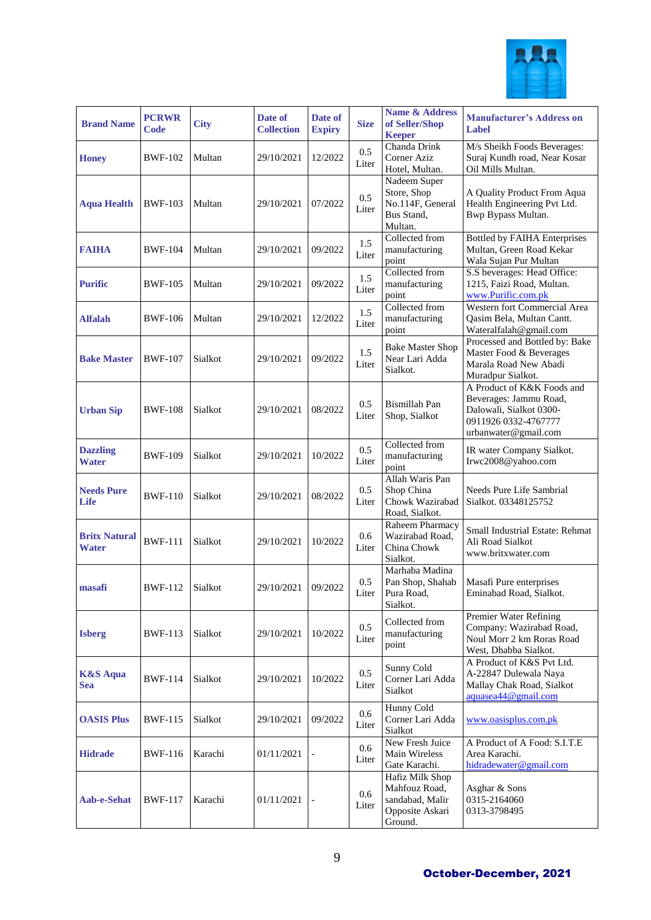| Brand Name | PCRWR Code | City | Date of Collection | Date of Expiry | Size | Name & Address of Seller/Shop Keeper | Manufacturer's Address on Label |
|---|---|---|---|---|---|---|---|
| **Honey** | BWF-102 | Multan | 29/10/2021 | 12/2022 | 0.5 Liter | Chanda Drink Corner Aziz Hotel, Multan. | M/s Sheikh Foods Beverages: Suraj Kundh road, Near Kosar Oil Mills Multan. |
| **Aqua Health** | BWF-103 | Multan | 29/10/2021 | 07/2022 | 0.5 Liter | Nadeem Super Store, Shop No.114F, General Bus Stand, Multan. | A Quality Product From Aqua Health Engineering Pvt Ltd. Bwp Bypass Multan. |
| **FAIHA** | BWF-104 | Multan | 29/10/2021 | 09/2022 | 1.5 Liter | Collected from manufacturing point | Bottled by FAIHA Enterprises Multan, Green Road Kekar Wala Sujan Pur Multan |
| **Purific** | BWF-105 | Multan | 29/10/2021 | 09/2022 | 1.5 Liter | Collected from manufacturing point | S.S beverages: Head Office: 1215, Faizi Road, Multan. www.Purific.com.pk |
| **Alfalah** | BWF-106 | Multan | 29/10/2021 | 12/2022 | 1.5 Liter | Collected from manufacturing point | Western fort Commercial Area Qasim Bela, Multan Cantt. Wateralfalah@gmail.com |
| **Bake Master** | BWF-107 | Sialkot | 29/10/2021 | 09/2022 | 1.5 Liter | Bake Master Shop Near Lari Adda Sialkot. | Processed and Bottled by: Bake Master Food & Beverages Marala Road New Abadi Muradpur Sialkot. |
| **Urban Sip** | BWF-108 | Sialkot | 29/10/2021 | 08/2022 | 0.5 Liter | Bismillah Pan Shop, Sialkot | A Product of K&K Foods and Beverages: Jammu Road, Dalowali, Sialkot 0300-0911926 0332-4767777 urbanwater@gmail.com |
| **Dazzling Water** | BWF-109 | Sialkot | 29/10/2021 | 10/2022 | 0.5 Liter | Collected from manufacturing point | IR water Company Sialkot. Irwc2008@yahoo.com |
| **Needs Pure Life** | BWF-110 | Sialkot | 29/10/2021 | 08/2022 | 0.5 Liter | Allah Waris Pan Shop China Chowk Wazirabad Road, Sialkot. | Needs Pure Life Sambrial Sialkot. 03348125752 |
| **Britx Natural Water** | BWF-111 | Sialkot | 29/10/2021 | 10/2022 | 0.6 Liter | Raheem Pharmacy Wazirabad Road, China Chowk Sialkot. | Small Industrial Estate: Rehmat Ali Road Sialkot www.britxwater.com |
| **masafi** | BWF-112 | Sialkot | 29/10/2021 | 09/2022 | 0.5 Liter | Marhaba Madina Pan Shop, Shahab Pura Road, Sialkot. | Masafi Pure enterprises Eminabad Road, Sialkot. |
| **Isberg** | BWF-113 | Sialkot | 29/10/2021 | 10/2022 | 0.5 Liter | Collected from manufacturing point | Premier Water Refining Company: Wazirabad Road, Noul Morr 2 km Roras Road West, Dhabba Sialkot. |
| **K&S Aqua Sea** | BWF-114 | Sialkot | 29/10/2021 | 10/2022 | 0.5 Liter | Sunny Cold Corner Lari Adda Sialkot | A Product of K&S Pvt Ltd. A-22847 Dulewala Naya Mallay Chak Road, Sialkot aquasea44@gmail.com |
| **OASIS Plus** | BWF-115 | Sialkot | 29/10/2021 | 09/2022 | 0.6 Liter | Hunny Cold Corner Lari Adda Sialkot | www.oasisplus.com.pk |
| **Hidrade** | BWF-116 | Karachi | 01/11/2021 | - | 0.6 Liter | New Fresh Juice Main Wireless Gate Karachi. | A Product of A Food: S.I.T.E Area Karachi. hidradewater@gmail.com |
| **Aab-e-Sehat** | BWF-117 | Karachi | 01/11/2021 | - | 0.6 Liter | Hafiz Milk Shop Mahfouz Road, sandabad, Malir Opposite Askari Ground. | Asghar & Sons 0315-2164060 0313-3798495 |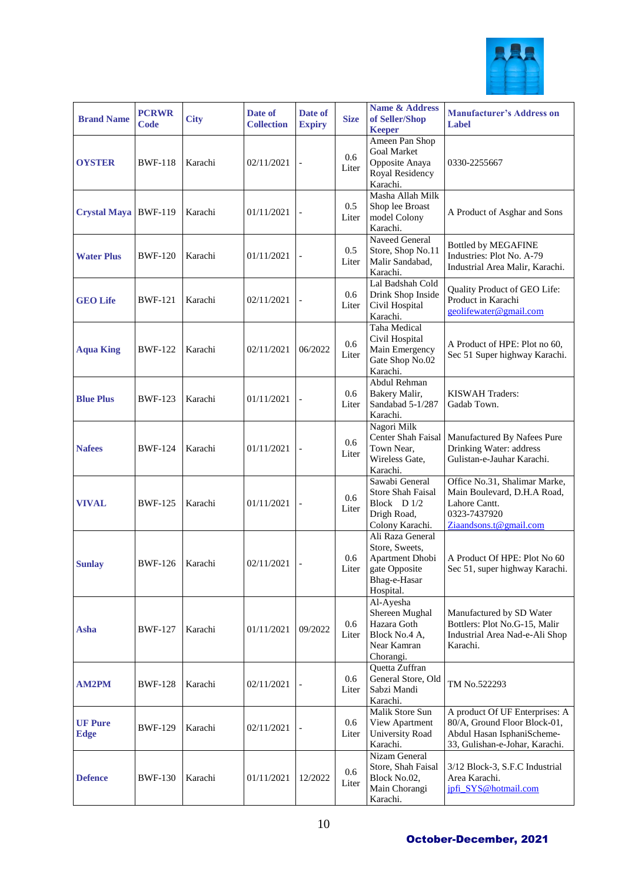| Brand Name | PCRWR Code | City | Date of Collection | Date of Expiry | Size | Name & Address of Seller/Shop Keeper | Manufacturer's Address on Label |
|---|---|---|---|---|---|---|---|
| **OYSTER** | BWF-118 | Karachi | 02/11/2021 | - | 0.6 Liter | Ameen Pan Shop Goal Market Opposite Anaya Royal Residency Karachi. | 0330-2255667 |
| **Crystal Maya** | BWF-119 | Karachi | 01/11/2021 | - | 0.5 Liter | Masha Allah Milk Shop lee Broast model Colony Karachi. | A Product of Asghar and Sons |
| **Water Plus** | BWF-120 | Karachi | 01/11/2021 | - | 0.5 Liter | Naveed General Store, Shop No.11 Malir Sandabad, Karachi. | Bottled by MEGAFINE Industries: Plot No. A-79 Industrial Area Malir, Karachi. |
| **GEO Life** | BWF-121 | Karachi | 02/11/2021 | - | 0.6 Liter | Lal Badshah Cold Drink Shop Inside Civil Hospital Karachi. | Quality Product of GEO Life: Product in Karachi geolifewater@gmail.com |
| **Aqua King** | BWF-122 | Karachi | 02/11/2021 | 06/2022 | 0.6 Liter | Taha Medical Civil Hospital Main Emergency Gate Shop No.02 Karachi. | A Product of HPE: Plot no 60, Sec 51 Super highway Karachi. |
| **Blue Plus** | BWF-123 | Karachi | 01/11/2021 | - | 0.6 Liter | Abdul Rehman Bakery Malir, Sandabad 5-1/287 Karachi. | KISWAH Traders: Gadab Town. |
| **Nafees** | BWF-124 | Karachi | 01/11/2021 | - | 0.6 Liter | Nagori Milk Center Shah Faisal Town Near, Wireless Gate, Karachi. | Manufactured By Nafees Pure Drinking Water: address Gulistan-e-Jauhar Karachi. |
| **VIVAL** | BWF-125 | Karachi | 01/11/2021 | - | 0.6 Liter | Sawabi General Store Shah Faisal Block D 1/2 Drigh Road, Colony Karachi. | Office No.31, Shalimar Marke, Main Boulevard, D.H.A Road, Lahore Cantt. 0323-7437920 Ziaandsons.t@gmail.com |
| **Sunlay** | BWF-126 | Karachi | 02/11/2021 | - | 0.6 Liter | Ali Raza General Store, Sweets, Apartment Dhobi gate Opposite Bhag-e-Hasar Hospital. | A Product Of HPE: Plot No 60 Sec 51, super highway Karachi. |
| **Asha** | BWF-127 | Karachi | 01/11/2021 | 09/2022 | 0.6 Liter | Al-Ayesha Shereen Mughal Hazara Goth Block No.4 A, Near Kamran Chorangi. | Manufactured by SD Water Bottlers: Plot No.G-15, Malir Industrial Area Nad-e-Ali Shop Karachi. |
| **AM2PM** | BWF-128 | Karachi | 02/11/2021 | - | 0.6 Liter | Quetta Zuffran General Store, Old Sabzi Mandi Karachi. | TM No.522293 |
| **UF Pure Edge** | BWF-129 | Karachi | 02/11/2021 | - | 0.6 Liter | Malik Store Sun View Apartment University Road Karachi. | A product Of UF Enterprises: A 80/A, Ground Floor Block-01, Abdul Hasan IsphaniScheme-33, Gulishan-e-Johar, Karachi. |
| **Defence** | BWF-130 | Karachi | 01/11/2021 | 12/2022 | 0.6 Liter | Nizam General Store, Shah Faisal Block No.02, Main Chorangi Karachi. | 3/12 Block-3, S.F.C Industrial Area Karachi. jpfi_SYS@hotmail.com |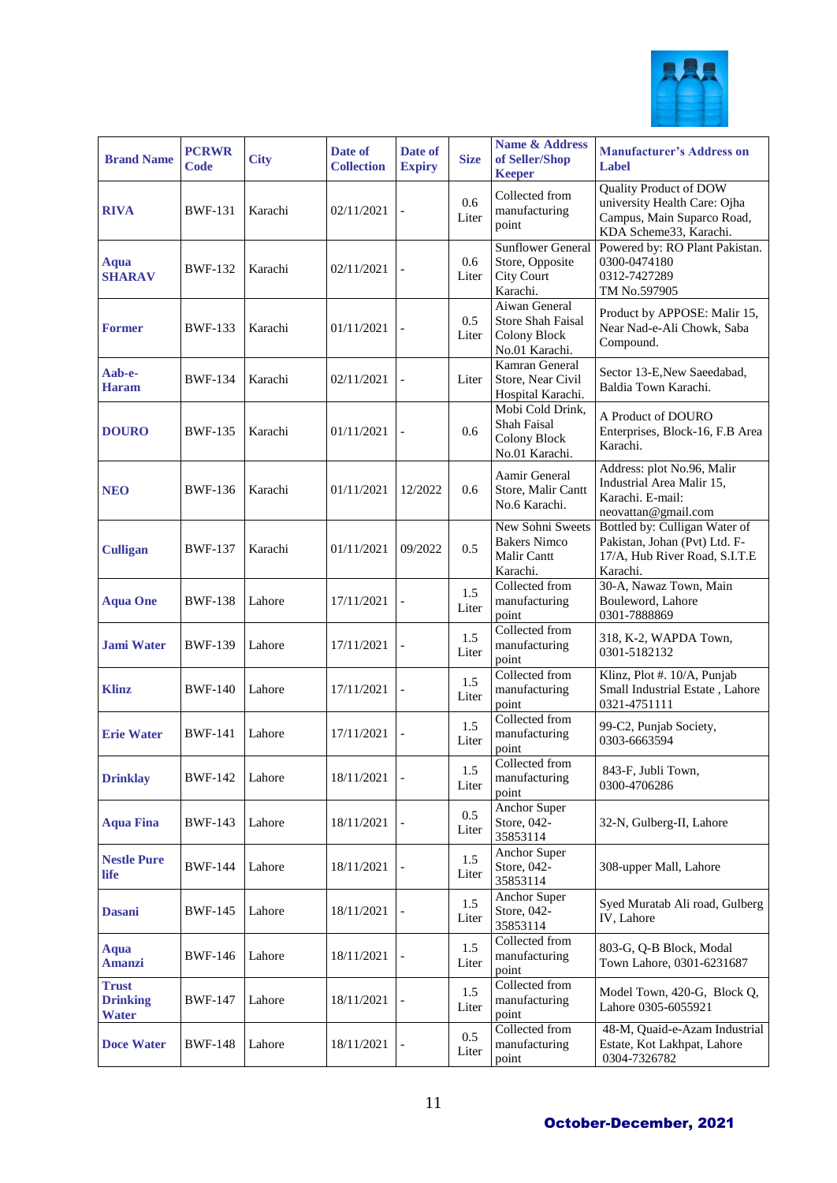| Brand Name | PCRWR Code | City | Date of Collection | Date of Expiry | Size | Name & Address of Seller/Shop Keeper | Manufacturer's Address on Label |
|---|---|---|---|---|---|---|---|
| **RIVA** | BWF-131 | Karachi | 02/11/2021 | - | 0.6 Liter | Collected from manufacturing point | Quality Product of DOW university Health Care: Ojha Campus, Main Suparco Road, KDA Scheme33, Karachi. |
| **Aqua SHARAV** | BWF-132 | Karachi | 02/11/2021 | - | 0.6 Liter | Sunflower General Store, Opposite City Court Karachi. | Powered by: RO Plant Pakistan. 0300-0474180 0312-7427289 TM No.597905 |
| **Former** | BWF-133 | Karachi | 01/11/2021 | - | 0.5 Liter | Aiwan General Store Shah Faisal Colony Block No.01 Karachi. | Product by APPOSE: Malir 15, Near Nad-e-Ali Chowk, Saba Compound. |
| **Aab-e-Haram** | BWF-134 | Karachi | 02/11/2021 | - | Liter | Kamran General Store, Near Civil Hospital Karachi. | Sector 13-E,New Saeedabad, Baldia Town Karachi. |
| **DOURO** | BWF-135 | Karachi | 01/11/2021 | - | 0.6 | Mobi Cold Drink, Shah Faisal Colony Block No.01 Karachi. | A Product of DOURO Enterprises, Block-16, F.B Area Karachi. |
| **NEO** | BWF-136 | Karachi | 01/11/2021 | 12/2022 | 0.6 | Aamir General Store, Malir Cantt No.6 Karachi. | Address: plot No.96, Malir Industrial Area Malir 15, Karachi. E-mail: neovattan@gmail.com |
| **Culligan** | BWF-137 | Karachi | 01/11/2021 | 09/2022 | 0.5 | New Sohni Sweets Bakers Nimco Malir Cantt Karachi. | Bottled by: Culligan Water of Pakistan, Johan (Pvt) Ltd. F-17/A, Hub River Road, S.I.T.E Karachi. |
| **Aqua One** | BWF-138 | Lahore | 17/11/2021 | - | 1.5 Liter | Collected from manufacturing point | 30-A, Nawaz Town, Main Bouleword, Lahore 0301-7888869 |
| **Jami Water** | BWF-139 | Lahore | 17/11/2021 | - | 1.5 Liter | Collected from manufacturing point | 318, K-2, WAPDA Town, 0301-5182132 |
| **Klinz** | BWF-140 | Lahore | 17/11/2021 | - | 1.5 Liter | Collected from manufacturing point | Klinz, Plot #. 10/A, Punjab Small Industrial Estate , Lahore 0321-4751111 |
| **Erie Water** | BWF-141 | Lahore | 17/11/2021 | - | 1.5 Liter | Collected from manufacturing point | 99-C2, Punjab Society, 0303-6663594 |
| **Drinklay** | BWF-142 | Lahore | 18/11/2021 | - | 1.5 Liter | Collected from manufacturing point | 843-F, Jubli Town, 0300-4706286 |
| **Aqua Fina** | BWF-143 | Lahore | 18/11/2021 | - | 0.5 Liter | Anchor Super Store, 042-35853114 | 32-N, Gulberg-II, Lahore |
| **Nestle Pure life** | BWF-144 | Lahore | 18/11/2021 | - | 1.5 Liter | Anchor Super Store, 042-35853114 | 308-upper Mall, Lahore |
| **Dasani** | BWF-145 | Lahore | 18/11/2021 | - | 1.5 Liter | Anchor Super Store, 042-35853114 | Syed Muratab Ali road, Gulberg IV, Lahore |
| **Aqua Amanzi** | BWF-146 | Lahore | 18/11/2021 | - | 1.5 Liter | Collected from manufacturing point | 803-G, Q-B Block, Modal Town Lahore, 0301-6231687 |
| **Trust Drinking Water** | BWF-147 | Lahore | 18/11/2021 | - | 1.5 Liter | Collected from manufacturing point | Model Town, 420-G, Block Q, Lahore 0305-6055921 |
| **Doce Water** | BWF-148 | Lahore | 18/11/2021 | - | 0.5 Liter | Collected from manufacturing point | 48-M, Quaid-e-Azam Industrial Estate, Kot Lakhpat, Lahore 0304-7326782 |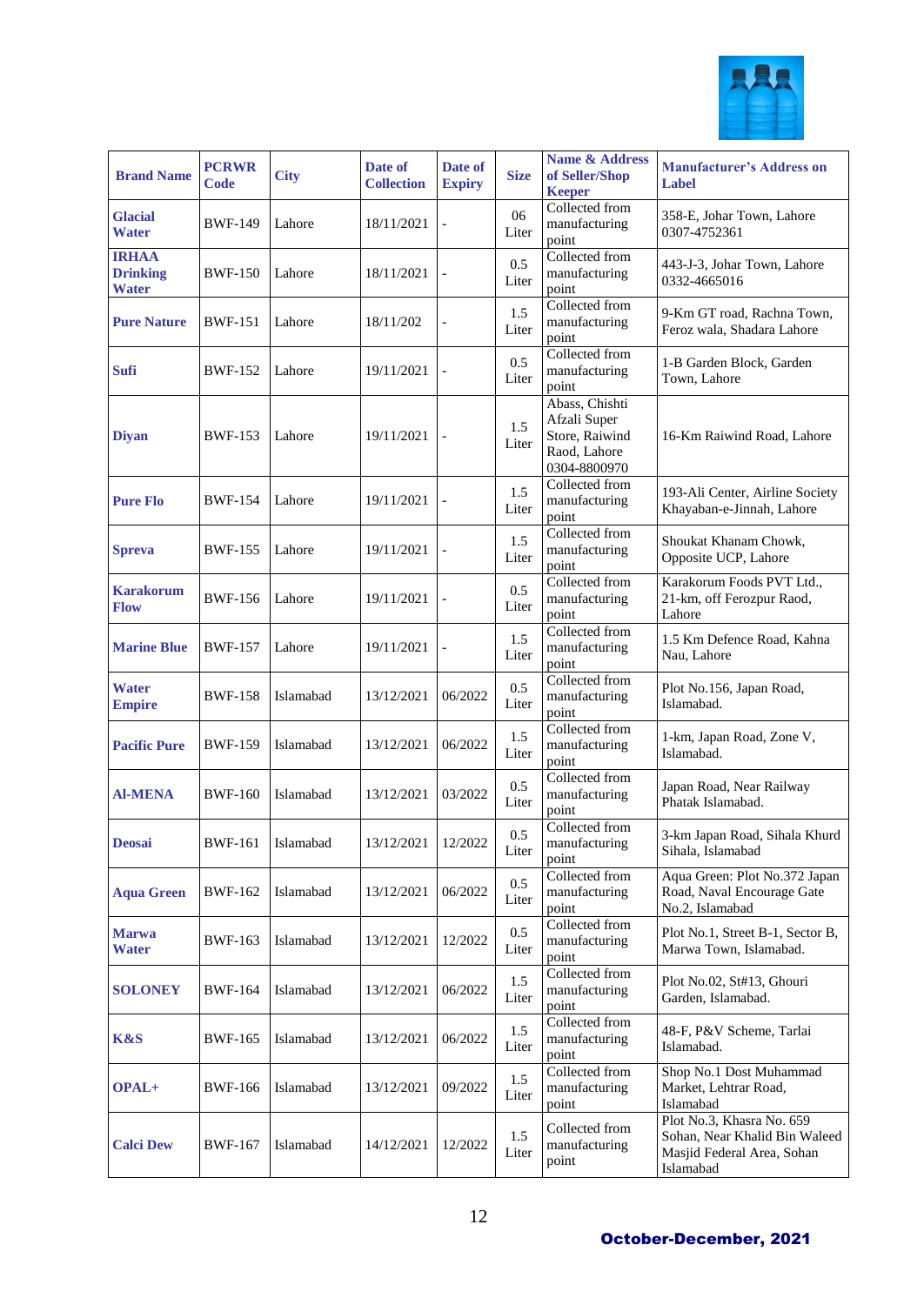| Brand Name | PCRWR Code | City | Date of Collection | Date of Expiry | Size | Name & Address of Seller/Shop Keeper | Manufacturer's Address on Label |
|---|---|---|---|---|---|---|---|
| **Glacial Water** | BWF-149 | Lahore | 18/11/2021 | - | 06 Liter | Collected from manufacturing point | 358-E, Johar Town, Lahore 0307-4752361 |
| **IRHAA Drinking Water** | BWF-150 | Lahore | 18/11/2021 | - | 0.5 Liter | Collected from manufacturing point | 443-J-3, Johar Town, Lahore 0332-4665016 |
| **Pure Nature** | BWF-151 | Lahore | 18/11/202 | - | 1.5 Liter | Collected from manufacturing point | 9-Km GT road, Rachna Town, Feroz wala, Shadara Lahore |
| **Sufi** | BWF-152 | Lahore | 19/11/2021 | - | 0.5 Liter | Collected from manufacturing point | 1-B Garden Block, Garden Town, Lahore |
| **Diyan** | BWF-153 | Lahore | 19/11/2021 | - | 1.5 Liter | Abass, Chishti Afzali Super Store, Raiwind Raod, Lahore 0304-8800970 | 16-Km Raiwind Road, Lahore |
| **Pure Flo** | BWF-154 | Lahore | 19/11/2021 | - | 1.5 Liter | Collected from manufacturing point | 193-Ali Center, Airline Society Khayaban-e-Jinnah, Lahore |
| **Spreva** | BWF-155 | Lahore | 19/11/2021 | - | 1.5 Liter | Collected from manufacturing point | Shoukat Khanam Chowk, Opposite UCP, Lahore |
| **Karakorum Flow** | BWF-156 | Lahore | 19/11/2021 | - | 0.5 Liter | Collected from manufacturing point | Karakorum Foods PVT Ltd., 21-km, off Ferozpur Raod, Lahore |
| **Marine Blue** | BWF-157 | Lahore | 19/11/2021 | - | 1.5 Liter | Collected from manufacturing point | 1.5 Km Defence Road, Kahna Nau, Lahore |
| **Water Empire** | BWF-158 | Islamabad | 13/12/2021 | 06/2022 | 0.5 Liter | Collected from manufacturing point | Plot No.156, Japan Road, Islamabad. |
| **Pacific Pure** | BWF-159 | Islamabad | 13/12/2021 | 06/2022 | 1.5 Liter | Collected from manufacturing point | 1-km, Japan Road, Zone V, Islamabad. |
| **Al-MENA** | BWF-160 | Islamabad | 13/12/2021 | 03/2022 | 0.5 Liter | Collected from manufacturing point | Japan Road, Near Railway Phatak Islamabad. |
| **Deosai** | BWF-161 | Islamabad | 13/12/2021 | 12/2022 | 0.5 Liter | Collected from manufacturing point | 3-km Japan Road, Sihala Khurd Sihala, Islamabad |
| **Aqua Green** | BWF-162 | Islamabad | 13/12/2021 | 06/2022 | 0.5 Liter | Collected from manufacturing point | Aqua Green: Plot No.372 Japan Road, Naval Encourage Gate No.2, Islamabad |
| **Marwa Water** | BWF-163 | Islamabad | 13/12/2021 | 12/2022 | 0.5 Liter | Collected from manufacturing point | Plot No.1, Street B-1, Sector B, Marwa Town, Islamabad. |
| **SOLONEY** | BWF-164 | Islamabad | 13/12/2021 | 06/2022 | 1.5 Liter | Collected from manufacturing point | Plot No.02, St#13, Ghouri Garden, Islamabad. |
| **K&S** | BWF-165 | Islamabad | 13/12/2021 | 06/2022 | 1.5 Liter | Collected from manufacturing point | 48-F, P&V Scheme, Tarlai Islamabad. |
| **OPAL+** | BWF-166 | Islamabad | 13/12/2021 | 09/2022 | 1.5 Liter | Collected from manufacturing point | Shop No.1 Dost Muhammad Market, Lehtrar Road, Islamabad |
| **Calci Dew** | BWF-167 | Islamabad | 14/12/2021 | 12/2022 | 1.5 Liter | Collected from manufacturing point | Plot No.3, Khasra No. 659 Sohan, Near Khalid Bin Waleed Masjid Federal Area, Sohan Islamabad |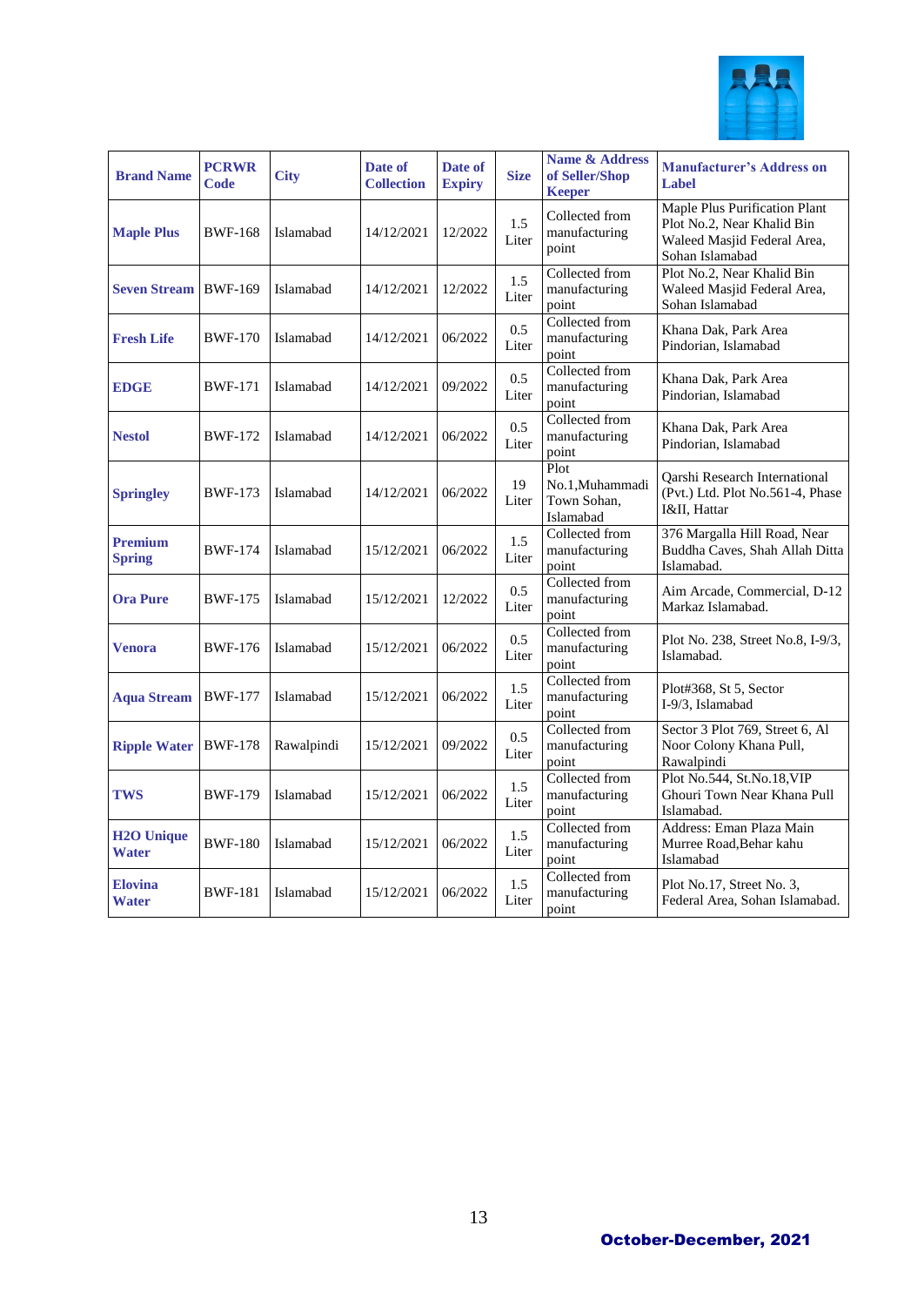| Brand Name | PCRWR Code | City | Date of Collection | Date of Expiry | Size | Name & Address of Seller/Shop Keeper | Manufacturer's Address on Label |
|---|---|---|---|---|---|---|---|
| **Maple Plus** | BWF-168 | Islamabad | 14/12/2021 | 12/2022 | 1.5 Liter | Collected from manufacturing point | Maple Plus Purification Plant Plot No.2, Near Khalid Bin Waleed Masjid Federal Area, Sohan Islamabad |
| **Seven Stream** | BWF-169 | Islamabad | 14/12/2021 | 12/2022 | 1.5 Liter | Collected from manufacturing point | Plot No.2, Near Khalid Bin Waleed Masjid Federal Area, Sohan Islamabad |
| **Fresh Life** | BWF-170 | Islamabad | 14/12/2021 | 06/2022 | 0.5 Liter | Collected from manufacturing point | Khana Dak, Park Area Pindorian, Islamabad |
| **EDGE** | BWF-171 | Islamabad | 14/12/2021 | 09/2022 | 0.5 Liter | Collected from manufacturing point | Khana Dak, Park Area Pindorian, Islamabad |
| **Nestol** | BWF-172 | Islamabad | 14/12/2021 | 06/2022 | 0.5 Liter | Collected from manufacturing point | Khana Dak, Park Area Pindorian, Islamabad |
| **Springley** | BWF-173 | Islamabad | 14/12/2021 | 06/2022 | 19 Liter | Plot No.1,Muhammadi Town Sohan, Islamabad | Qarshi Research International (Pvt.) Ltd. Plot No.561-4, Phase I&II, Hattar |
| **Premium Spring** | BWF-174 | Islamabad | 15/12/2021 | 06/2022 | 1.5 Liter | Collected from manufacturing point | 376 Margalla Hill Road, Near Buddha Caves, Shah Allah Ditta Islamabad. |
| **Ora Pure** | BWF-175 | Islamabad | 15/12/2021 | 12/2022 | 0.5 Liter | Collected from manufacturing point | Aim Arcade, Commercial, D-12 Markaz Islamabad. |
| **Venora** | BWF-176 | Islamabad | 15/12/2021 | 06/2022 | 0.5 Liter | Collected from manufacturing point | Plot No. 238, Street No.8, I-9/3, Islamabad. |
| **Aqua Stream** | BWF-177 | Islamabad | 15/12/2021 | 06/2022 | 1.5 Liter | Collected from manufacturing point | Plot#368, St 5, Sector I-9/3, Islamabad |
| **Ripple Water** | BWF-178 | Rawalpindi | 15/12/2021 | 09/2022 | 0.5 Liter | Collected from manufacturing point | Sector 3 Plot 769, Street 6, Al Noor Colony Khana Pull, Rawalpindi |
| **TWS** | BWF-179 | Islamabad | 15/12/2021 | 06/2022 | 1.5 Liter | Collected from manufacturing point | Plot No.544, St.No.18,VIP Ghouri Town Near Khana Pull Islamabad. |
| **H2O Unique Water** | BWF-180 | Islamabad | 15/12/2021 | 06/2022 | 1.5 Liter | Collected from manufacturing point | Address: Eman Plaza Main Murree Road,Behar kahu Islamabad |
| **Elovina Water** | BWF-181 | Islamabad | 15/12/2021 | 06/2022 | 1.5 Liter | Collected from manufacturing point | Plot No.17, Street No. 3, Federal Area, Sohan Islamabad. |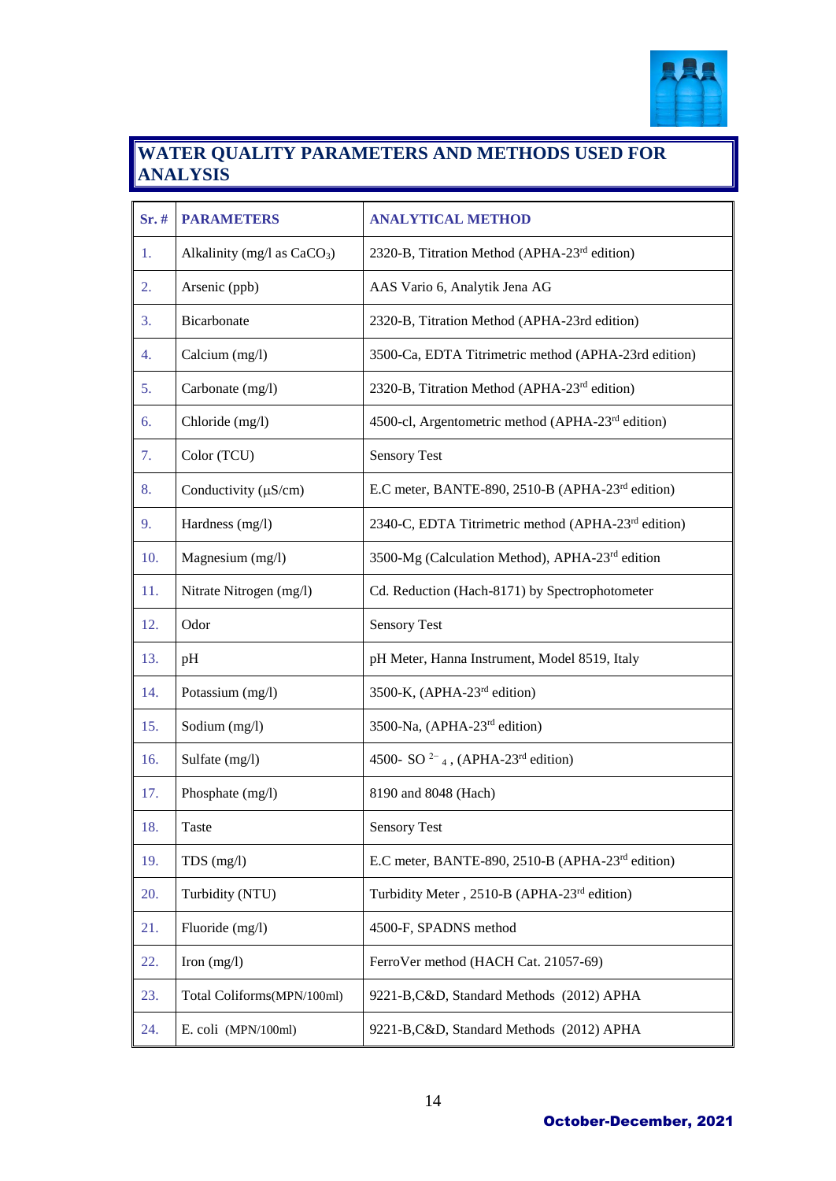## WATER QUALITY PARAMETERS AND METHODS USED FOR ANALYSIS

| Sr. # | PARAMETERS | ANALYTICAL METHOD |
|---|---|---|
| 1. | Alkalinity (mg/l as $CaCO_3$) | 2320-B, Titration Method (APHA-23rd edition) |
| 2. | Arsenic (ppb) | AAS Vario 6, Analytik Jena AG |
| 3. | Bicarbonate | 2320-B, Titration Method (APHA-23rd edition) |
| 4. | Calcium (mg/l) | 3500-Ca, EDTA Titrimetric method (APHA-23rd edition) |
| 5. | Carbonate (mg/l) | 2320-B, Titration Method (APHA-23rd edition) |
| 6. | Chloride (mg/l) | 4500-cl, Argentometric method (APHA-23rd edition) |
| 7. | Color (TCU) | Sensory Test |
| 8. | Conductivity (µS/cm) | E.C meter, BANTE-890, 2510-B (APHA-23rd edition) |
| 9. | Hardness (mg/l) | 2340-C, EDTA Titrimetric method (APHA-23rd edition) |
| 10. | Magnesium (mg/l) | 3500-Mg (Calculation Method), APHA-23rd edition |
| 11. | Nitrate Nitrogen (mg/l) | Cd. Reduction (Hach-8171) by Spectrophotometer |
| 12. | Odor | Sensory Test |
| 13. | pH | pH Meter, Hanna Instrument, Model 8519, Italy |
| 14. | Potassium (mg/l) | 3500-K, (APHA-23rd edition) |
| 15. | Sodium (mg/l) | 3500-Na, (APHA-23rd edition) |
| 16. | Sulfate (mg/l) | 4500- $SO_4^{2-}$, (APHA-23rd edition) |
| 17. | Phosphate (mg/l) | 8190 and 8048 (Hach) |
| 18. | Taste | Sensory Test |
| 19. | TDS (mg/l) | E.C meter, BANTE-890, 2510-B (APHA-23rd edition) |
| 20. | Turbidity (NTU) | Turbidity Meter , 2510-B (APHA-23rd edition) |
| 21. | Fluoride (mg/l) | 4500-F, SPADNS method |
| 22. | Iron (mg/l) | FerroVer method (HACH Cat. 21057-69) |
| 23. | Total Coliforms(MPN/100ml) | 9221-B,C&D, Standard Methods (2012) APHA |
| 24. | E. coli (MPN/100ml) | 9221-B,C&D, Standard Methods (2012) APHA |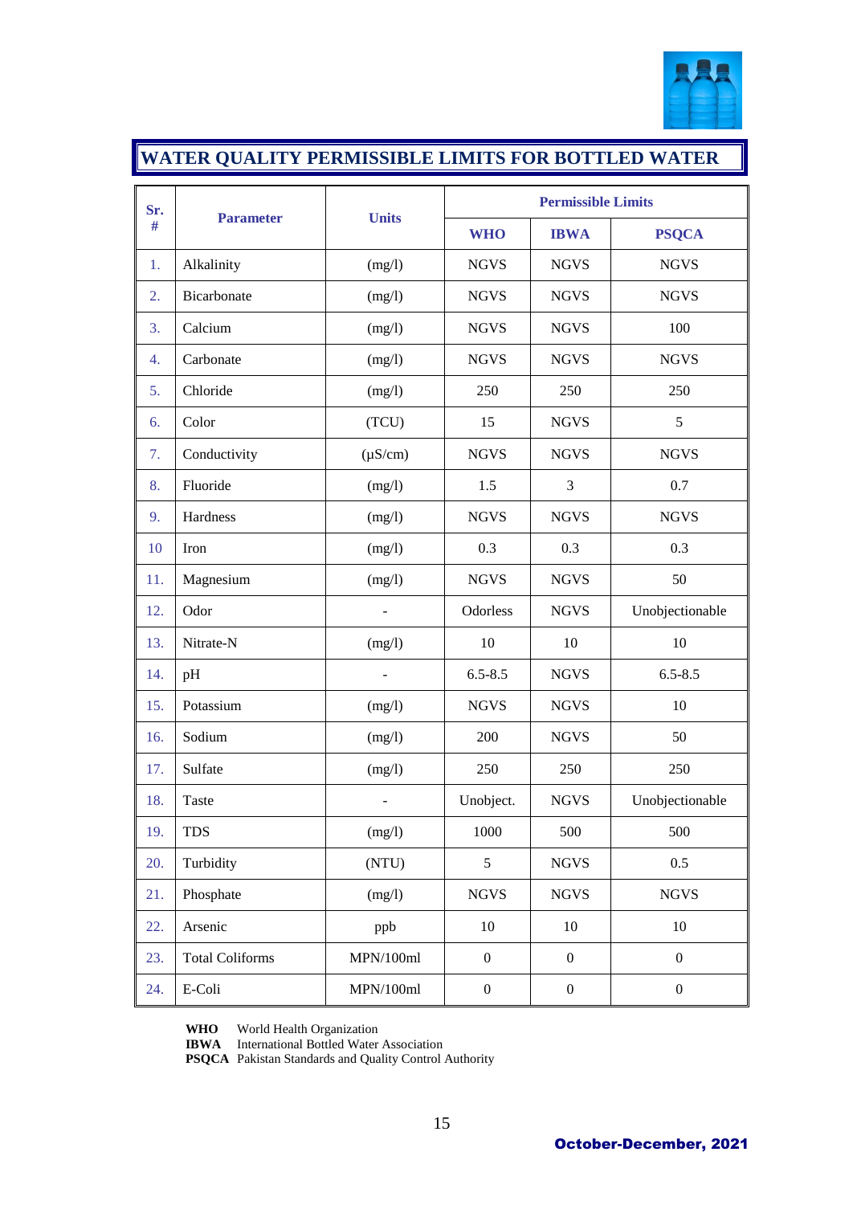# WATER QUALITY PERMISSIBLE LIMITS FOR BOTTLED WATER

| Sr. # | Parameter | Units | Permissible Limits | | |
|---|---|---|---|---|---|
| | | | WHO | IBWA | PSQCA |
| 1. | Alkalinity | (mg/l) | NGVS | NGVS | NGVS |
| 2. | Bicarbonate | (mg/l) | NGVS | NGVS | NGVS |
| 3. | Calcium | (mg/l) | NGVS | NGVS | 100 |
| 4. | Carbonate | (mg/l) | NGVS | NGVS | NGVS |
| 5. | Chloride | (mg/l) | 250 | 250 | 250 |
| 6. | Color | (TCU) | 15 | NGVS | 5 |
| 7. | Conductivity | (µS/cm) | NGVS | NGVS | NGVS |
| 8. | Fluoride | (mg/l) | 1.5 | 3 | 0.7 |
| 9. | Hardness | (mg/l) | NGVS | NGVS | NGVS |
| 10 | Iron | (mg/l) | 0.3 | 0.3 | 0.3 |
| 11. | Magnesium | (mg/l) | NGVS | NGVS | 50 |
| 12. | Odor | - | Odorless | NGVS | Unobjectionable |
| 13. | Nitrate-N | (mg/l) | 10 | 10 | 10 |
| 14. | pH | - | 6.5-8.5 | NGVS | 6.5-8.5 |
| 15. | Potassium | (mg/l) | NGVS | NGVS | 10 |
| 16. | Sodium | (mg/l) | 200 | NGVS | 50 |
| 17. | Sulfate | (mg/l) | 250 | 250 | 250 |
| 18. | Taste | - | Unobject. | NGVS | Unobjectionable |
| 19. | TDS | (mg/l) | 1000 | 500 | 500 |
| 20. | Turbidity | (NTU) | 5 | NGVS | 0.5 |
| 21. | Phosphate | (mg/l) | NGVS | NGVS | NGVS |
| 22. | Arsenic | ppb | 10 | 10 | 10 |
| 23. | Total Coliforms | MPN/100ml | 0 | 0 | 0 |
| 24. | E-Coli | MPN/100ml | 0 | 0 | 0 |

**WHO** World Health Organization
**IBWA** International Bottled Water Association
**PSQCA** Pakistan Standards and Quality Control Authority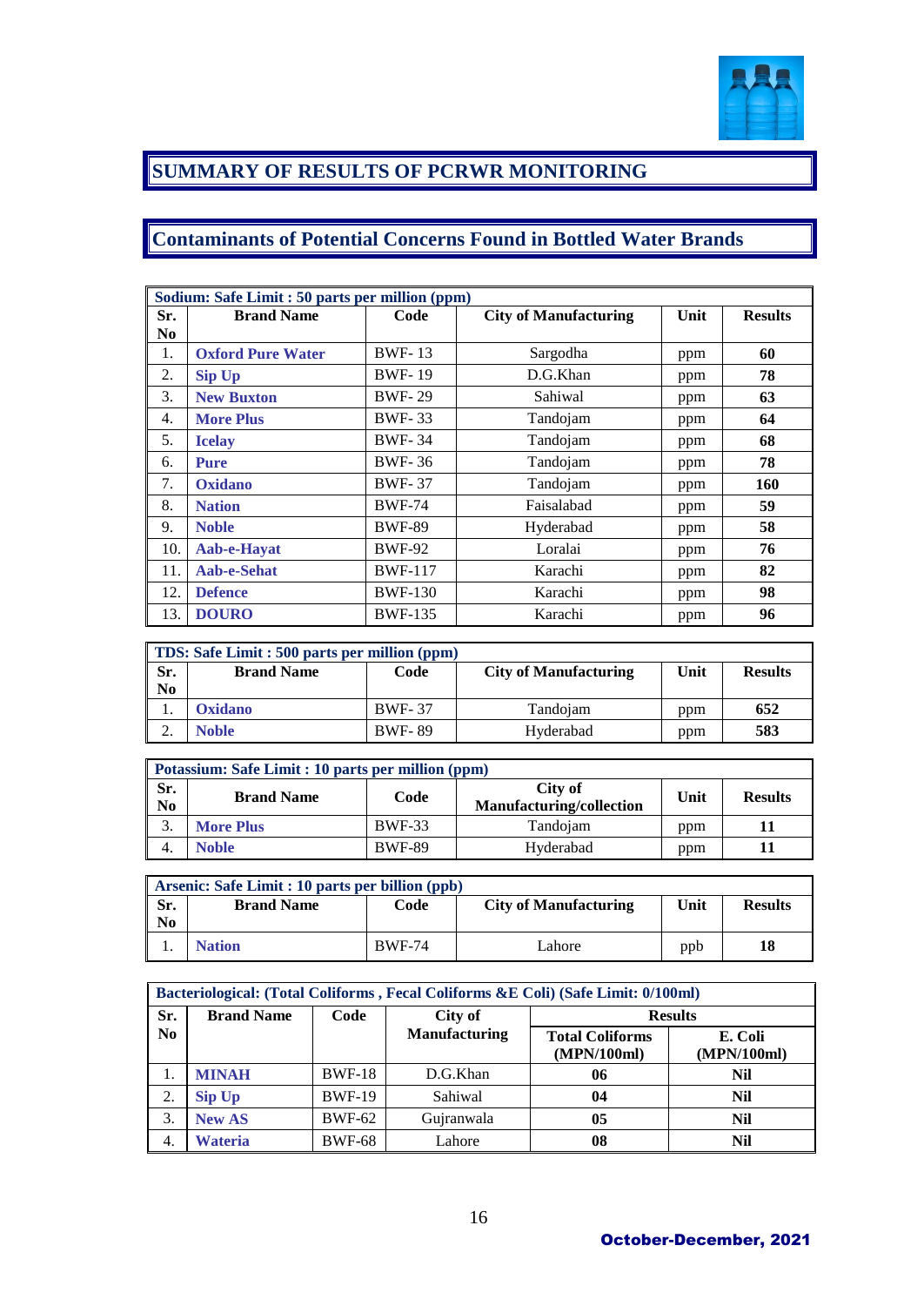# SUMMARY OF RESULTS OF PCRWR MONITORING

## Contaminants of Potential Concerns Found in Bottled Water Brands

| Sodium: Safe Limit : 50 parts per million (ppm) | | | | | |
|---|---|---|---|---|---|
| **Sr. No** | **Brand Name** | **Code** | **City of Manufacturing** | **Unit** | **Results** |
| 1. | **Oxford Pure Water** | BWF- 13 | Sargodha | ppm | **60** |
| 2. | **Sip Up** | BWF- 19 | D.G.Khan | ppm | **78** |
| 3. | **New Buxton** | BWF- 29 | Sahiwal | ppm | **63** |
| 4. | **More Plus** | BWF- 33 | Tandojam | ppm | **64** |
| 5. | **Icelay** | BWF- 34 | Tandojam | ppm | **68** |
| 6. | **Pure** | BWF- 36 | Tandojam | ppm | **78** |
| 7. | **Oxidano** | BWF- 37 | Tandojam | ppm | **160** |
| 8. | **Nation** | BWF-74 | Faisalabad | ppm | **59** |
| 9. | **Noble** | BWF-89 | Hyderabad | ppm | **58** |
| 10. | **Aab-e-Hayat** | BWF-92 | Loralai | ppm | **76** |
| 11. | **Aab-e-Sehat** | BWF-117 | Karachi | ppm | **82** |
| 12. | **Defence** | BWF-130 | Karachi | ppm | **98** |
| 13. | **DOURO** | BWF-135 | Karachi | ppm | **96** |

| TDS: Safe Limit : 500 parts per million (ppm) | | | | | |
|---|---|---|---|---|---|
| **Sr. No** | **Brand Name** | **Code** | **City of Manufacturing** | **Unit** | **Results** |
| 1. | **Oxidano** | BWF- 37 | Tandojam | ppm | **652** |
| 2. | **Noble** | BWF- 89 | Hyderabad | ppm | **583** |

| Potassium: Safe Limit : 10 parts per million (ppm) | | | | | |
|---|---|---|---|---|---|
| **Sr. No** | **Brand Name** | **Code** | **City of Manufacturing/collection** | **Unit** | **Results** |
| 3. | **More Plus** | BWF-33 | Tandojam | ppm | **11** |
| 4. | **Noble** | BWF-89 | Hyderabad | ppm | **11** |

| Arsenic: Safe Limit : 10 parts per billion (ppb) | | | | | |
|---|---|---|---|---|---|
| **Sr. No** | **Brand Name** | **Code** | **City of Manufacturing** | **Unit** | **Results** |
| 1. | **Nation** | BWF-74 | Lahore | ppb | **18** |

| Bacteriological: (Total Coliforms , Fecal Coliforms &E Coli) (Safe Limit: 0/100ml) | | | | | |
|---|---|---|---|---|---|
| **Sr. No** | **Brand Name** | **Code** | **City of Manufacturing** | **Results** | |
| | | | | **Total Coliforms (MPN/100ml)** | **E. Coli (MPN/100ml)** |
| 1. | **MINAH** | BWF-18 | D.G.Khan | **06** | **Nil** |
| 2. | **Sip Up** | BWF-19 | Sahiwal | **04** | **Nil** |
| 3. | **New AS** | BWF-62 | Gujranwala | **05** | **Nil** |
| 4. | **Wateria** | BWF-68 | Lahore | **08** | **Nil** |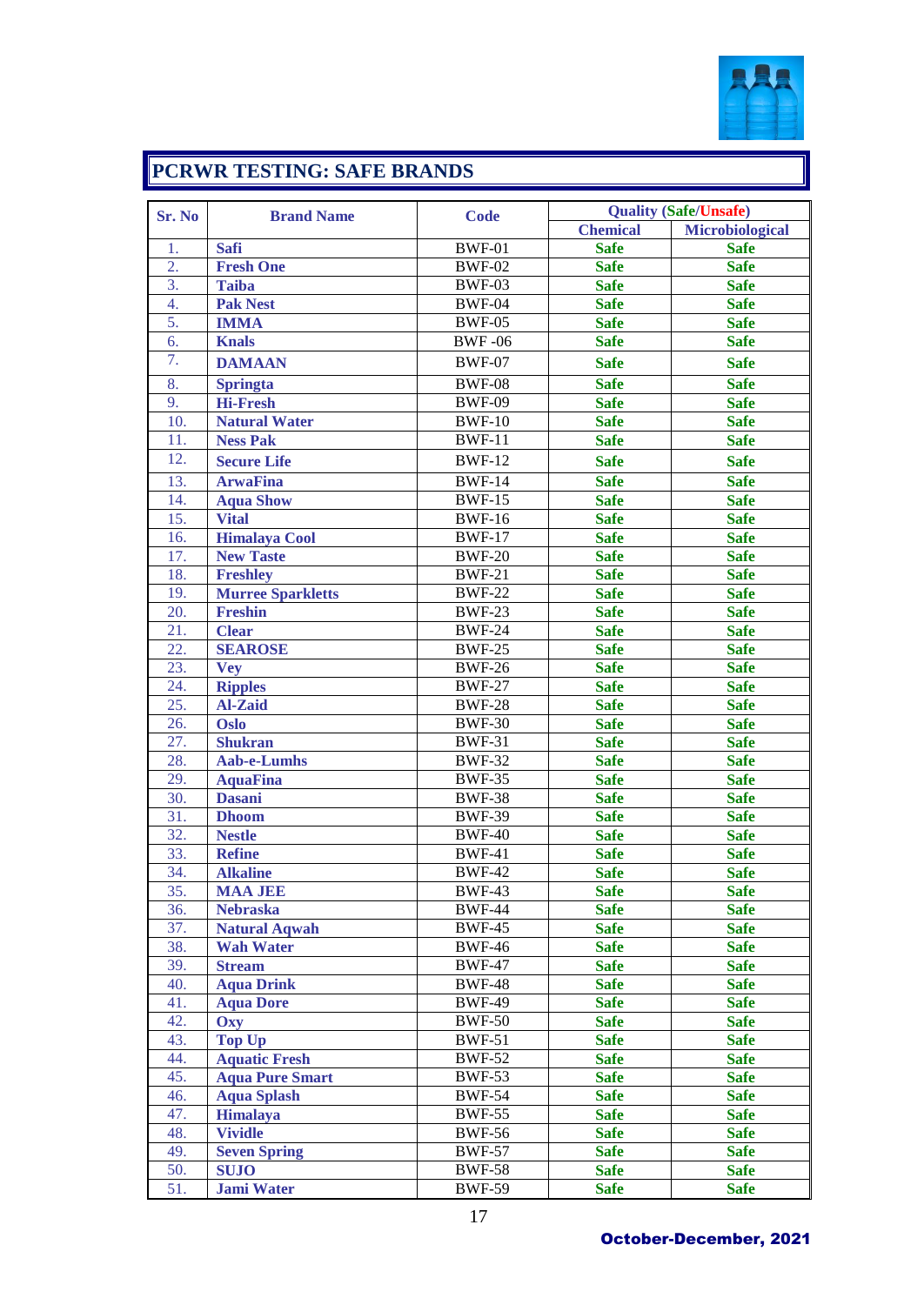## PCRWR TESTING: SAFE BRANDS

| Sr. No | Brand Name | Code | Quality (Safe/Unsafe) | |
|---|---|---|---|---|
| | | | Chemical | Microbiological |
| 1. | **Safi** | BWF-01 | **Safe** | **Safe** |
| 2. | **Fresh One** | BWF-02 | **Safe** | **Safe** |
| 3. | **Taiba** | BWF-03 | **Safe** | **Safe** |
| 4. | **Pak Nest** | BWF-04 | **Safe** | **Safe** |
| 5. | **IMMA** | BWF-05 | **Safe** | **Safe** |
| 6. | **Knals** | BWF -06 | **Safe** | **Safe** |
| 7. | **DAMAAN** | BWF-07 | **Safe** | **Safe** |
| 8. | **Springta** | BWF-08 | **Safe** | **Safe** |
| 9. | **Hi-Fresh** | BWF-09 | **Safe** | **Safe** |
| 10. | **Natural Water** | BWF-10 | **Safe** | **Safe** |
| 11. | **Ness Pak** | BWF-11 | **Safe** | **Safe** |
| 12. | **Secure Life** | BWF-12 | **Safe** | **Safe** |
| 13. | **ArwaFina** | BWF-14 | **Safe** | **Safe** |
| 14. | **Aqua Show** | BWF-15 | **Safe** | **Safe** |
| 15. | **Vital** | BWF-16 | **Safe** | **Safe** |
| 16. | **Himalaya Cool** | BWF-17 | **Safe** | **Safe** |
| 17. | **New Taste** | BWF-20 | **Safe** | **Safe** |
| 18. | **Freshley** | BWF-21 | **Safe** | **Safe** |
| 19. | **Murree Sparkletts** | BWF-22 | **Safe** | **Safe** |
| 20. | **Freshin** | BWF-23 | **Safe** | **Safe** |
| 21. | **Clear** | BWF-24 | **Safe** | **Safe** |
| 22. | **SEAROSE** | BWF-25 | **Safe** | **Safe** |
| 23. | **Vey** | BWF-26 | **Safe** | **Safe** |
| 24. | **Ripples** | BWF-27 | **Safe** | **Safe** |
| 25. | **Al-Zaid** | BWF-28 | **Safe** | **Safe** |
| 26. | **Oslo** | BWF-30 | **Safe** | **Safe** |
| 27. | **Shukran** | BWF-31 | **Safe** | **Safe** |
| 28. | **Aab-e-Lumhs** | BWF-32 | **Safe** | **Safe** |
| 29. | **AquaFina** | BWF-35 | **Safe** | **Safe** |
| 30. | **Dasani** | BWF-38 | **Safe** | **Safe** |
| 31. | **Dhoom** | BWF-39 | **Safe** | **Safe** |
| 32. | **Nestle** | BWF-40 | **Safe** | **Safe** |
| 33. | **Refine** | BWF-41 | **Safe** | **Safe** |
| 34. | **Alkaline** | BWF-42 | **Safe** | **Safe** |
| 35. | **MAA JEE** | BWF-43 | **Safe** | **Safe** |
| 36. | **Nebraska** | BWF-44 | **Safe** | **Safe** |
| 37. | **Natural Aqwah** | BWF-45 | **Safe** | **Safe** |
| 38. | **Wah Water** | BWF-46 | **Safe** | **Safe** |
| 39. | **Stream** | BWF-47 | **Safe** | **Safe** |
| 40. | **Aqua Drink** | BWF-48 | **Safe** | **Safe** |
| 41. | **Aqua Dore** | BWF-49 | **Safe** | **Safe** |
| 42. | **Oxy** | BWF-50 | **Safe** | **Safe** |
| 43. | **Top Up** | BWF-51 | **Safe** | **Safe** |
| 44. | **Aquatic Fresh** | BWF-52 | **Safe** | **Safe** |
| 45. | **Aqua Pure Smart** | BWF-53 | **Safe** | **Safe** |
| 46. | **Aqua Splash** | BWF-54 | **Safe** | **Safe** |
| 47. | **Himalaya** | BWF-55 | **Safe** | **Safe** |
| 48. | **Vividle** | BWF-56 | **Safe** | **Safe** |
| 49. | **Seven Spring** | BWF-57 | **Safe** | **Safe** |
| 50. | **SUJO** | BWF-58 | **Safe** | **Safe** |
| 51. | **Jami Water** | BWF-59 | **Safe** | **Safe** |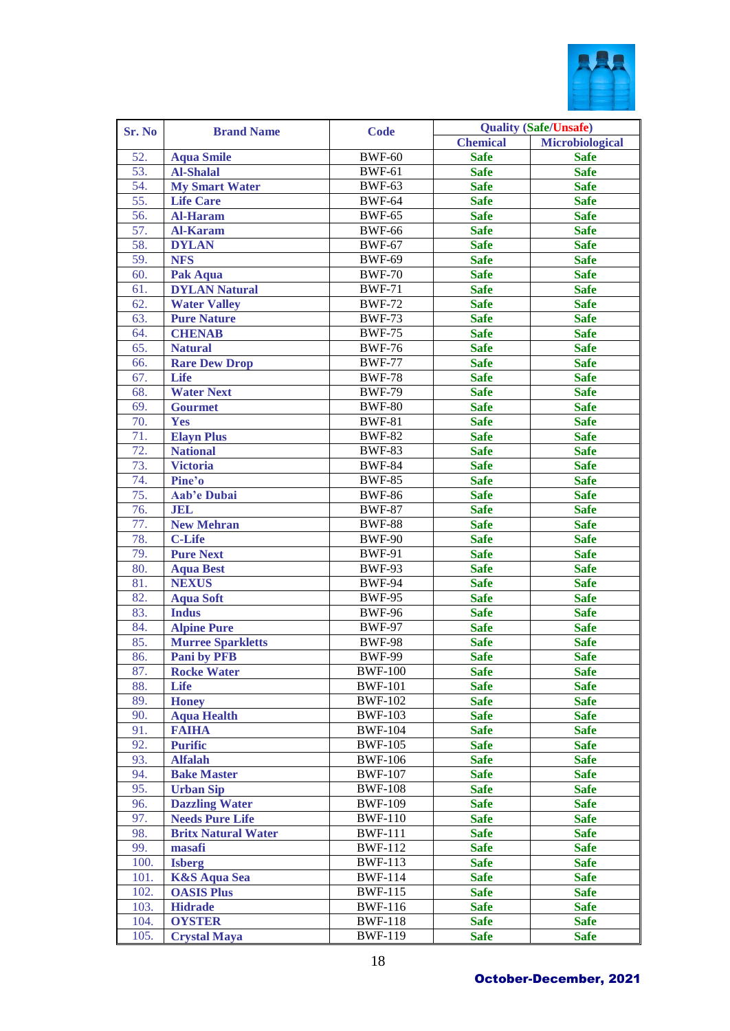| Sr. No | Brand Name | Code | Quality (Safe/Unsafe) | |
|---|---|---|---|---|
| | | | Chemical | Microbiological |
| 52. | **Aqua Smile** | BWF-60 | **Safe** | **Safe** |
| 53. | **Al-Shalal** | BWF-61 | **Safe** | **Safe** |
| 54. | **My Smart Water** | BWF-63 | **Safe** | **Safe** |
| 55. | **Life Care** | BWF-64 | **Safe** | **Safe** |
| 56. | **Al-Haram** | BWF-65 | **Safe** | **Safe** |
| 57. | **Al-Karam** | BWF-66 | **Safe** | **Safe** |
| 58. | **DYLAN** | BWF-67 | **Safe** | **Safe** |
| 59. | **NFS** | BWF-69 | **Safe** | **Safe** |
| 60. | **Pak Aqua** | BWF-70 | **Safe** | **Safe** |
| 61. | **DYLAN Natural** | BWF-71 | **Safe** | **Safe** |
| 62. | **Water Valley** | BWF-72 | **Safe** | **Safe** |
| 63. | **Pure Nature** | BWF-73 | **Safe** | **Safe** |
| 64. | **CHENAB** | BWF-75 | **Safe** | **Safe** |
| 65. | **Natural** | BWF-76 | **Safe** | **Safe** |
| 66. | **Rare Dew Drop** | BWF-77 | **Safe** | **Safe** |
| 67. | **Life** | BWF-78 | **Safe** | **Safe** |
| 68. | **Water Next** | BWF-79 | **Safe** | **Safe** |
| 69. | **Gourmet** | BWF-80 | **Safe** | **Safe** |
| 70. | **Yes** | BWF-81 | **Safe** | **Safe** |
| 71. | **Elayn Plus** | BWF-82 | **Safe** | **Safe** |
| 72. | **National** | BWF-83 | **Safe** | **Safe** |
| 73. | **Victoria** | BWF-84 | **Safe** | **Safe** |
| 74. | **Pine'o** | BWF-85 | **Safe** | **Safe** |
| 75. | **Aab'e Dubai** | BWF-86 | **Safe** | **Safe** |
| 76. | **JEL** | BWF-87 | **Safe** | **Safe** |
| 77. | **New Mehran** | BWF-88 | **Safe** | **Safe** |
| 78. | **C-Life** | BWF-90 | **Safe** | **Safe** |
| 79. | **Pure Next** | BWF-91 | **Safe** | **Safe** |
| 80. | **Aqua Best** | BWF-93 | **Safe** | **Safe** |
| 81. | **NEXUS** | BWF-94 | **Safe** | **Safe** |
| 82. | **Aqua Soft** | BWF-95 | **Safe** | **Safe** |
| 83. | **Indus** | BWF-96 | **Safe** | **Safe** |
| 84. | **Alpine Pure** | BWF-97 | **Safe** | **Safe** |
| 85. | **Murree Sparkletts** | BWF-98 | **Safe** | **Safe** |
| 86. | **Pani by PFB** | BWF-99 | **Safe** | **Safe** |
| 87. | **Rocke Water** | BWF-100 | **Safe** | **Safe** |
| 88. | **Life** | BWF-101 | **Safe** | **Safe** |
| 89. | **Honey** | BWF-102 | **Safe** | **Safe** |
| 90. | **Aqua Health** | BWF-103 | **Safe** | **Safe** |
| 91. | **FAIHA** | BWF-104 | **Safe** | **Safe** |
| 92. | **Purific** | BWF-105 | **Safe** | **Safe** |
| 93. | **Alfalah** | BWF-106 | **Safe** | **Safe** |
| 94. | **Bake Master** | BWF-107 | **Safe** | **Safe** |
| 95. | **Urban Sip** | BWF-108 | **Safe** | **Safe** |
| 96. | **Dazzling Water** | BWF-109 | **Safe** | **Safe** |
| 97. | **Needs Pure Life** | BWF-110 | **Safe** | **Safe** |
| 98. | **Britx Natural Water** | BWF-111 | **Safe** | **Safe** |
| 99. | **masafi** | BWF-112 | **Safe** | **Safe** |
| 100. | **Isberg** | BWF-113 | **Safe** | **Safe** |
| 101. | **K&S Aqua Sea** | BWF-114 | **Safe** | **Safe** |
| 102. | **OASIS Plus** | BWF-115 | **Safe** | **Safe** |
| 103. | **Hidrade** | BWF-116 | **Safe** | **Safe** |
| 104. | **OYSTER** | BWF-118 | **Safe** | **Safe** |
| 105. | **Crystal Maya** | BWF-119 | **Safe** | **Safe** |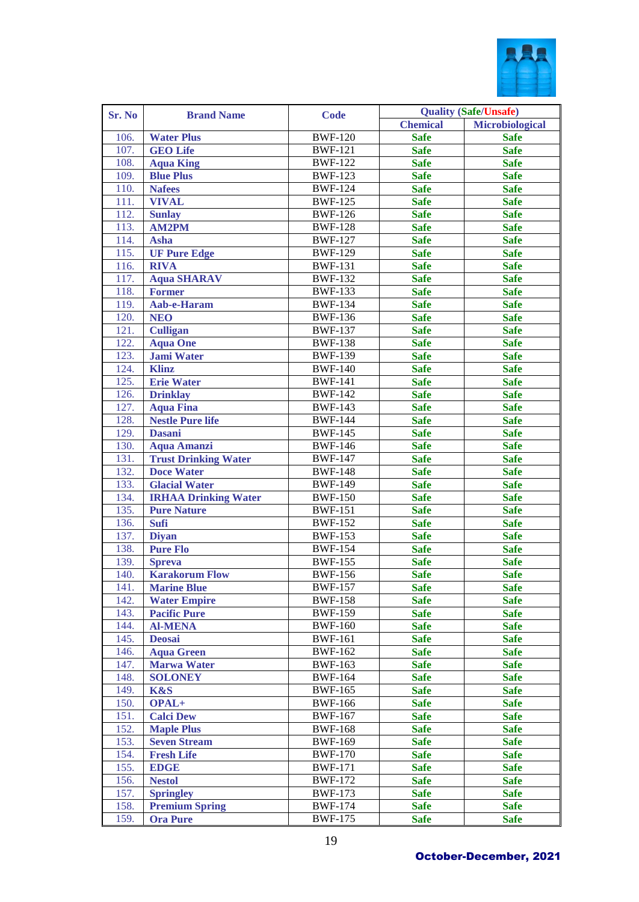| Sr. No | Brand Name | Code | Quality (Safe/Unsafe) | |
|---|---|---|---|---|
| | | | Chemical | Microbiological |
| 106. | Water Plus | BWF-120 | Safe | Safe |
| 107. | GEO Life | BWF-121 | Safe | Safe |
| 108. | Aqua King | BWF-122 | Safe | Safe |
| 109. | Blue Plus | BWF-123 | Safe | Safe |
| 110. | Nafees | BWF-124 | Safe | Safe |
| 111. | VIVAL | BWF-125 | Safe | Safe |
| 112. | Sunlay | BWF-126 | Safe | Safe |
| 113. | AM2PM | BWF-128 | Safe | Safe |
| 114. | Asha | BWF-127 | Safe | Safe |
| 115. | UF Pure Edge | BWF-129 | Safe | Safe |
| 116. | RIVA | BWF-131 | Safe | Safe |
| 117. | Aqua SHARAV | BWF-132 | Safe | Safe |
| 118. | Former | BWF-133 | Safe | Safe |
| 119. | Aab-e-Haram | BWF-134 | Safe | Safe |
| 120. | NEO | BWF-136 | Safe | Safe |
| 121. | Culligan | BWF-137 | Safe | Safe |
| 122. | Aqua One | BWF-138 | Safe | Safe |
| 123. | Jami Water | BWF-139 | Safe | Safe |
| 124. | Klinz | BWF-140 | Safe | Safe |
| 125. | Erie Water | BWF-141 | Safe | Safe |
| 126. | Drinklay | BWF-142 | Safe | Safe |
| 127. | Aqua Fina | BWF-143 | Safe | Safe |
| 128. | Nestle Pure life | BWF-144 | Safe | Safe |
| 129. | Dasani | BWF-145 | Safe | Safe |
| 130. | Aqua Amanzi | BWF-146 | Safe | Safe |
| 131. | Trust Drinking Water | BWF-147 | Safe | Safe |
| 132. | Doce Water | BWF-148 | Safe | Safe |
| 133. | Glacial Water | BWF-149 | Safe | Safe |
| 134. | IRHAA Drinking Water | BWF-150 | Safe | Safe |
| 135. | Pure Nature | BWF-151 | Safe | Safe |
| 136. | Sufi | BWF-152 | Safe | Safe |
| 137. | Diyan | BWF-153 | Safe | Safe |
| 138. | Pure Flo | BWF-154 | Safe | Safe |
| 139. | Spreva | BWF-155 | Safe | Safe |
| 140. | Karakorum Flow | BWF-156 | Safe | Safe |
| 141. | Marine Blue | BWF-157 | Safe | Safe |
| 142. | Water Empire | BWF-158 | Safe | Safe |
| 143. | Pacific Pure | BWF-159 | Safe | Safe |
| 144. | Al-MENA | BWF-160 | Safe | Safe |
| 145. | Deosai | BWF-161 | Safe | Safe |
| 146. | Aqua Green | BWF-162 | Safe | Safe |
| 147. | Marwa Water | BWF-163 | Safe | Safe |
| 148. | SOLONEY | BWF-164 | Safe | Safe |
| 149. | K&S | BWF-165 | Safe | Safe |
| 150. | OPAL+ | BWF-166 | Safe | Safe |
| 151. | Calci Dew | BWF-167 | Safe | Safe |
| 152. | Maple Plus | BWF-168 | Safe | Safe |
| 153. | Seven Stream | BWF-169 | Safe | Safe |
| 154. | Fresh Life | BWF-170 | Safe | Safe |
| 155. | EDGE | BWF-171 | Safe | Safe |
| 156. | Nestol | BWF-172 | Safe | Safe |
| 157. | Springley | BWF-173 | Safe | Safe |
| 158. | Premium Spring | BWF-174 | Safe | Safe |
| 159. | Ora Pure | BWF-175 | Safe | Safe |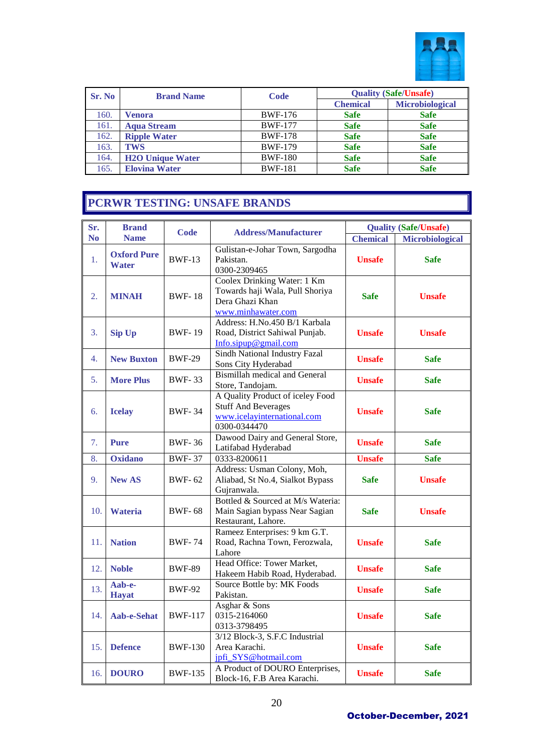| Sr. No | Brand Name | Code | Quality (Safe/Unsafe) | |
|---|---|---|---|---|
| | | | Chemical | Microbiological |
| 160. | **Venora** | BWF-176 | **Safe** | **Safe** |
| 161. | **Aqua Stream** | BWF-177 | **Safe** | **Safe** |
| 162. | **Ripple Water** | BWF-178 | **Safe** | **Safe** |
| 163. | **TWS** | BWF-179 | **Safe** | **Safe** |
| 164. | **H2O Unique Water** | BWF-180 | **Safe** | **Safe** |
| 165. | **Elovina Water** | BWF-181 | **Safe** | **Safe** |

## PCRWR TESTING: UNSAFE BRANDS

| Sr. No | Brand Name | Code | Address/Manufacturer | Quality (Safe/Unsafe) | |
|---|---|---|---|---|---|
| | | | | Chemical | Microbiological |
| 1. | **Oxford Pure Water** | BWF-13 | Gulistan-e-Johar Town, Sargodha Pakistan. 0300-2309465 | **Unsafe** | **Safe** |
| 2. | **MINAH** | BWF- 18 | Coolex Drinking Water: 1 Km Towards haji Wala, Pull Shoriya Dera Ghazi Khan www.minhawater.com | **Safe** | **Unsafe** |
| 3. | **Sip Up** | BWF- 19 | Address: H.No.450 B/1 Karbala Road, District Sahiwal Punjab. Info.sipup@gmail.com | **Unsafe** | **Unsafe** |
| 4. | **New Buxton** | BWF-29 | Sindh National Industry Fazal Sons City Hyderabad | **Unsafe** | **Safe** |
| 5. | **More Plus** | BWF- 33 | Bismillah medical and General Store, Tandojam. | **Unsafe** | **Safe** |
| 6. | **Icelay** | BWF- 34 | A Quality Product of iceley Food Stuff And Beverages www.icelayinternational.com 0300-0344470 | **Unsafe** | **Safe** |
| 7. | **Pure** | BWF- 36 | Dawood Dairy and General Store, Latifabad Hyderabad | **Unsafe** | **Safe** |
| 8. | **Oxidano** | BWF- 37 | 0333-8200611 | **Unsafe** | **Safe** |
| 9. | **New AS** | BWF- 62 | Address: Usman Colony, Moh, Aliabad, St No.4, Sialkot Bypass Gujranwala. | **Safe** | **Unsafe** |
| 10. | **Wateria** | BWF- 68 | Bottled & Sourced at M/s Wateria: Main Sagian bypass Near Sagian Restaurant, Lahore. | **Safe** | **Unsafe** |
| 11. | **Nation** | BWF- 74 | Rameez Enterprises: 9 km G.T. Road, Rachna Town, Ferozwala, Lahore | **Unsafe** | **Safe** |
| 12. | **Noble** | BWF-89 | Head Office: Tower Market, Hakeem Habib Road, Hyderabad. | **Unsafe** | **Safe** |
| 13. | **Aab-e-Hayat** | BWF-92 | Source Bottle by: MK Foods Pakistan. | **Unsafe** | **Safe** |
| 14. | **Aab-e-Sehat** | BWF-117 | Asghar & Sons 0315-2164060 0313-3798495 | **Unsafe** | **Safe** |
| 15. | **Defence** | BWF-130 | 3/12 Block-3, S.F.C Industrial Area Karachi. jpfi_SYS@hotmail.com | **Unsafe** | **Safe** |
| 16. | **DOURO** | BWF-135 | A Product of DOURO Enterprises, Block-16, F.B Area Karachi. | **Unsafe** | **Safe** |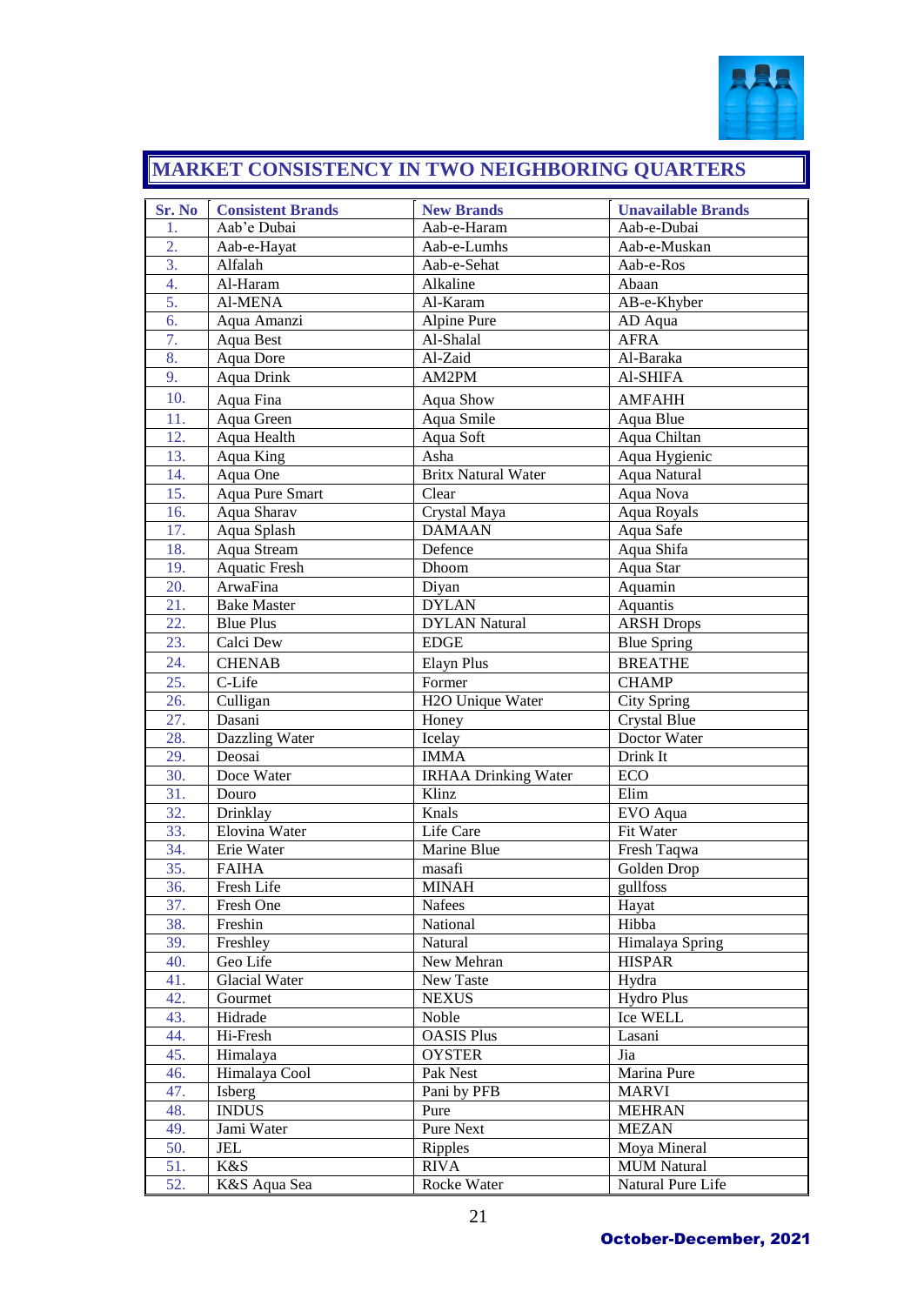## MARKET CONSISTENCY IN TWO NEIGHBORING QUARTERS

| Sr. No | Consistent Brands | New Brands | Unavailable Brands |
|---|---|---|---|
| 1. | Aab'e Dubai | Aab-e-Haram | Aab-e-Dubai |
| 2. | Aab-e-Hayat | Aab-e-Lumhs | Aab-e-Muskan |
| 3. | Alfalah | Aab-e-Sehat | Aab-e-Ros |
| 4. | Al-Haram | Alkaline | Abaan |
| 5. | Al-MENA | Al-Karam | AB-e-Khyber |
| 6. | Aqua Amanzi | Alpine Pure | AD Aqua |
| 7. | Aqua Best | Al-Shalal | AFRA |
| 8. | Aqua Dore | Al-Zaid | Al-Baraka |
| 9. | Aqua Drink | AM2PM | Al-SHIFA |
| 10. | Aqua Fina | Aqua Show | AMFAHH |
| 11. | Aqua Green | Aqua Smile | Aqua Blue |
| 12. | Aqua Health | Aqua Soft | Aqua Chiltan |
| 13. | Aqua King | Asha | Aqua Hygienic |
| 14. | Aqua One | Britx Natural Water | Aqua Natural |
| 15. | Aqua Pure Smart | Clear | Aqua Nova |
| 16. | Aqua Sharav | Crystal Maya | Aqua Royals |
| 17. | Aqua Splash | DAMAAN | Aqua Safe |
| 18. | Aqua Stream | Defence | Aqua Shifa |
| 19. | Aquatic Fresh | Dhoom | Aqua Star |
| 20. | ArwaFina | Diyan | Aquamin |
| 21. | Bake Master | DYLAN | Aquantis |
| 22. | Blue Plus | DYLAN Natural | ARSH Drops |
| 23. | Calci Dew | EDGE | Blue Spring |
| 24. | CHENAB | Elayn Plus | BREATHE |
| 25. | C-Life | Former | CHAMP |
| 26. | Culligan | H2O Unique Water | City Spring |
| 27. | Dasani | Honey | Crystal Blue |
| 28. | Dazzling Water | Icelay | Doctor Water |
| 29. | Deosai | IMMA | Drink It |
| 30. | Doce Water | IRHAA Drinking Water | ECO |
| 31. | Douro | Klinz | Elim |
| 32. | Drinklay | Knals | EVO Aqua |
| 33. | Elovina Water | Life Care | Fit Water |
| 34. | Erie Water | Marine Blue | Fresh Taqwa |
| 35. | FAIHA | masafi | Golden Drop |
| 36. | Fresh Life | MINAH | gullfoss |
| 37. | Fresh One | Nafees | Hayat |
| 38. | Freshin | National | Hibba |
| 39. | Freshley | Natural | Himalaya Spring |
| 40. | Geo Life | New Mehran | HISPAR |
| 41. | Glacial Water | New Taste | Hydra |
| 42. | Gourmet | NEXUS | Hydro Plus |
| 43. | Hidrade | Noble | Ice WELL |
| 44. | Hi-Fresh | OASIS Plus | Lasani |
| 45. | Himalaya | OYSTER | Jia |
| 46. | Himalaya Cool | Pak Nest | Marina Pure |
| 47. | Isberg | Pani by PFB | MARVI |
| 48. | INDUS | Pure | MEHRAN |
| 49. | Jami Water | Pure Next | MEZAN |
| 50. | JEL | Ripples | Moya Mineral |
| 51. | K&S | RIVA | MUM Natural |
| 52. | K&S Aqua Sea | Rocke Water | Natural Pure Life |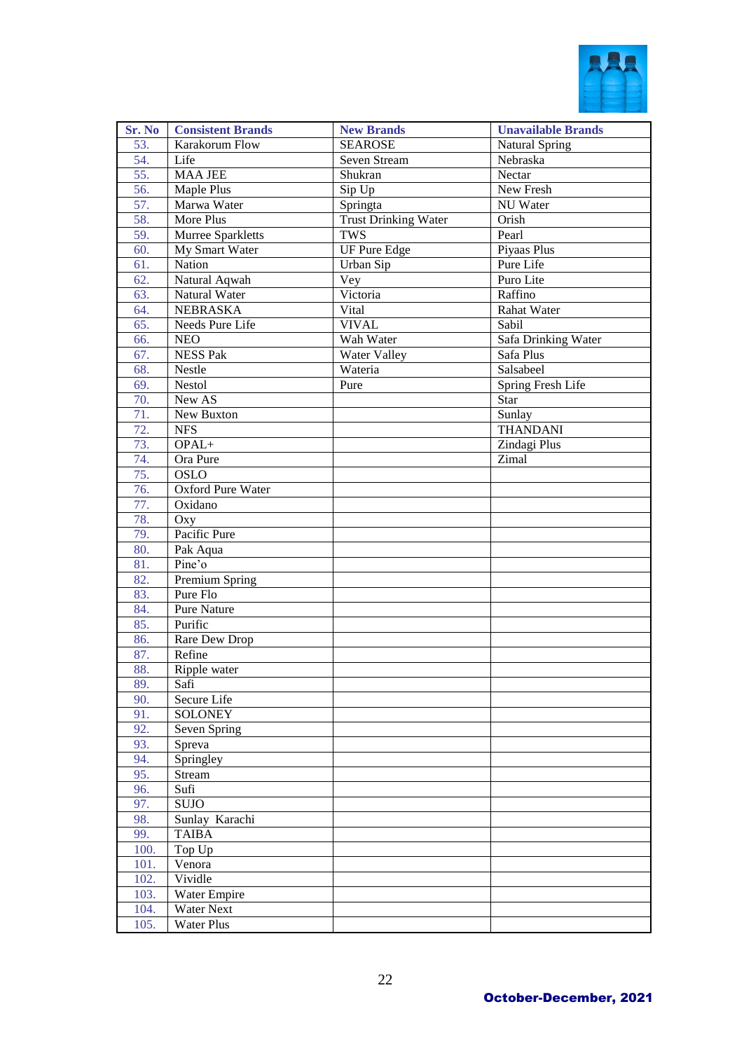| Sr. No | Consistent Brands | New Brands | Unavailable Brands |
|---|---|---|---|
| 53. | Karakorum Flow | SEAROSE | Natural Spring |
| 54. | Life | Seven Stream | Nebraska |
| 55. | MAA JEE | Shukran | Nectar |
| 56. | Maple Plus | Sip Up | New Fresh |
| 57. | Marwa Water | Springta | NU Water |
| 58. | More Plus | Trust Drinking Water | Orish |
| 59. | Murree Sparkletts | TWS | Pearl |
| 60. | My Smart Water | UF Pure Edge | Piyaas Plus |
| 61. | Nation | Urban Sip | Pure Life |
| 62. | Natural Aqwah | Vey | Puro Lite |
| 63. | Natural Water | Victoria | Raffino |
| 64. | NEBRASKA | Vital | Rahat Water |
| 65. | Needs Pure Life | VIVAL | Sabil |
| 66. | NEO | Wah Water | Safa Drinking Water |
| 67. | NESS Pak | Water Valley | Safa Plus |
| 68. | Nestle | Wateria | Salsabeel |
| 69. | Nestol | Pure | Spring Fresh Life |
| 70. | New AS | | Star |
| 71. | New Buxton | | Sunlay |
| 72. | NFS | | THANDANI |
| 73. | OPAL+ | | Zindagi Plus |
| 74. | Ora Pure | | Zimal |
| 75. | OSLO | | |
| 76. | Oxford Pure Water | | |
| 77. | Oxidano | | |
| 78. | Oxy | | |
| 79. | Pacific Pure | | |
| 80. | Pak Aqua | | |
| 81. | Pine'o | | |
| 82. | Premium Spring | | |
| 83. | Pure Flo | | |
| 84. | Pure Nature | | |
| 85. | Purific | | |
| 86. | Rare Dew Drop | | |
| 87. | Refine | | |
| 88. | Ripple water | | |
| 89. | Safi | | |
| 90. | Secure Life | | |
| 91. | SOLONEY | | |
| 92. | Seven Spring | | |
| 93. | Spreva | | |
| 94. | Springley | | |
| 95. | Stream | | |
| 96. | Sufi | | |
| 97. | SUJO | | |
| 98. | Sunlay Karachi | | |
| 99. | TAIBA | | |
| 100. | Top Up | | |
| 101. | Venora | | |
| 102. | Vividle | | |
| 103. | Water Empire | | |
| 104. | Water Next | | |
| 105. | Water Plus | | |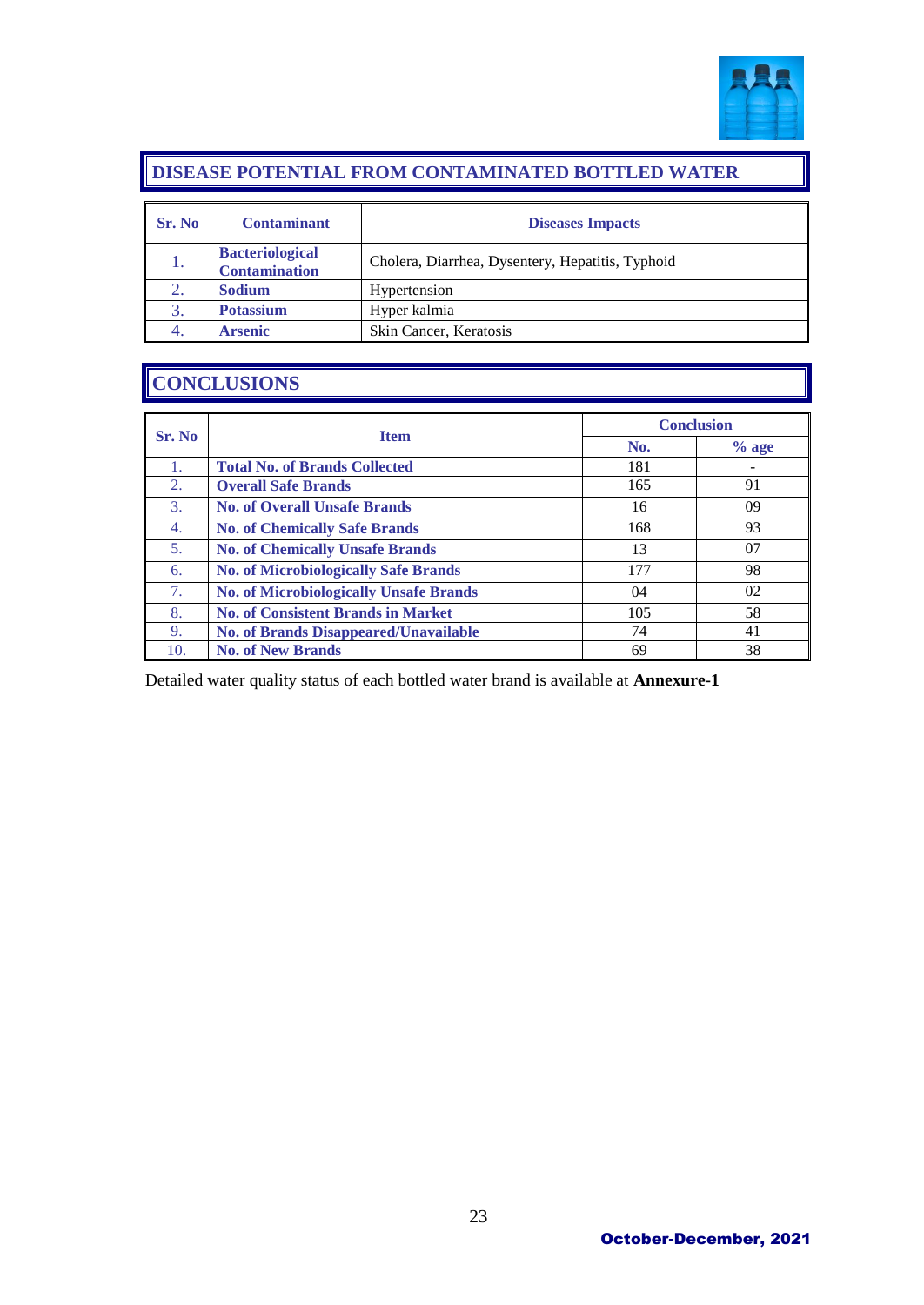## DISEASE POTENTIAL FROM CONTAMINATED BOTTLED WATER

| Sr. No | Contaminant | Diseases Impacts |
|---|---|---|
| 1. | **Bacteriological Contamination** | Cholera, Diarrhea, Dysentery, Hepatitis, Typhoid |
| 2. | **Sodium** | Hypertension |
| 3. | **Potassium** | Hyper kalmia |
| 4. | **Arsenic** | Skin Cancer, Keratosis |

## CONCLUSIONS

| Sr. No | Item | Conclusion | |
|---|---|---|---|
| | | No. | % age |
| 1. | **Total No. of Brands Collected** | 181 | - |
| 2. | **Overall Safe Brands** | 165 | 91 |
| 3. | **No. of Overall Unsafe Brands** | 16 | 09 |
| 4. | **No. of Chemically Safe Brands** | 168 | 93 |
| 5. | **No. of Chemically Unsafe Brands** | 13 | 07 |
| 6. | **No. of Microbiologically Safe Brands** | 177 | 98 |
| 7. | **No. of Microbiologically Unsafe Brands** | 04 | 02 |
| 8. | **No. of Consistent Brands in Market** | 105 | 58 |
| 9. | **No. of Brands Disappeared/Unavailable** | 74 | 41 |
| 10. | **No. of New Brands** | 69 | 38 |

Detailed water quality status of each bottled water brand is available at **Annexure-1**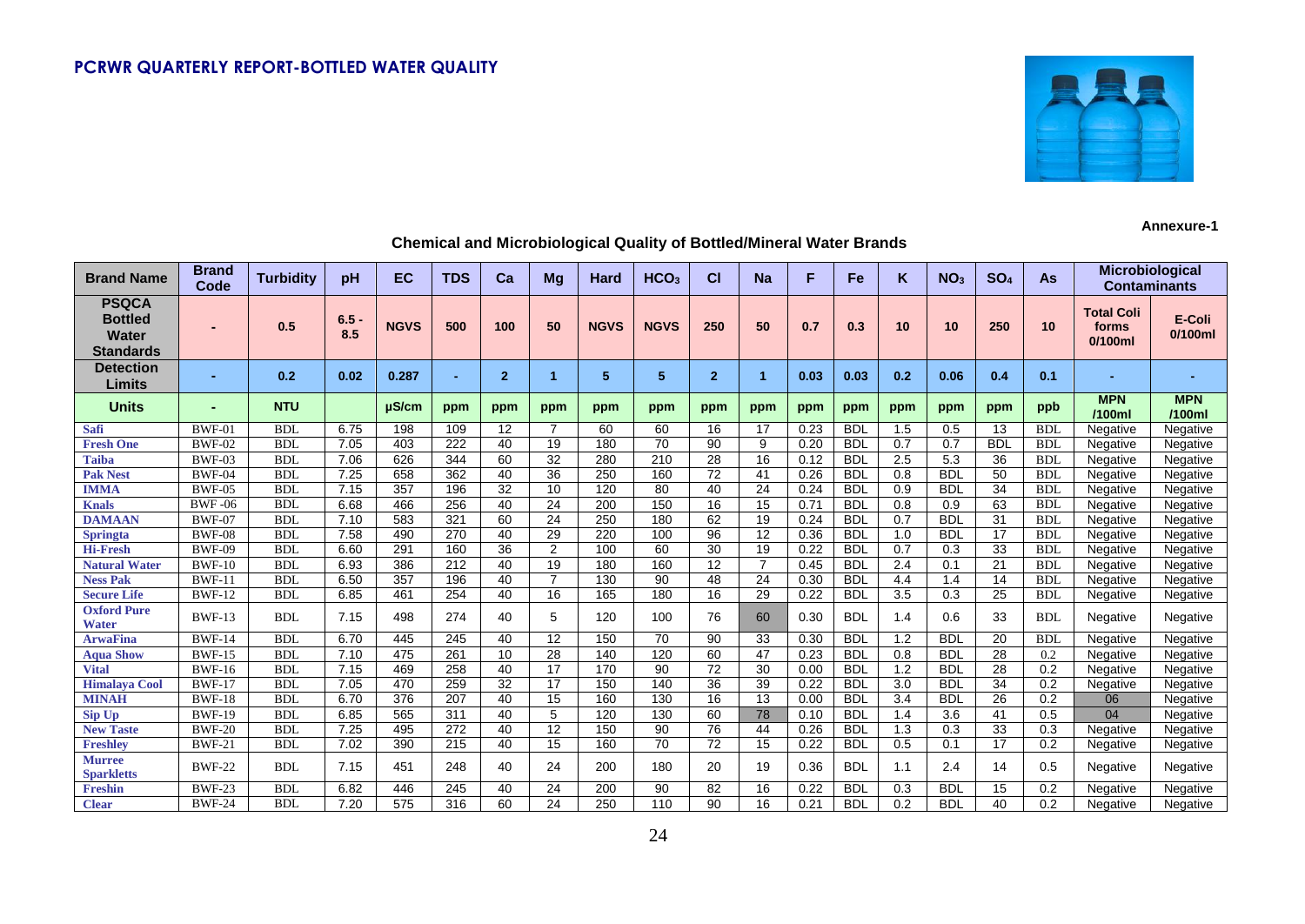# PCRWR QUARTERLY REPORT-BOTTLED WATER QUALITY

**Annexure-1**

## Chemical and Microbiological Quality of Bottled/Mineral Water Brands

| Brand Name | Brand Code | Turbidity | pH | EC | TDS | Ca | Mg | Hard | $HCO_3$ | Cl | Na | F | Fe | K | $NO_3$ | $SO_4$ | As | Microbiological Contaminants | |
|---|---|---|---|---|---|---|---|---|---|---|---|---|---|---|---|---|---|---|---|
| **PSQCA Bottled Water Standards** | - | 0.5 | 6.5 - 8.5 | NGVS | 500 | 100 | 50 | NGVS | NGVS | 250 | 50 | 0.7 | 0.3 | 10 | 10 | 250 | 10 | Total Coli forms 0/100ml | E-Coli 0/100ml |
| **Detection Limits** | - | 0.2 | 0.02 | 0.287 | - | 2 | 1 | 5 | 5 | 2 | 1 | 0.03 | 0.03 | 0.2 | 0.06 | 0.4 | 0.1 | - | - |
| **Units** | - | NTU | | µS/cm | ppm | ppm | ppm | ppm | ppm | ppm | ppm | ppm | ppm | ppm | ppm | ppm | ppb | MPN /100ml | MPN /100ml |
| Safi | BWF-01 | BDL | 6.75 | 198 | 109 | 12 | 7 | 60 | 60 | 16 | 17 | 0.23 | BDL | 1.5 | 0.5 | 13 | BDL | Negative | Negative |
| Fresh One | BWF-02 | BDL | 7.05 | 403 | 222 | 40 | 19 | 180 | 70 | 90 | 9 | 0.20 | BDL | 0.7 | 0.7 | BDL | BDL | Negative | Negative |
| Taiba | BWF-03 | BDL | 7.06 | 626 | 344 | 60 | 32 | 280 | 210 | 28 | 16 | 0.12 | BDL | 2.5 | 5.3 | 36 | BDL | Negative | Negative |
| Pak Nest | BWF-04 | BDL | 7.25 | 658 | 362 | 40 | 36 | 250 | 160 | 72 | 41 | 0.26 | BDL | 0.8 | BDL | 50 | BDL | Negative | Negative |
| IMMA | BWF-05 | BDL | 7.15 | 357 | 196 | 32 | 10 | 120 | 80 | 40 | 24 | 0.24 | BDL | 0.9 | BDL | 34 | BDL | Negative | Negative |
| Knals | BWF -06 | BDL | 6.68 | 466 | 256 | 40 | 24 | 200 | 150 | 16 | 15 | 0.71 | BDL | 0.8 | 0.9 | 63 | BDL | Negative | Negative |
| DAMAAN | BWF-07 | BDL | 7.10 | 583 | 321 | 60 | 24 | 250 | 180 | 62 | 19 | 0.24 | BDL | 0.7 | BDL | 31 | BDL | Negative | Negative |
| Springta | BWF-08 | BDL | 7.58 | 490 | 270 | 40 | 29 | 220 | 100 | 96 | 12 | 0.36 | BDL | 1.0 | BDL | 17 | BDL | Negative | Negative |
| Hi-Fresh | BWF-09 | BDL | 6.60 | 291 | 160 | 36 | 2 | 100 | 60 | 30 | 19 | 0.22 | BDL | 0.7 | 0.3 | 33 | BDL | Negative | Negative |
| Natural Water | BWF-10 | BDL | 6.93 | 386 | 212 | 40 | 19 | 180 | 160 | 12 | 7 | 0.45 | BDL | 2.4 | 0.1 | 21 | BDL | Negative | Negative |
| Ness Pak | BWF-11 | BDL | 6.50 | 357 | 196 | 40 | 7 | 130 | 90 | 48 | 24 | 0.30 | BDL | 4.4 | 1.4 | 14 | BDL | Negative | Negative |
| Secure Life | BWF-12 | BDL | 6.85 | 461 | 254 | 40 | 16 | 165 | 180 | 16 | 29 | 0.22 | BDL | 3.5 | 0.3 | 25 | BDL | Negative | Negative |
| Oxford Pure Water | BWF-13 | BDL | 7.15 | 498 | 274 | 40 | 5 | 120 | 100 | 76 | 60 | 0.30 | BDL | 1.4 | 0.6 | 33 | BDL | Negative | Negative |
| ArwaFina | BWF-14 | BDL | 6.70 | 445 | 245 | 40 | 12 | 150 | 70 | 90 | 33 | 0.30 | BDL | 1.2 | BDL | 20 | BDL | Negative | Negative |
| Aqua Show | BWF-15 | BDL | 7.10 | 475 | 261 | 10 | 28 | 140 | 120 | 60 | 47 | 0.23 | BDL | 0.8 | BDL | 28 | 0.2 | Negative | Negative |
| Vital | BWF-16 | BDL | 7.15 | 469 | 258 | 40 | 17 | 170 | 90 | 72 | 30 | 0.00 | BDL | 1.2 | BDL | 28 | 0.2 | Negative | Negative |
| Himalaya Cool | BWF-17 | BDL | 7.05 | 470 | 259 | 32 | 17 | 150 | 140 | 36 | 39 | 0.22 | BDL | 3.0 | BDL | 34 | 0.2 | Negative | Negative |
| MINAH | BWF-18 | BDL | 6.70 | 376 | 207 | 40 | 15 | 160 | 130 | 16 | 13 | 0.00 | BDL | 3.4 | BDL | 26 | 0.2 | 06 | Negative |
| Sip Up | BWF-19 | BDL | 6.85 | 565 | 311 | 40 | 5 | 120 | 130 | 60 | 78 | 0.10 | BDL | 1.4 | 3.6 | 41 | 0.5 | 04 | Negative |
| New Taste | BWF-20 | BDL | 7.25 | 495 | 272 | 40 | 12 | 150 | 90 | 76 | 44 | 0.26 | BDL | 1.3 | 0.3 | 33 | 0.3 | Negative | Negative |
| Freshley | BWF-21 | BDL | 7.02 | 390 | 215 | 40 | 15 | 160 | 70 | 72 | 15 | 0.22 | BDL | 0.5 | 0.1 | 17 | 0.2 | Negative | Negative |
| Murree Sparkletts | BWF-22 | BDL | 7.15 | 451 | 248 | 40 | 24 | 200 | 180 | 20 | 19 | 0.36 | BDL | 1.1 | 2.4 | 14 | 0.5 | Negative | Negative |
| Freshin | BWF-23 | BDL | 6.82 | 446 | 245 | 40 | 24 | 200 | 90 | 82 | 16 | 0.22 | BDL | 0.3 | BDL | 15 | 0.2 | Negative | Negative |
| Clear | BWF-24 | BDL | 7.20 | 575 | 316 | 60 | 24 | 250 | 110 | 90 | 16 | 0.21 | BDL | 0.2 | BDL | 40 | 0.2 | Negative | Negative |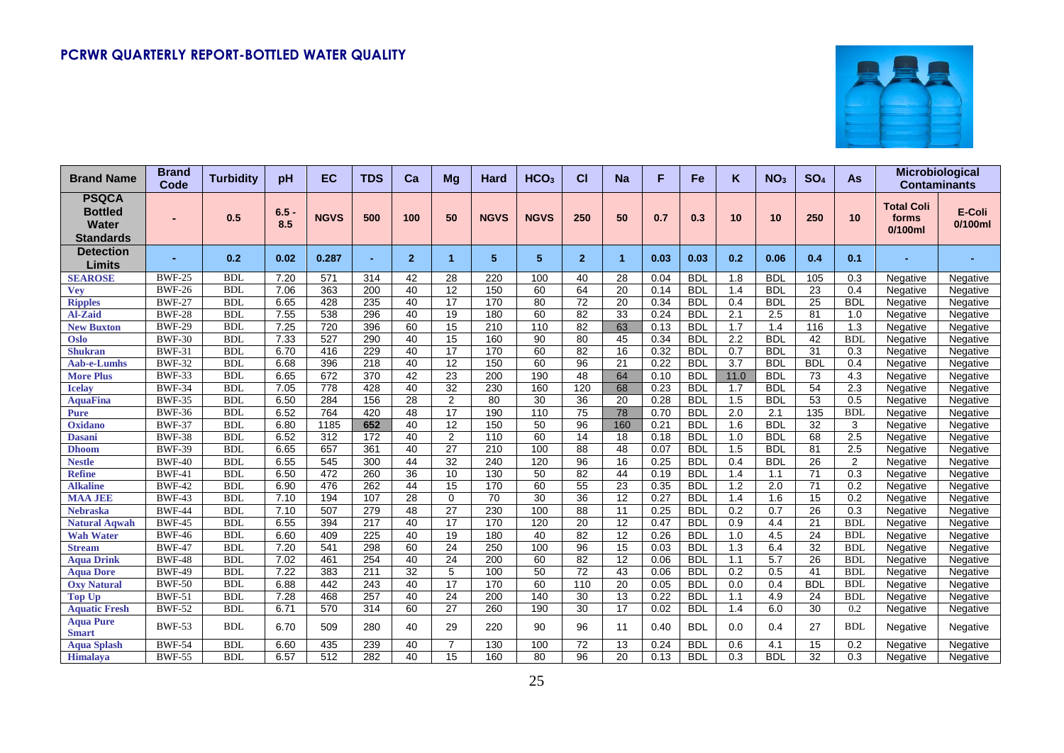## PCRWR QUARTERLY REPORT-BOTTLED WATER QUALITY

| Brand Name | Brand Code | Turbidity | pH | EC | TDS | Ca | Mg | Hard | $HCO_3$ | Cl | Na | F | Fe | K | $NO_3$ | $SO_4$ | As | Microbiological Contaminants | |
|---|---|---|---|---|---|---|---|---|---|---|---|---|---|---|---|---|---|---|---|
| | | | | | | | | | | | | | | | | | | Total Coli forms 0/100ml | E-Coli 0/100ml |
| **PSQCA Bottled Water Standards** | - | 0.5 | 6.5 - 8.5 | NGVS | 500 | 100 | 50 | NGVS | NGVS | 250 | 50 | 0.7 | 0.3 | 10 | 10 | 250 | 10 | | |
| **Detection Limits** | - | 0.2 | 0.02 | 0.287 | - | 2 | 1 | 5 | 5 | 2 | 1 | 0.03 | 0.03 | 0.2 | 0.06 | 0.4 | 0.1 | - | - |
| SEAROSE | BWF-25 | BDL | 7.20 | 571 | 314 | 42 | 28 | 220 | 100 | 40 | 28 | 0.04 | BDL | 1.8 | BDL | 105 | 0.3 | Negative | Negative |
| Vey | BWF-26 | BDL | 7.06 | 363 | 200 | 40 | 12 | 150 | 60 | 64 | 20 | 0.14 | BDL | 1.4 | BDL | 23 | 0.4 | Negative | Negative |
| Ripples | BWF-27 | BDL | 6.65 | 428 | 235 | 40 | 17 | 170 | 80 | 72 | 20 | 0.34 | BDL | 0.4 | BDL | 25 | BDL | Negative | Negative |
| Al-Zaid | BWF-28 | BDL | 7.55 | 538 | 296 | 40 | 19 | 180 | 60 | 82 | 33 | 0.24 | BDL | 2.1 | 2.5 | 81 | 1.0 | Negative | Negative |
| New Buxton | BWF-29 | BDL | 7.25 | 720 | 396 | 60 | 15 | 210 | 110 | 82 | 63 | 0.13 | BDL | 1.7 | 1.4 | 116 | 1.3 | Negative | Negative |
| Oslo | BWF-30 | BDL | 7.33 | 527 | 290 | 40 | 15 | 160 | 90 | 80 | 45 | 0.34 | BDL | 2.2 | BDL | 42 | BDL | Negative | Negative |
| Shukran | BWF-31 | BDL | 6.70 | 416 | 229 | 40 | 17 | 170 | 60 | 82 | 16 | 0.32 | BDL | 0.7 | BDL | 31 | 0.3 | Negative | Negative |
| Aab-e-Lumhs | BWF-32 | BDL | 6.68 | 396 | 218 | 40 | 12 | 150 | 60 | 96 | 21 | 0.22 | BDL | 3.7 | BDL | BDL | 0.4 | Negative | Negative |
| More Plus | BWF-33 | BDL | 6.65 | 672 | 370 | 42 | 23 | 200 | 190 | 48 | 64 | 0.10 | BDL | 11.0 | BDL | 73 | 4.3 | Negative | Negative |
| Icelay | BWF-34 | BDL | 7.05 | 778 | 428 | 40 | 32 | 230 | 160 | 120 | 68 | 0.23 | BDL | 1.7 | BDL | 54 | 2.3 | Negative | Negative |
| AquaFina | BWF-35 | BDL | 6.50 | 284 | 156 | 28 | 2 | 80 | 30 | 36 | 20 | 0.28 | BDL | 1.5 | BDL | 53 | 0.5 | Negative | Negative |
| Pure | BWF-36 | BDL | 6.52 | 764 | 420 | 48 | 17 | 190 | 110 | 75 | 78 | 0.70 | BDL | 2.0 | 2.1 | 135 | BDL | Negative | Negative |
| Oxidano | BWF-37 | BDL | 6.80 | 1185 | **652** | 40 | 12 | 150 | 50 | 96 | 160 | 0.21 | BDL | 1.6 | BDL | 32 | 3 | Negative | Negative |
| Dasani | BWF-38 | BDL | 6.52 | 312 | 172 | 40 | 2 | 110 | 60 | 14 | 18 | 0.18 | BDL | 1.0 | BDL | 68 | 2.5 | Negative | Negative |
| Dhoom | BWF-39 | BDL | 6.65 | 657 | 361 | 40 | 27 | 210 | 100 | 88 | 48 | 0.07 | BDL | 1.5 | BDL | 81 | 2.5 | Negative | Negative |
| Nestle | BWF-40 | BDL | 6.55 | 545 | 300 | 44 | 32 | 240 | 120 | 96 | 16 | 0.25 | BDL | 0.4 | BDL | 26 | 2 | Negative | Negative |
| Refine | BWF-41 | BDL | 6.50 | 472 | 260 | 36 | 10 | 130 | 50 | 82 | 44 | 0.19 | BDL | 1.4 | 1.1 | 71 | 0.3 | Negative | Negative |
| Alkaline | BWF-42 | BDL | 6.90 | 476 | 262 | 44 | 15 | 170 | 60 | 55 | 23 | 0.35 | BDL | 1.2 | 2.0 | 71 | 0.2 | Negative | Negative |
| MAA JEE | BWF-43 | BDL | 7.10 | 194 | 107 | 28 | 0 | 70 | 30 | 36 | 12 | 0.27 | BDL | 1.4 | 1.6 | 15 | 0.2 | Negative | Negative |
| Nebraska | BWF-44 | BDL | 7.10 | 507 | 279 | 48 | 27 | 230 | 100 | 88 | 11 | 0.25 | BDL | 0.2 | 0.7 | 26 | 0.3 | Negative | Negative |
| Natural Aqwah | BWF-45 | BDL | 6.55 | 394 | 217 | 40 | 17 | 170 | 120 | 20 | 12 | 0.47 | BDL | 0.9 | 4.4 | 21 | BDL | Negative | Negative |
| Wah Water | BWF-46 | BDL | 6.60 | 409 | 225 | 40 | 19 | 180 | 40 | 82 | 12 | 0.26 | BDL | 1.0 | 4.5 | 24 | BDL | Negative | Negative |
| Stream | BWF-47 | BDL | 7.20 | 541 | 298 | 60 | 24 | 250 | 100 | 96 | 15 | 0.03 | BDL | 1.3 | 6.4 | 32 | BDL | Negative | Negative |
| Aqua Drink | BWF-48 | BDL | 7.02 | 461 | 254 | 40 | 24 | 200 | 60 | 82 | 12 | 0.06 | BDL | 1.1 | 5.7 | 26 | BDL | Negative | Negative |
| Aqua Dore | BWF-49 | BDL | 7.22 | 383 | 211 | 32 | 5 | 100 | 50 | 72 | 43 | 0.06 | BDL | 0.2 | 0.5 | 41 | BDL | Negative | Negative |
| Oxy Natural | BWF-50 | BDL | 6.88 | 442 | 243 | 40 | 17 | 170 | 60 | 110 | 20 | 0.05 | BDL | 0.0 | 0.4 | BDL | BDL | Negative | Negative |
| Top Up | BWF-51 | BDL | 7.28 | 468 | 257 | 40 | 24 | 200 | 140 | 30 | 13 | 0.22 | BDL | 1.1 | 4.9 | 24 | BDL | Negative | Negative |
| Aquatic Fresh | BWF-52 | BDL | 6.71 | 570 | 314 | 60 | 27 | 260 | 190 | 30 | 17 | 0.02 | BDL | 1.4 | 6.0 | 30 | 0.2 | Negative | Negative |
| Aqua Pure Smart | BWF-53 | BDL | 6.70 | 509 | 280 | 40 | 29 | 220 | 90 | 96 | 11 | 0.40 | BDL | 0.0 | 0.4 | 27 | BDL | Negative | Negative |
| Aqua Splash | BWF-54 | BDL | 6.60 | 435 | 239 | 40 | 7 | 130 | 100 | 72 | 13 | 0.24 | BDL | 0.6 | 4.1 | 15 | 0.2 | Negative | Negative |
| Himalaya | BWF-55 | BDL | 6.57 | 512 | 282 | 40 | 15 | 160 | 80 | 96 | 20 | 0.13 | BDL | 0.3 | BDL | 32 | 0.3 | Negative | Negative |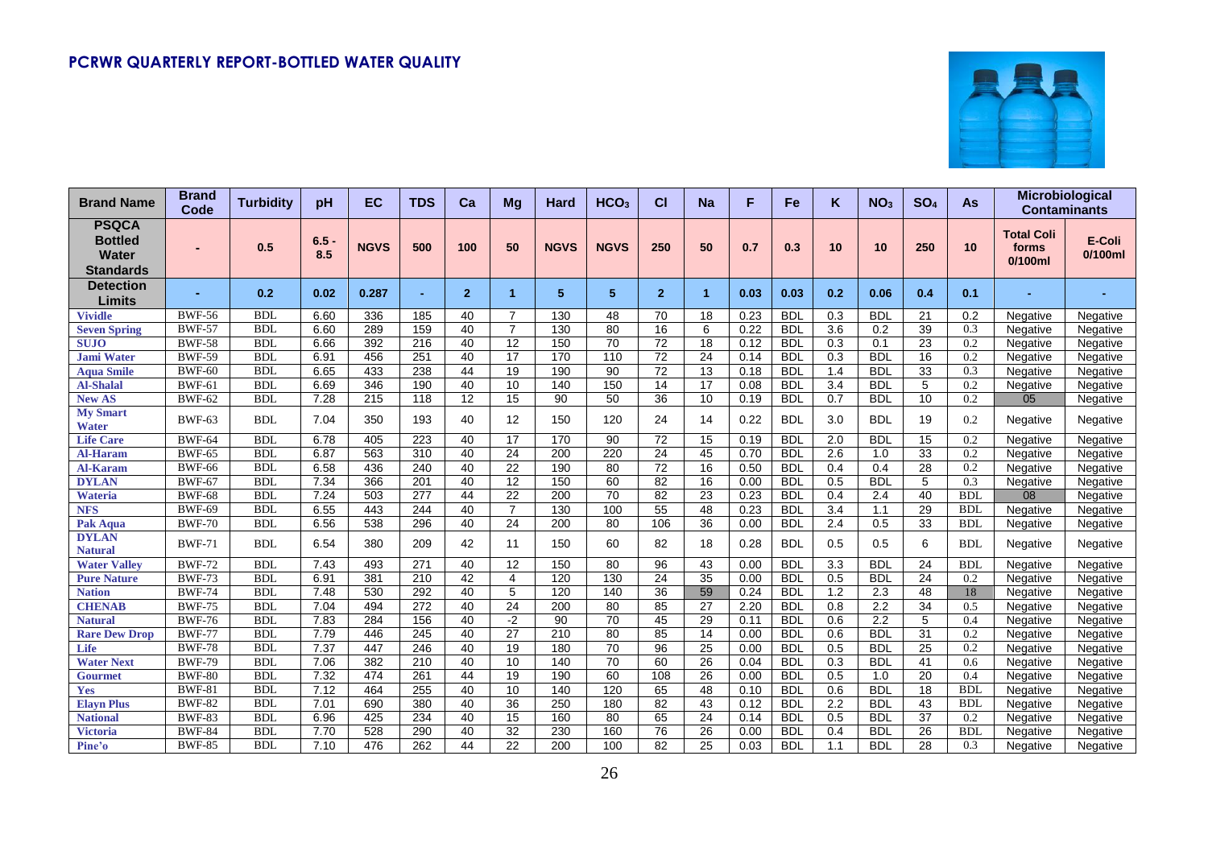# PCRWR QUARTERLY REPORT-BOTTLED WATER QUALITY

| Brand Name | Brand Code | Turbidity | pH | EC | TDS | Ca | Mg | Hard | $HCO_3$ | Cl | Na | F | Fe | K | $NO_3$ | $SO_4$ | As | Microbiological Contaminants | |
|---|---|---|---|---|---|---|---|---|---|---|---|---|---|---|---|---|---|---|---|
| | | | | | | | | | | | | | | | | | | Total Coli forms 0/100ml | E-Coli 0/100ml |
| PSQCA Bottled Water Standards | - | 0.5 | 6.5 - 8.5 | NGVS | 500 | 100 | 50 | NGVS | NGVS | 250 | 50 | 0.7 | 0.3 | 10 | 10 | 250 | 10 | | |
| Detection Limits | - | 0.2 | 0.02 | 0.287 | - | 2 | 1 | 5 | 5 | 2 | 1 | 0.03 | 0.03 | 0.2 | 0.06 | 0.4 | 0.1 | - | - |
| Vividle | BWF-56 | BDL | 6.60 | 336 | 185 | 40 | 7 | 130 | 48 | 70 | 18 | 0.23 | BDL | 0.3 | BDL | 21 | 0.2 | Negative | Negative |
| Seven Spring | BWF-57 | BDL | 6.60 | 289 | 159 | 40 | 7 | 130 | 80 | 16 | 6 | 0.22 | BDL | 3.6 | 0.2 | 39 | 0.3 | Negative | Negative |
| SUJO | BWF-58 | BDL | 6.66 | 392 | 216 | 40 | 12 | 150 | 70 | 72 | 18 | 0.12 | BDL | 0.3 | 0.1 | 23 | 0.2 | Negative | Negative |
| Jami Water | BWF-59 | BDL | 6.91 | 456 | 251 | 40 | 17 | 170 | 110 | 72 | 24 | 0.14 | BDL | 0.3 | BDL | 16 | 0.2 | Negative | Negative |
| Aqua Smile | BWF-60 | BDL | 6.65 | 433 | 238 | 44 | 19 | 190 | 90 | 72 | 13 | 0.18 | BDL | 1.4 | BDL | 33 | 0.3 | Negative | Negative |
| Al-Shalal | BWF-61 | BDL | 6.69 | 346 | 190 | 40 | 10 | 140 | 150 | 14 | 17 | 0.08 | BDL | 3.4 | BDL | 5 | 0.2 | Negative | Negative |
| New AS | BWF-62 | BDL | 7.28 | 215 | 118 | 12 | 15 | 90 | 50 | 36 | 10 | 0.19 | BDL | 0.7 | BDL | 10 | 0.2 | 05 | Negative |
| My Smart Water | BWF-63 | BDL | 7.04 | 350 | 193 | 40 | 12 | 150 | 120 | 24 | 14 | 0.22 | BDL | 3.0 | BDL | 19 | 0.2 | Negative | Negative |
| Life Care | BWF-64 | BDL | 6.78 | 405 | 223 | 40 | 17 | 170 | 90 | 72 | 15 | 0.19 | BDL | 2.0 | BDL | 15 | 0.2 | Negative | Negative |
| Al-Haram | BWF-65 | BDL | 6.87 | 563 | 310 | 40 | 24 | 200 | 220 | 24 | 45 | 0.70 | BDL | 2.6 | 1.0 | 33 | 0.2 | Negative | Negative |
| Al-Karam | BWF-66 | BDL | 6.58 | 436 | 240 | 40 | 22 | 190 | 80 | 72 | 16 | 0.50 | BDL | 0.4 | 0.4 | 28 | 0.2 | Negative | Negative |
| DYLAN | BWF-67 | BDL | 7.34 | 366 | 201 | 40 | 12 | 150 | 60 | 82 | 16 | 0.00 | BDL | 0.5 | BDL | 5 | 0.3 | Negative | Negative |
| Wateria | BWF-68 | BDL | 7.24 | 503 | 277 | 44 | 22 | 200 | 70 | 82 | 23 | 0.23 | BDL | 0.4 | 2.4 | 40 | BDL | 08 | Negative |
| NFS | BWF-69 | BDL | 6.55 | 443 | 244 | 40 | 7 | 130 | 100 | 55 | 48 | 0.23 | BDL | 3.4 | 1.1 | 29 | BDL | Negative | Negative |
| Pak Aqua | BWF-70 | BDL | 6.56 | 538 | 296 | 40 | 24 | 200 | 80 | 106 | 36 | 0.00 | BDL | 2.4 | 0.5 | 33 | BDL | Negative | Negative |
| DYLAN Natural | BWF-71 | BDL | 6.54 | 380 | 209 | 42 | 11 | 150 | 60 | 82 | 18 | 0.28 | BDL | 0.5 | 0.5 | 6 | BDL | Negative | Negative |
| Water Valley | BWF-72 | BDL | 7.43 | 493 | 271 | 40 | 12 | 150 | 80 | 96 | 43 | 0.00 | BDL | 3.3 | BDL | 24 | BDL | Negative | Negative |
| Pure Nature | BWF-73 | BDL | 6.91 | 381 | 210 | 42 | 4 | 120 | 130 | 24 | 35 | 0.00 | BDL | 0.5 | BDL | 24 | 0.2 | Negative | Negative |
| Nation | BWF-74 | BDL | 7.48 | 530 | 292 | 40 | 5 | 120 | 140 | 36 | 59 | 0.24 | BDL | 1.2 | 2.3 | 48 | 18 | Negative | Negative |
| CHENAB | BWF-75 | BDL | 7.04 | 494 | 272 | 40 | 24 | 200 | 80 | 85 | 27 | 2.20 | BDL | 0.8 | 2.2 | 34 | 0.5 | Negative | Negative |
| Natural | BWF-76 | BDL | 7.83 | 284 | 156 | 40 | -2 | 90 | 70 | 45 | 29 | 0.11 | BDL | 0.6 | 2.2 | 5 | 0.4 | Negative | Negative |
| Rare Dew Drop | BWF-77 | BDL | 7.79 | 446 | 245 | 40 | 27 | 210 | 80 | 85 | 14 | 0.00 | BDL | 0.6 | BDL | 31 | 0.2 | Negative | Negative |
| Life | BWF-78 | BDL | 7.37 | 447 | 246 | 40 | 19 | 180 | 70 | 96 | 25 | 0.00 | BDL | 0.5 | BDL | 25 | 0.2 | Negative | Negative |
| Water Next | BWF-79 | BDL | 7.06 | 382 | 210 | 40 | 10 | 140 | 70 | 60 | 26 | 0.04 | BDL | 0.3 | BDL | 41 | 0.6 | Negative | Negative |
| Gourmet | BWF-80 | BDL | 7.32 | 474 | 261 | 44 | 19 | 190 | 60 | 108 | 26 | 0.00 | BDL | 0.5 | 1.0 | 20 | 0.4 | Negative | Negative |
| Yes | BWF-81 | BDL | 7.12 | 464 | 255 | 40 | 10 | 140 | 120 | 65 | 48 | 0.10 | BDL | 0.6 | BDL | 18 | BDL | Negative | Negative |
| Elayn Plus | BWF-82 | BDL | 7.01 | 690 | 380 | 40 | 36 | 250 | 180 | 82 | 43 | 0.12 | BDL | 2.2 | BDL | 43 | BDL | Negative | Negative |
| National | BWF-83 | BDL | 6.96 | 425 | 234 | 40 | 15 | 160 | 80 | 65 | 24 | 0.14 | BDL | 0.5 | BDL | 37 | 0.2 | Negative | Negative |
| Victoria | BWF-84 | BDL | 7.70 | 528 | 290 | 40 | 32 | 230 | 160 | 76 | 26 | 0.00 | BDL | 0.4 | BDL | 26 | BDL | Negative | Negative |
| Pine'o | BWF-85 | BDL | 7.10 | 476 | 262 | 44 | 22 | 200 | 100 | 82 | 25 | 0.03 | BDL | 1.1 | BDL | 28 | 0.3 | Negative | Negative |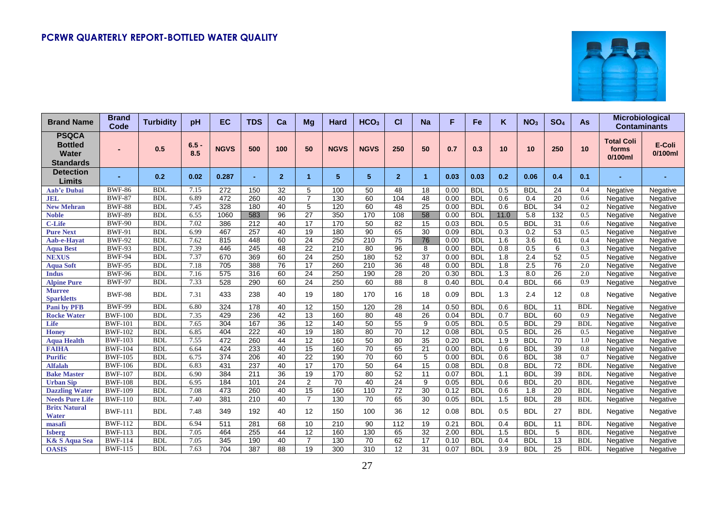## PCRWR QUARTERLY REPORT-BOTTLED WATER QUALITY

| Brand Name | Brand Code | Turbidity | pH | EC | TDS | Ca | Mg | Hard | $HCO_3$ | Cl | Na | F | Fe | K | $NO_3$ | $SO_4$ | As | Microbiological Contaminants | |
|---|---|---|---|---|---|---|---|---|---|---|---|---|---|---|---|---|---|---|---|
| **PSQCA Bottled Water Standards** | - | 0.5 | 6.5 - 8.5 | NGVS | 500 | 100 | 50 | NGVS | NGVS | 250 | 50 | 0.7 | 0.3 | 10 | 10 | 250 | 10 | Total Coli forms 0/100ml | E-Coli 0/100ml |
| **Detection Limits** | - | 0.2 | 0.02 | 0.287 | - | 2 | 1 | 5 | 5 | 2 | 1 | 0.03 | 0.03 | 0.2 | 0.06 | 0.4 | 0.1 | - | - |
| Aab'e Dubai | BWF-86 | BDL | 7.15 | 272 | 150 | 32 | 5 | 100 | 50 | 48 | 18 | 0.00 | BDL | 0.5 | BDL | 24 | 0.4 | Negative | Negative |
| JEL | BWF-87 | BDL | 6.89 | 472 | 260 | 40 | 7 | 130 | 60 | 104 | 48 | 0.00 | BDL | 0.6 | 0.4 | 20 | 0.6 | Negative | Negative |
| New Mehran | BWF-88 | BDL | 7.45 | 328 | 180 | 40 | 5 | 120 | 60 | 48 | 25 | 0.00 | BDL | 0.6 | BDL | 34 | 0.2 | Negative | Negative |
| Noble | BWF-89 | BDL | 6.55 | 1060 | 583 | 96 | 27 | 350 | 170 | 108 | 58 | 0.00 | BDL | 11.0 | 5.8 | 132 | 0.5 | Negative | Negative |
| C-Life | BWF-90 | BDL | 7.02 | 386 | 212 | 40 | 17 | 170 | 50 | 82 | 15 | 0.03 | BDL | 0.5 | BDL | 31 | 0.6 | Negative | Negative |
| Pure Next | BWF-91 | BDL | 6.99 | 467 | 257 | 40 | 19 | 180 | 90 | 65 | 30 | 0.09 | BDL | 0.3 | 0.2 | 53 | 0.5 | Negative | Negative |
| Aab-e-Hayat | BWF-92 | BDL | 7.62 | 815 | 448 | 60 | 24 | 250 | 210 | 75 | 76 | 0.00 | BDL | 1.6 | 3.6 | 61 | 0.4 | Negative | Negative |
| Aqua Best | BWF-93 | BDL | 7.39 | 446 | 245 | 48 | 22 | 210 | 80 | 96 | 8 | 0.00 | BDL | 0.8 | 0.5 | 6 | 0.3 | Negative | Negative |
| NEXUS | BWF-94 | BDL | 7.37 | 670 | 369 | 60 | 24 | 250 | 180 | 52 | 37 | 0.00 | BDL | 1.8 | 2.4 | 52 | 0.5 | Negative | Negative |
| Aqua Soft | BWF-95 | BDL | 7.18 | 705 | 388 | 76 | 17 | 260 | 210 | 36 | 48 | 0.00 | BDL | 1.8 | 2.5 | 76 | 2.0 | Negative | Negative |
| Indus | BWF-96 | BDL | 7.16 | 575 | 316 | 60 | 24 | 250 | 190 | 28 | 20 | 0.30 | BDL | 1.3 | 8.0 | 26 | 2.0 | Negative | Negative |
| Alpine Pure | BWF-97 | BDL | 7.33 | 528 | 290 | 60 | 24 | 250 | 60 | 88 | 8 | 0.40 | BDL | 0.4 | BDL | 66 | 0.9 | Negative | Negative |
| Murree Sparkletts | BWF-98 | BDL | 7.31 | 433 | 238 | 40 | 19 | 180 | 170 | 16 | 18 | 0.09 | BDL | 1.3 | 2.4 | 12 | 0.8 | Negative | Negative |
| Pani by PFB | BWF-99 | BDL | 6.80 | 324 | 178 | 40 | 12 | 150 | 120 | 28 | 14 | 0.50 | BDL | 0.6 | BDL | 11 | BDL | Negative | Negative |
| Rocke Water | BWF-100 | BDL | 7.35 | 429 | 236 | 42 | 13 | 160 | 80 | 48 | 26 | 0.04 | BDL | 0.7 | BDL | 60 | 0.9 | Negative | Negative |
| Life | BWF-101 | BDL | 7.65 | 304 | 167 | 36 | 12 | 140 | 50 | 55 | 9 | 0.05 | BDL | 0.5 | BDL | 29 | BDL | Negative | Negative |
| Honey | BWF-102 | BDL | 6.85 | 404 | 222 | 40 | 19 | 180 | 80 | 70 | 12 | 0.08 | BDL | 0.5 | BDL | 26 | 0.5 | Negative | Negative |
| Aqua Health | BWF-103 | BDL | 7.55 | 472 | 260 | 44 | 12 | 160 | 50 | 80 | 35 | 0.20 | BDL | 1.9 | BDL | 70 | 1.0 | Negative | Negative |
| FAIHA | BWF-104 | BDL | 6.64 | 424 | 233 | 40 | 15 | 160 | 70 | 65 | 21 | 0.00 | BDL | 0.6 | BDL | 39 | 0.8 | Negative | Negative |
| Purific | BWF-105 | BDL | 6.75 | 374 | 206 | 40 | 22 | 190 | 70 | 60 | 5 | 0.00 | BDL | 0.6 | BDL | 38 | 0.7 | Negative | Negative |
| Alfalah | BWF-106 | BDL | 6.83 | 431 | 237 | 40 | 17 | 170 | 50 | 64 | 15 | 0.08 | BDL | 0.8 | BDL | 72 | BDL | Negative | Negative |
| Bake Master | BWF-107 | BDL | 6.90 | 384 | 211 | 36 | 19 | 170 | 80 | 52 | 11 | 0.07 | BDL | 1.1 | BDL | 39 | BDL | Negative | Negative |
| Urban Sip | BWF-108 | BDL | 6.95 | 184 | 101 | 24 | 2 | 70 | 40 | 24 | 9 | 0.05 | BDL | 0.6 | BDL | 20 | BDL | Negative | Negative |
| Dazzling Water | BWF-109 | BDL | 7.08 | 473 | 260 | 40 | 15 | 160 | 110 | 72 | 30 | 0.12 | BDL | 0.6 | 1.8 | 20 | BDL | Negative | Negative |
| Needs Pure Life | BWF-110 | BDL | 7.40 | 381 | 210 | 40 | 7 | 130 | 70 | 65 | 30 | 0.05 | BDL | 1.5 | BDL | 28 | BDL | Negative | Negative |
| Britx Natural Water | BWF-111 | BDL | 7.48 | 349 | 192 | 40 | 12 | 150 | 100 | 36 | 12 | 0.08 | BDL | 0.5 | BDL | 27 | BDL | Negative | Negative |
| masafi | BWF-112 | BDL | 6.94 | 511 | 281 | 68 | 10 | 210 | 90 | 112 | 19 | 0.21 | BDL | 0.4 | BDL | 11 | BDL | Negative | Negative |
| Isberg | BWF-113 | BDL | 7.05 | 464 | 255 | 44 | 12 | 160 | 130 | 65 | 32 | 2.00 | BDL | 1.5 | BDL | 5 | BDL | Negative | Negative |
| K& S Aqua Sea | BWF-114 | BDL | 7.05 | 345 | 190 | 40 | 7 | 130 | 70 | 62 | 17 | 0.10 | BDL | 0.4 | BDL | 13 | BDL | Negative | Negative |
| OASIS | BWF-115 | BDL | 7.63 | 704 | 387 | 88 | 19 | 300 | 310 | 12 | 31 | 0.07 | BDL | 3.9 | BDL | 25 | BDL | Negative | Negative |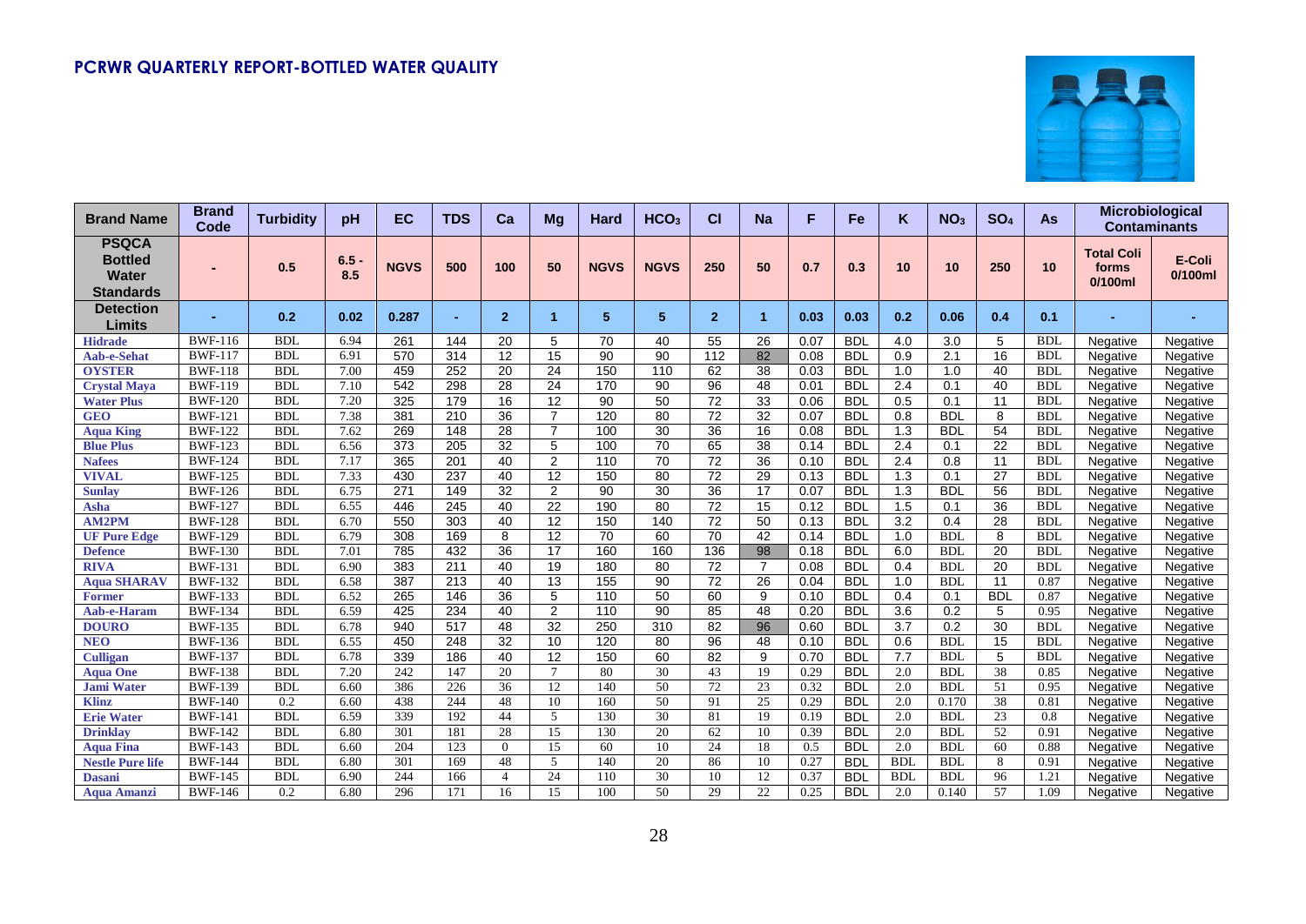## PCRWR QUARTERLY REPORT-BOTTLED WATER QUALITY

| Brand Name | Brand Code | Turbidity | pH | EC | TDS | Ca | Mg | Hard | $HCO_3$ | Cl | Na | F | Fe | K | $NO_3$ | $SO_4$ | As | Microbiological Contaminants | |
|---|---|---|---|---|---|---|---|---|---|---|---|---|---|---|---|---|---|---|---|
| **PSQCA Bottled Water Standards** | - | 0.5 | 6.5 - 8.5 | NGVS | 500 | 100 | 50 | NGVS | NGVS | 250 | 50 | 0.7 | 0.3 | 10 | 10 | 250 | 10 | Total Coli forms 0/100ml | E-Coli 0/100ml |
| **Detection Limits** | - | 0.2 | 0.02 | 0.287 | - | 2 | 1 | 5 | 5 | 2 | 1 | 0.03 | 0.03 | 0.2 | 0.06 | 0.4 | 0.1 | - | - |
| Hidrade | BWF-116 | BDL | 6.94 | 261 | 144 | 20 | 5 | 70 | 40 | 55 | 26 | 0.07 | BDL | 4.0 | 3.0 | 5 | BDL | Negative | Negative |
| Aab-e-Sehat | BWF-117 | BDL | 6.91 | 570 | 314 | 12 | 15 | 90 | 90 | 112 | 82 | 0.08 | BDL | 0.9 | 2.1 | 16 | BDL | Negative | Negative |
| OYSTER | BWF-118 | BDL | 7.00 | 459 | 252 | 20 | 24 | 150 | 110 | 62 | 38 | 0.03 | BDL | 1.0 | 1.0 | 40 | BDL | Negative | Negative |
| Crystal Maya | BWF-119 | BDL | 7.10 | 542 | 298 | 28 | 24 | 170 | 90 | 96 | 48 | 0.01 | BDL | 2.4 | 0.1 | 40 | BDL | Negative | Negative |
| Water Plus | BWF-120 | BDL | 7.20 | 325 | 179 | 16 | 12 | 90 | 50 | 72 | 33 | 0.06 | BDL | 0.5 | 0.1 | 11 | BDL | Negative | Negative |
| GEO | BWF-121 | BDL | 7.38 | 381 | 210 | 36 | 7 | 120 | 80 | 72 | 32 | 0.07 | BDL | 0.8 | BDL | 8 | BDL | Negative | Negative |
| Aqua King | BWF-122 | BDL | 7.62 | 269 | 148 | 28 | 7 | 100 | 30 | 36 | 16 | 0.08 | BDL | 1.3 | BDL | 54 | BDL | Negative | Negative |
| Blue Plus | BWF-123 | BDL | 6.56 | 373 | 205 | 32 | 5 | 100 | 70 | 65 | 38 | 0.14 | BDL | 2.4 | 0.1 | 22 | BDL | Negative | Negative |
| Nafees | BWF-124 | BDL | 7.17 | 365 | 201 | 40 | 2 | 110 | 70 | 72 | 36 | 0.10 | BDL | 2.4 | 0.8 | 11 | BDL | Negative | Negative |
| VIVAL | BWF-125 | BDL | 7.33 | 430 | 237 | 40 | 12 | 150 | 80 | 72 | 29 | 0.13 | BDL | 1.3 | 0.1 | 27 | BDL | Negative | Negative |
| Sunlay | BWF-126 | BDL | 6.75 | 271 | 149 | 32 | 2 | 90 | 30 | 36 | 17 | 0.07 | BDL | 1.3 | BDL | 56 | BDL | Negative | Negative |
| Asha | BWF-127 | BDL | 6.55 | 446 | 245 | 40 | 22 | 190 | 80 | 72 | 15 | 0.12 | BDL | 1.5 | 0.1 | 36 | BDL | Negative | Negative |
| AM2PM | BWF-128 | BDL | 6.70 | 550 | 303 | 40 | 12 | 150 | 140 | 72 | 50 | 0.13 | BDL | 3.2 | 0.4 | 28 | BDL | Negative | Negative |
| UF Pure Edge | BWF-129 | BDL | 6.79 | 308 | 169 | 8 | 12 | 70 | 60 | 70 | 42 | 0.14 | BDL | 1.0 | BDL | 8 | BDL | Negative | Negative |
| Defence | BWF-130 | BDL | 7.01 | 785 | 432 | 36 | 17 | 160 | 160 | 136 | 98 | 0.18 | BDL | 6.0 | BDL | 20 | BDL | Negative | Negative |
| RIVA | BWF-131 | BDL | 6.90 | 383 | 211 | 40 | 19 | 180 | 80 | 72 | 7 | 0.08 | BDL | 0.4 | BDL | 20 | BDL | Negative | Negative |
| Aqua SHARAV | BWF-132 | BDL | 6.58 | 387 | 213 | 40 | 13 | 155 | 90 | 72 | 26 | 0.04 | BDL | 1.0 | BDL | 11 | 0.87 | Negative | Negative |
| Former | BWF-133 | BDL | 6.52 | 265 | 146 | 36 | 5 | 110 | 50 | 60 | 9 | 0.10 | BDL | 0.4 | 0.1 | BDL | 0.87 | Negative | Negative |
| Aab-e-Haram | BWF-134 | BDL | 6.59 | 425 | 234 | 40 | 2 | 110 | 90 | 85 | 48 | 0.20 | BDL | 3.6 | 0.2 | 5 | 0.95 | Negative | Negative |
| DOURO | BWF-135 | BDL | 6.78 | 940 | 517 | 48 | 32 | 250 | 310 | 82 | 96 | 0.60 | BDL | 3.7 | 0.2 | 30 | BDL | Negative | Negative |
| NEO | BWF-136 | BDL | 6.55 | 450 | 248 | 32 | 10 | 120 | 80 | 96 | 48 | 0.10 | BDL | 0.6 | BDL | 15 | BDL | Negative | Negative |
| Culligan | BWF-137 | BDL | 6.78 | 339 | 186 | 40 | 12 | 150 | 60 | 82 | 9 | 0.70 | BDL | 7.7 | BDL | 5 | BDL | Negative | Negative |
| Aqua One | BWF-138 | BDL | 7.20 | 242 | 147 | 20 | 7 | 80 | 30 | 43 | 19 | 0.29 | BDL | 2.0 | BDL | 38 | 0.85 | Negative | Negative |
| Jami Water | BWF-139 | BDL | 6.60 | 386 | 226 | 36 | 12 | 140 | 50 | 72 | 23 | 0.32 | BDL | 2.0 | BDL | 51 | 0.95 | Negative | Negative |
| Klinz | BWF-140 | 0.2 | 6.60 | 438 | 244 | 48 | 10 | 160 | 50 | 91 | 25 | 0.29 | BDL | 2.0 | 0.170 | 38 | 0.81 | Negative | Negative |
| Erie Water | BWF-141 | BDL | 6.59 | 339 | 192 | 44 | 5 | 130 | 30 | 81 | 19 | 0.19 | BDL | 2.0 | BDL | 23 | 0.8 | Negative | Negative |
| Drinklay | BWF-142 | BDL | 6.80 | 301 | 181 | 28 | 15 | 130 | 20 | 62 | 10 | 0.39 | BDL | 2.0 | BDL | 52 | 0.91 | Negative | Negative |
| Aqua Fina | BWF-143 | BDL | 6.60 | 204 | 123 | 0 | 15 | 60 | 10 | 24 | 18 | 0.5 | BDL | 2.0 | BDL | 60 | 0.88 | Negative | Negative |
| Nestle Pure life | BWF-144 | BDL | 6.80 | 301 | 169 | 48 | 5 | 140 | 20 | 86 | 10 | 0.27 | BDL | BDL | BDL | 8 | 0.91 | Negative | Negative |
| Dasani | BWF-145 | BDL | 6.90 | 244 | 166 | 4 | 24 | 110 | 30 | 10 | 12 | 0.37 | BDL | BDL | BDL | 96 | 1.21 | Negative | Negative |
| Aqua Amanzi | BWF-146 | 0.2 | 6.80 | 296 | 171 | 16 | 15 | 100 | 50 | 29 | 22 | 0.25 | BDL | 2.0 | 0.140 | 57 | 1.09 | Negative | Negative |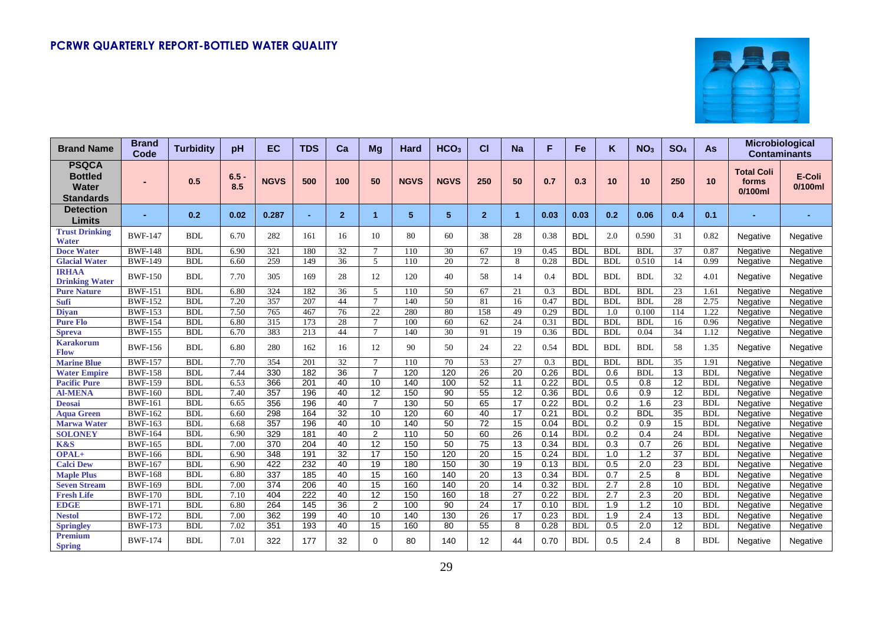# PCRWR QUARTERLY REPORT-BOTTLED WATER QUALITY

| Brand Name | Brand Code | Turbidity | pH | EC | TDS | Ca | Mg | Hard | $HCO_3$ | Cl | Na | F | Fe | K | $NO_3$ | $SO_4$ | As | Microbiological Contaminants | |
|---|---|---|---|---|---|---|---|---|---|---|---|---|---|---|---|---|---|---|---|
| | | | | | | | | | | | | | | | | | | Total Coli forms 0/100ml | E-Coli 0/100ml |
| **PSQCA Bottled Water Standards** | - | 0.5 | 6.5 - 8.5 | NGVS | 500 | 100 | 50 | NGVS | NGVS | 250 | 50 | 0.7 | 0.3 | 10 | 10 | 250 | 10 | | |
| **Detection Limits** | - | 0.2 | 0.02 | 0.287 | - | 2 | 1 | 5 | 5 | 2 | 1 | 0.03 | 0.03 | 0.2 | 0.06 | 0.4 | 0.1 | - | - |
| Trust Drinking Water | BWF-147 | BDL | 6.70 | 282 | 161 | 16 | 10 | 80 | 60 | 38 | 28 | 0.38 | BDL | 2.0 | 0.590 | 31 | 0.82 | Negative | Negative |
| Doce Water | BWF-148 | BDL | 6.90 | 321 | 180 | 32 | 7 | 110 | 30 | 67 | 19 | 0.45 | BDL | BDL | BDL | 37 | 0.87 | Negative | Negative |
| Glacial Water | BWF-149 | BDL | 6.60 | 259 | 149 | 36 | 5 | 110 | 20 | 72 | 8 | 0.28 | BDL | BDL | 0.510 | 14 | 0.99 | Negative | Negative |
| IRHAA Drinking Water | BWF-150 | BDL | 7.70 | 305 | 169 | 28 | 12 | 120 | 40 | 58 | 14 | 0.4 | BDL | BDL | BDL | 32 | 4.01 | Negative | Negative |
| Pure Nature | BWF-151 | BDL | 6.80 | 324 | 182 | 36 | 5 | 110 | 50 | 67 | 21 | 0.3 | BDL | BDL | BDL | 23 | 1.61 | Negative | Negative |
| Sufi | BWF-152 | BDL | 7.20 | 357 | 207 | 44 | 7 | 140 | 50 | 81 | 16 | 0.47 | BDL | BDL | BDL | 28 | 2.75 | Negative | Negative |
| Diyan | BWF-153 | BDL | 7.50 | 765 | 467 | 76 | 22 | 280 | 80 | 158 | 49 | 0.29 | BDL | 1.0 | 0.100 | 114 | 1.22 | Negative | Negative |
| Pure Flo | BWF-154 | BDL | 6.80 | 315 | 173 | 28 | 7 | 100 | 60 | 62 | 24 | 0.31 | BDL | BDL | BDL | 16 | 0.96 | Negative | Negative |
| Spreva | BWF-155 | BDL | 6.70 | 383 | 213 | 44 | 7 | 140 | 30 | 91 | 19 | 0.36 | BDL | BDL | 0.04 | 34 | 1.12 | Negative | Negative |
| Karakorum Flow | BWF-156 | BDL | 6.80 | 280 | 162 | 16 | 12 | 90 | 50 | 24 | 22 | 0.54 | BDL | BDL | BDL | 58 | 1.35 | Negative | Negative |
| Marine Blue | BWF-157 | BDL | 7.70 | 354 | 201 | 32 | 7 | 110 | 70 | 53 | 27 | 0.3 | BDL | BDL | BDL | 35 | 1.91 | Negative | Negative |
| Water Empire | BWF-158 | BDL | 7.44 | 330 | 182 | 36 | 7 | 120 | 120 | 26 | 20 | 0.26 | BDL | 0.6 | BDL | 13 | BDL | Negative | Negative |
| Pacific Pure | BWF-159 | BDL | 6.53 | 366 | 201 | 40 | 10 | 140 | 100 | 52 | 11 | 0.22 | BDL | 0.5 | 0.8 | 12 | BDL | Negative | Negative |
| Al-MENA | BWF-160 | BDL | 7.40 | 357 | 196 | 40 | 12 | 150 | 90 | 55 | 12 | 0.36 | BDL | 0.6 | 0.9 | 12 | BDL | Negative | Negative |
| Deosai | BWF-161 | BDL | 6.65 | 356 | 196 | 40 | 7 | 130 | 50 | 65 | 17 | 0.22 | BDL | 0.2 | 1.6 | 23 | BDL | Negative | Negative |
| Aqua Green | BWF-162 | BDL | 6.60 | 298 | 164 | 32 | 10 | 120 | 60 | 40 | 17 | 0.21 | BDL | 0.2 | BDL | 35 | BDL | Negative | Negative |
| Marwa Water | BWF-163 | BDL | 6.68 | 357 | 196 | 40 | 10 | 140 | 50 | 72 | 15 | 0.04 | BDL | 0.2 | 0.9 | 15 | BDL | Negative | Negative |
| SOLONEY | BWF-164 | BDL | 6.90 | 329 | 181 | 40 | 2 | 110 | 50 | 60 | 26 | 0.14 | BDL | 0.2 | 0.4 | 24 | BDL | Negative | Negative |
| K&S | BWF-165 | BDL | 7.00 | 370 | 204 | 40 | 12 | 150 | 50 | 75 | 13 | 0.34 | BDL | 0.3 | 0.7 | 26 | BDL | Negative | Negative |
| OPAL+ | BWF-166 | BDL | 6.90 | 348 | 191 | 32 | 17 | 150 | 120 | 20 | 15 | 0.24 | BDL | 1.0 | 1.2 | 37 | BDL | Negative | Negative |
| Calci Dew | BWF-167 | BDL | 6.90 | 422 | 232 | 40 | 19 | 180 | 150 | 30 | 19 | 0.13 | BDL | 0.5 | 2.0 | 23 | BDL | Negative | Negative |
| Maple Plus | BWF-168 | BDL | 6.80 | 337 | 185 | 40 | 15 | 160 | 140 | 20 | 13 | 0.34 | BDL | 0.7 | 2.5 | 8 | BDL | Negative | Negative |
| Seven Stream | BWF-169 | BDL | 7.00 | 374 | 206 | 40 | 15 | 160 | 140 | 20 | 14 | 0.32 | BDL | 2.7 | 2.8 | 10 | BDL | Negative | Negative |
| Fresh Life | BWF-170 | BDL | 7.10 | 404 | 222 | 40 | 12 | 150 | 160 | 18 | 27 | 0.22 | BDL | 2.7 | 2.3 | 20 | BDL | Negative | Negative |
| EDGE | BWF-171 | BDL | 6.80 | 264 | 145 | 36 | 2 | 100 | 90 | 24 | 17 | 0.10 | BDL | 1.9 | 1.2 | 10 | BDL | Negative | Negative |
| Nestol | BWF-172 | BDL | 7.00 | 362 | 199 | 40 | 10 | 140 | 130 | 26 | 17 | 0.23 | BDL | 1.9 | 2.4 | 13 | BDL | Negative | Negative |
| Springley | BWF-173 | BDL | 7.02 | 351 | 193 | 40 | 15 | 160 | 80 | 55 | 8 | 0.28 | BDL | 0.5 | 2.0 | 12 | BDL | Negative | Negative |
| Premium Spring | BWF-174 | BDL | 7.01 | 322 | 177 | 32 | 0 | 80 | 140 | 12 | 44 | 0.70 | BDL | 0.5 | 2.4 | 8 | BDL | Negative | Negative |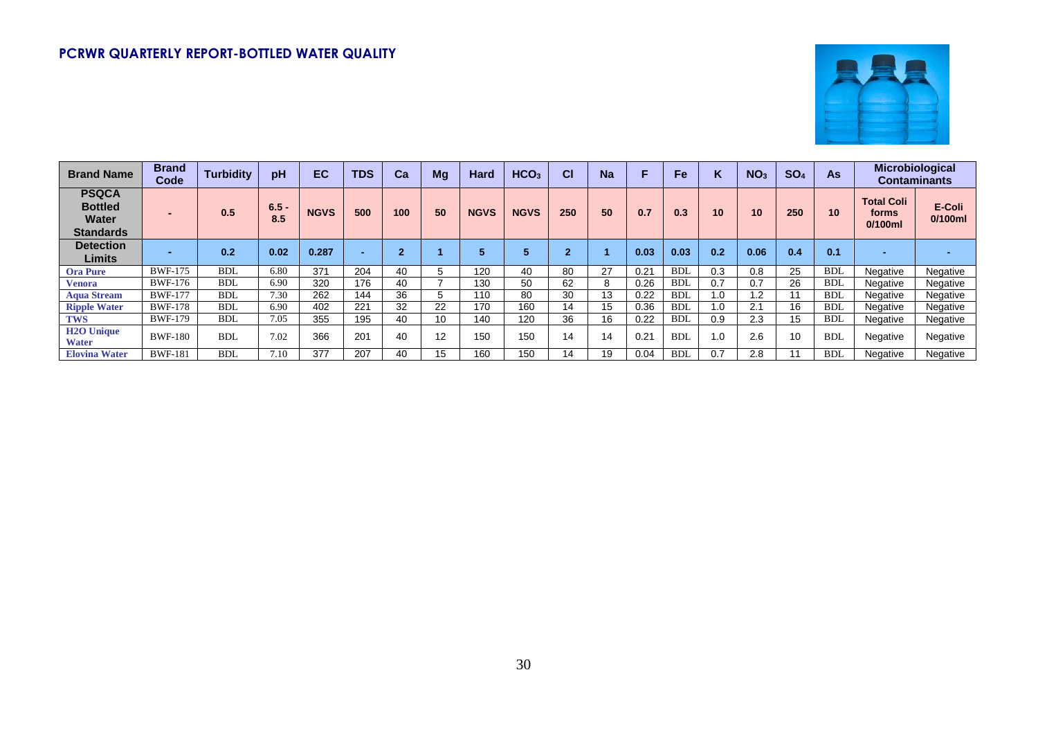## PCRWR QUARTERLY REPORT-BOTTLED WATER QUALITY

| Brand Name | Brand Code | Turbidity | pH | EC | TDS | Ca | Mg | Hard | $HCO_3$ | Cl | Na | F | Fe | K | $NO_3$ | $SO_4$ | As | Microbiological Contaminants | |
|---|---|---|---|---|---|---|---|---|---|---|---|---|---|---|---|---|---|---|---|
| **PSQCA Bottled Water Standards** | - | 0.5 | 6.5 - 8.5 | NGVS | 500 | 100 | 50 | NGVS | NGVS | 250 | 50 | 0.7 | 0.3 | 10 | 10 | 250 | 10 | Total Coli forms 0/100ml | E-Coli 0/100ml |
| **Detection Limits** | - | 0.2 | 0.02 | 0.287 | - | 2 | 1 | 5 | 5 | 2 | 1 | 0.03 | 0.03 | 0.2 | 0.06 | 0.4 | 0.1 | - | - |
| Ora Pure | BWF-175 | BDL | 6.80 | 371 | 204 | 40 | 5 | 120 | 40 | 80 | 27 | 0.21 | BDL | 0.3 | 0.8 | 25 | BDL | Negative | Negative |
| Venora | BWF-176 | BDL | 6.90 | 320 | 176 | 40 | 7 | 130 | 50 | 62 | 8 | 0.26 | BDL | 0.7 | 0.7 | 26 | BDL | Negative | Negative |
| Aqua Stream | BWF-177 | BDL | 7.30 | 262 | 144 | 36 | 5 | 110 | 80 | 30 | 13 | 0.22 | BDL | 1.0 | 1.2 | 11 | BDL | Negative | Negative |
| Ripple Water | BWF-178 | BDL | 6.90 | 402 | 221 | 32 | 22 | 170 | 160 | 14 | 15 | 0.36 | BDL | 1.0 | 2.1 | 16 | BDL | Negative | Negative |
| TWS | BWF-179 | BDL | 7.05 | 355 | 195 | 40 | 10 | 140 | 120 | 36 | 16 | 0.22 | BDL | 0.9 | 2.3 | 15 | BDL | Negative | Negative |
| H2O Unique Water | BWF-180 | BDL | 7.02 | 366 | 201 | 40 | 12 | 150 | 150 | 14 | 14 | 0.21 | BDL | 1.0 | 2.6 | 10 | BDL | Negative | Negative |
| Elovina Water | BWF-181 | BDL | 7.10 | 377 | 207 | 40 | 15 | 160 | 150 | 14 | 19 | 0.04 | BDL | 0.7 | 2.8 | 11 | BDL | Negative | Negative |